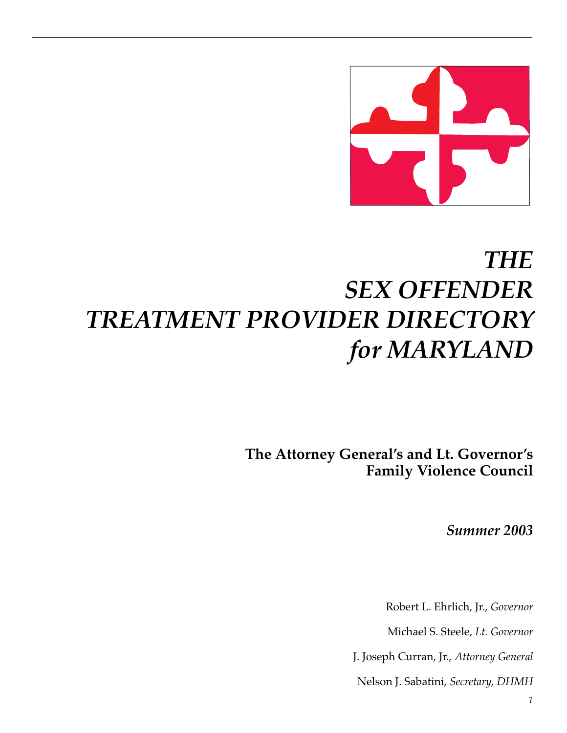# *THE SEX OFFENDER TREATMENT PROVIDER DIRECTORY for MARYLAND*

**The Attorney General's and Lt. Governor's Family Violence Council**

***Summer 2003***

Robert L. Ehrlich, Jr., *Governor*

Michael S. Steele, *Lt. Governor*

J. Joseph Curran, Jr., *Attorney General*

Nelson J. Sabatini, *Secretary, DHMH*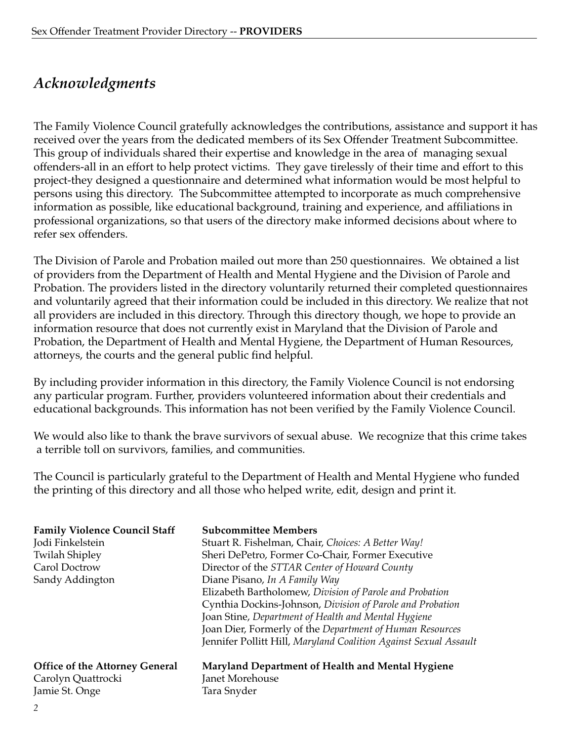# *Acknowledgments*

The Family Violence Council gratefully acknowledges the contributions, assistance and support it has received over the years from the dedicated members of its Sex Offender Treatment Subcommittee. This group of individuals shared their expertise and knowledge in the area of managing sexual offenders-all in an effort to help protect victims. They gave tirelessly of their time and effort to this project-they designed a questionnaire and determined what information would be most helpful to persons using this directory. The Subcommittee attempted to incorporate as much comprehensive information as possible, like educational background, training and experience, and affiliations in professional organizations, so that users of the directory make informed decisions about where to refer sex offenders.

The Division of Parole and Probation mailed out more than 250 questionnaires. We obtained a list of providers from the Department of Health and Mental Hygiene and the Division of Parole and Probation. The providers listed in the directory voluntarily returned their completed questionnaires and voluntarily agreed that their information could be included in this directory. We realize that not all providers are included in this directory. Through this directory though, we hope to provide an information resource that does not currently exist in Maryland that the Division of Parole and Probation, the Department of Health and Mental Hygiene, the Department of Human Resources, attorneys, the courts and the general public find helpful.

By including provider information in this directory, the Family Violence Council is not endorsing any particular program. Further, providers volunteered information about their credentials and educational backgrounds. This information has not been verified by the Family Violence Council.

We would also like to thank the brave survivors of sexual abuse. We recognize that this crime takes a terrible toll on survivors, families, and communities.

The Council is particularly grateful to the Department of Health and Mental Hygiene who funded the printing of this directory and all those who helped write, edit, design and print it.

**Family Violence Council Staff**
Jodi Finkelstein
Twilah Shipley
Carol Doctrow
Sandy Addington

**Subcommittee Members**
Stuart R. Fishelman, Chair, *Choices: A Better Way!*
Sheri DePetro, Former Co-Chair, Former Executive Director of the *STTAR Center of Howard County*
Diane Pisano, *In A Family Way*
Elizabeth Bartholomew, *Division of Parole and Probation*
Cynthia Dockins-Johnson, *Division of Parole and Probation*
Joan Stine, *Department of Health and Mental Hygiene*
Joan Dier, Formerly of the *Department of Human Resources*
Jennifer Pollitt Hill, *Maryland Coalition Against Sexual Assault*

**Office of the Attorney General**
Carolyn Quattrocki
Jamie St. Onge

**Maryland Department of Health and Mental Hygiene**
Janet Morehouse
Tara Snyder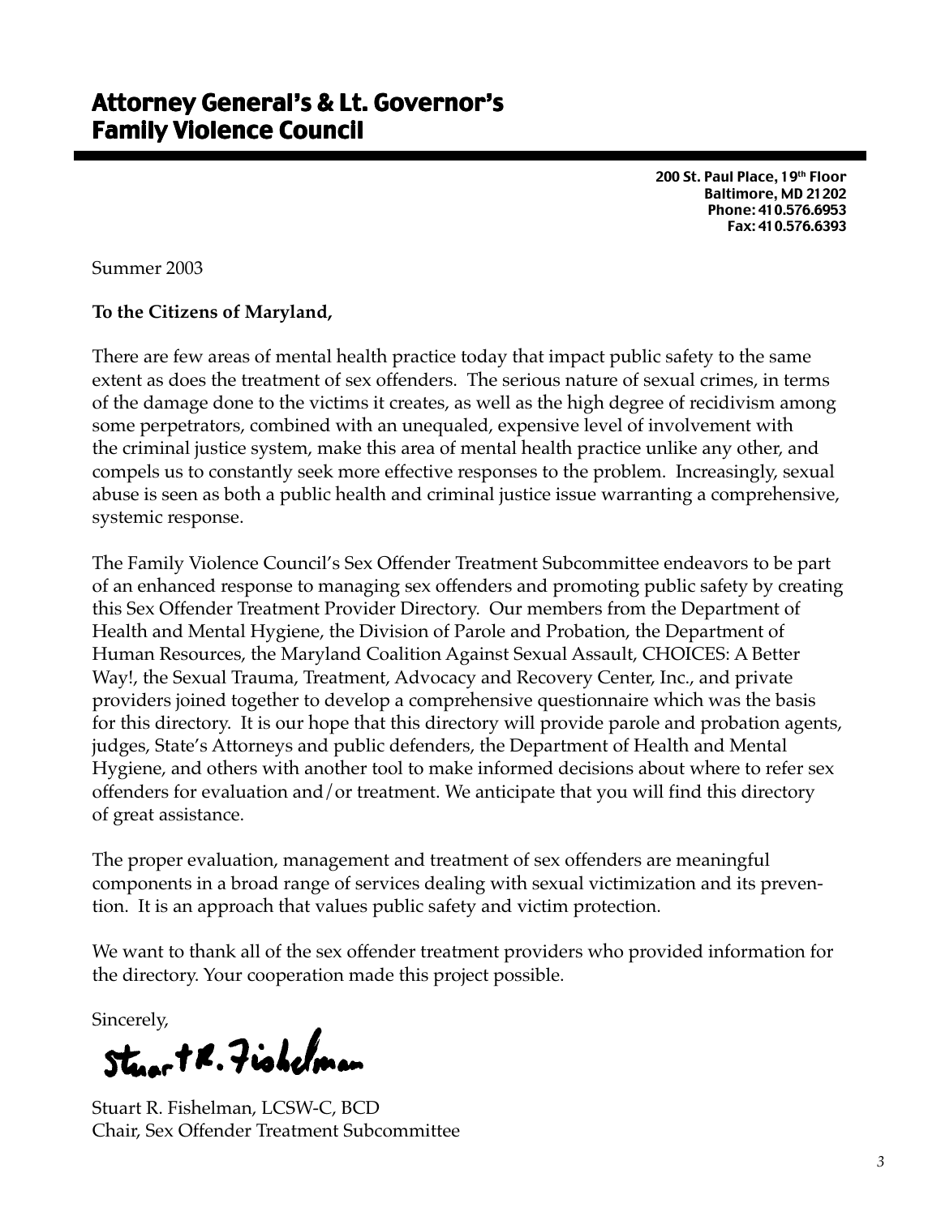# Attorney General's & Lt. Governor's Family Violence Council

**200 St. Paul Place, 19th Floor**
**Baltimore, MD 21202**
**Phone: 410.576.6953**
**Fax: 410.576.6393**

Summer 2003

**To the Citizens of Maryland,**

There are few areas of mental health practice today that impact public safety to the same extent as does the treatment of sex offenders. The serious nature of sexual crimes, in terms of the damage done to the victims it creates, as well as the high degree of recidivism among some perpetrators, combined with an unequaled, expensive level of involvement with the criminal justice system, make this area of mental health practice unlike any other, and compels us to constantly seek more effective responses to the problem. Increasingly, sexual abuse is seen as both a public health and criminal justice issue warranting a comprehensive, systemic response.

The Family Violence Council's Sex Offender Treatment Subcommittee endeavors to be part of an enhanced response to managing sex offenders and promoting public safety by creating this Sex Offender Treatment Provider Directory. Our members from the Department of Health and Mental Hygiene, the Division of Parole and Probation, the Department of Human Resources, the Maryland Coalition Against Sexual Assault, CHOICES: A Better Way!, the Sexual Trauma, Treatment, Advocacy and Recovery Center, Inc., and private providers joined together to develop a comprehensive questionnaire which was the basis for this directory. It is our hope that this directory will provide parole and probation agents, judges, State's Attorneys and public defenders, the Department of Health and Mental Hygiene, and others with another tool to make informed decisions about where to refer sex offenders for evaluation and/or treatment. We anticipate that you will find this directory of great assistance.

The proper evaluation, management and treatment of sex offenders are meaningful components in a broad range of services dealing with sexual victimization and its prevention. It is an approach that values public safety and victim protection.

We want to thank all of the sex offender treatment providers who provided information for the directory. Your cooperation made this project possible.

Sincerely,

Stuart R. Fishelman

Stuart R. Fishelman, LCSW-C, BCD
Chair, Sex Offender Treatment Subcommittee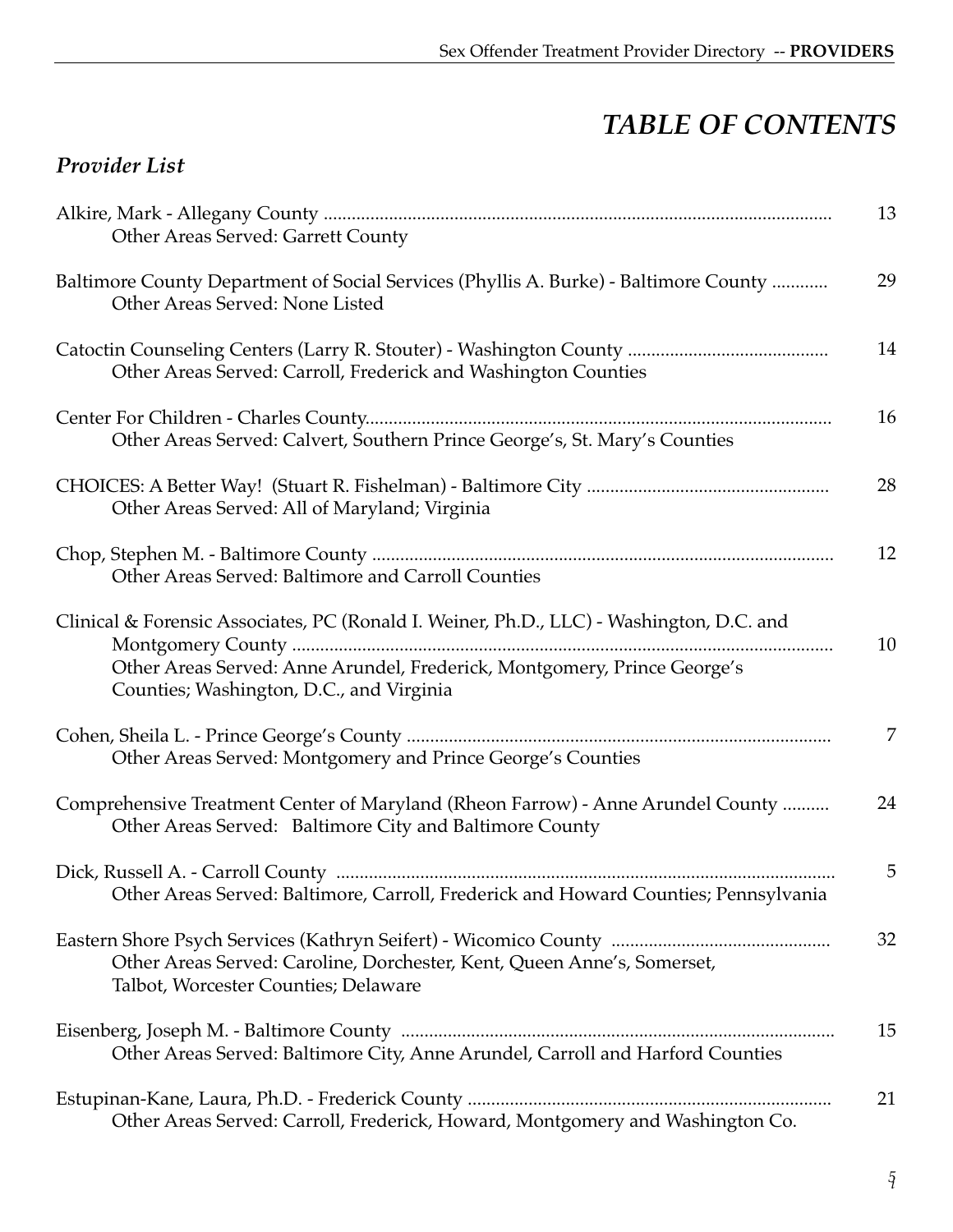# *TABLE OF CONTENTS*

## *Provider List*

Alkire, Mark - Allegany County ............................................................ 13
Other Areas Served: Garrett County

Baltimore County Department of Social Services (Phyllis A. Burke) - Baltimore County ............ 29
Other Areas Served: None Listed

Catoctin Counseling Centers (Larry R. Stouter) - Washington County ........................................... 14
Other Areas Served: Carroll, Frederick and Washington Counties

Center For Children - Charles County.................................................................... 16
Other Areas Served: Calvert, Southern Prince George's, St. Mary's Counties

CHOICES: A Better Way! (Stuart R. Fishelman) - Baltimore City .................................................... 28
Other Areas Served: All of Maryland; Virginia

Chop, Stephen M. - Baltimore County ..................................................................... 12
Other Areas Served: Baltimore and Carroll Counties

Clinical & Forensic Associates, PC (Ronald I. Weiner, Ph.D., LLC) - Washington, D.C. and Montgomery County .................................................................... 10
Other Areas Served: Anne Arundel, Frederick, Montgomery, Prince George's Counties; Washington, D.C., and Virginia

Cohen, Sheila L. - Prince George's County ........................................................... 7
Other Areas Served: Montgomery and Prince George's Counties

Comprehensive Treatment Center of Maryland (Rheon Farrow) - Anne Arundel County .......... 24
Other Areas Served: Baltimore City and Baltimore County

Dick, Russell A. - Carroll County ........................................................................ 5
Other Areas Served: Baltimore, Carroll, Frederick and Howard Counties; Pennsylvania

Eastern Shore Psych Services (Kathryn Seifert) - Wicomico County .............................................. 32
Other Areas Served: Caroline, Dorchester, Kent, Queen Anne's, Somerset, Talbot, Worcester Counties; Delaware

Eisenberg, Joseph M. - Baltimore County ............................................................ 15
Other Areas Served: Baltimore City, Anne Arundel, Carroll and Harford Counties

Estupinan-Kane, Laura, Ph.D. - Frederick County .............................................................. 21
Other Areas Served: Carroll, Frederick, Howard, Montgomery and Washington Co.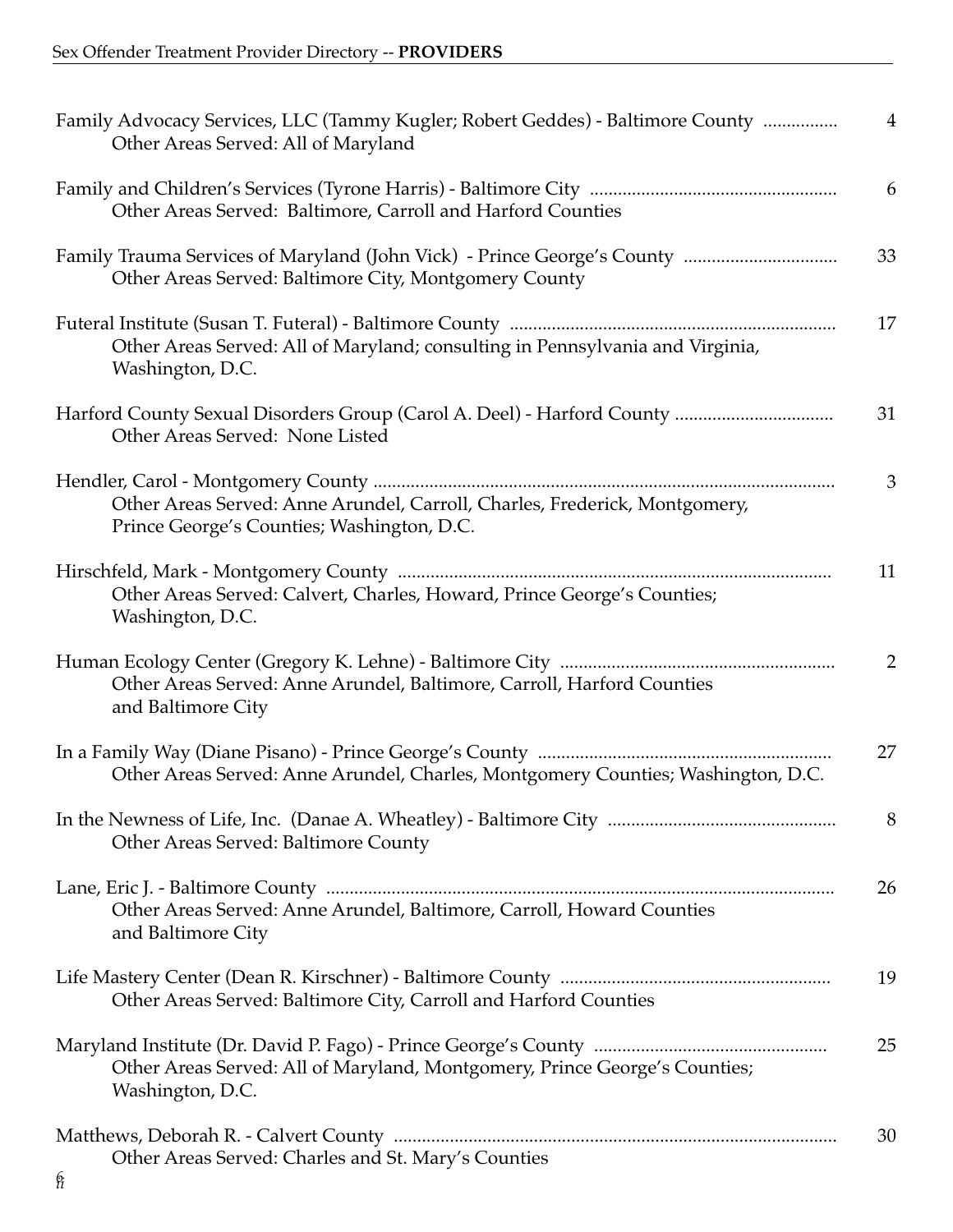Family Advocacy Services, LLC (Tammy Kugler; Robert Geddes) - Baltimore County ................ 4
Other Areas Served: All of Maryland

Family and Children's Services (Tyrone Harris) - Baltimore City .................................................... 6
Other Areas Served: Baltimore, Carroll and Harford Counties

Family Trauma Services of Maryland (John Vick) - Prince George's County ................................ 33
Other Areas Served: Baltimore City, Montgomery County

Futeral Institute (Susan T. Futeral) - Baltimore County ..................................................................... 17
Other Areas Served: All of Maryland; consulting in Pennsylvania and Virginia, Washington, D.C.

Harford County Sexual Disorders Group (Carol A. Deel) - Harford County ................................. 31
Other Areas Served: None Listed

Hendler, Carol - Montgomery County .................................................................................................. 3
Other Areas Served: Anne Arundel, Carroll, Charles, Frederick, Montgomery, Prince George's Counties; Washington, D.C.

Hirschfeld, Mark - Montgomery County ............................................................................................ 11
Other Areas Served: Calvert, Charles, Howard, Prince George's Counties; Washington, D.C.

Human Ecology Center (Gregory K. Lehne) - Baltimore City .......................................................... 2
Other Areas Served: Anne Arundel, Baltimore, Carroll, Harford Counties and Baltimore City

In a Family Way (Diane Pisano) - Prince George's County .............................................................. 27
Other Areas Served: Anne Arundel, Charles, Montgomery Counties; Washington, D.C.

In the Newness of Life, Inc. (Danae A. Wheatley) - Baltimore City ................................................ 8
Other Areas Served: Baltimore County

Lane, Eric J. - Baltimore County ............................................................................................................ 26
Other Areas Served: Anne Arundel, Baltimore, Carroll, Howard Counties and Baltimore City

Life Mastery Center (Dean R. Kirschner) - Baltimore County ......................................................... 19
Other Areas Served: Baltimore City, Carroll and Harford Counties

Maryland Institute (Dr. David P. Fago) - Prince George's County ................................................. 25
Other Areas Served: All of Maryland, Montgomery, Prince George's Counties; Washington, D.C.

Matthews, Deborah R. - Calvert County .............................................................................................. 30
Other Areas Served: Charles and St. Mary's Counties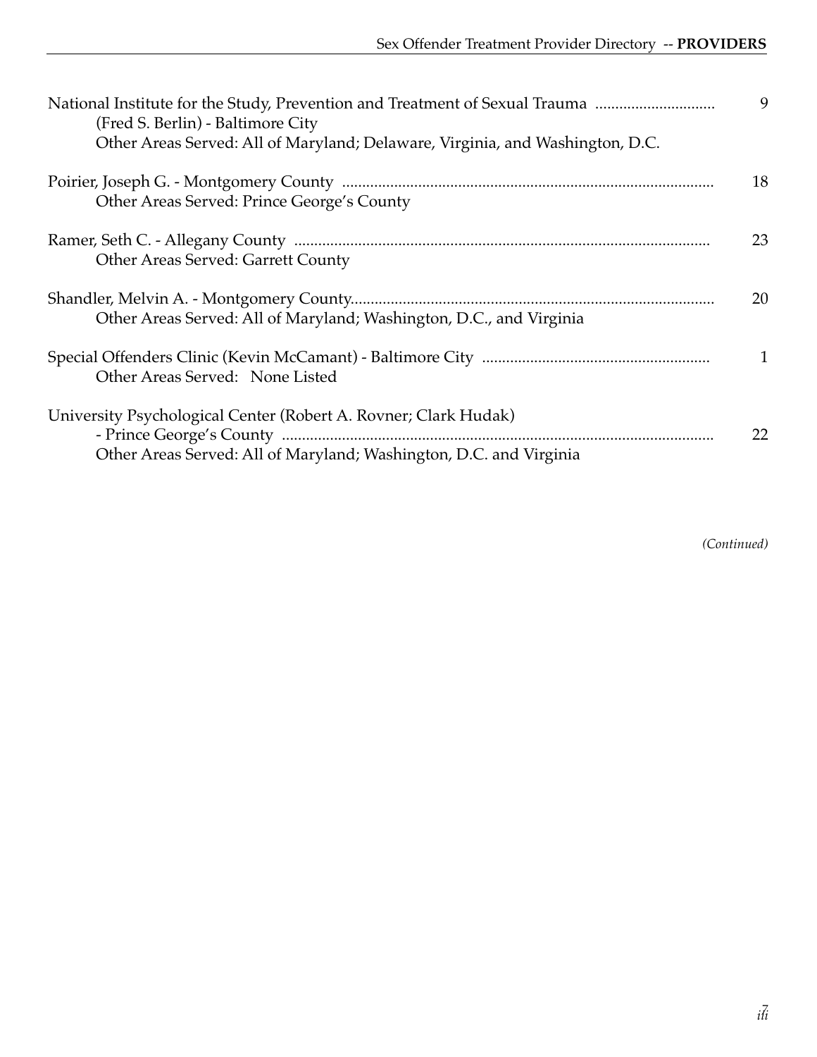National Institute for the Study, Prevention and Treatment of Sexual Trauma .............................. 9
(Fred S. Berlin) - Baltimore City
Other Areas Served: All of Maryland; Delaware, Virginia, and Washington, D.C.

Poirier, Joseph G. - Montgomery County ............................................................................................ 18
Other Areas Served: Prince George's County

Ramer, Seth C. - Allegany County ....................................................................................................... 23
Other Areas Served: Garrett County

Shandler, Melvin A. - Montgomery County.......................................................................................... 20
Other Areas Served: All of Maryland; Washington, D.C., and Virginia

Special Offenders Clinic (Kevin McCamant) - Baltimore City ........................................................ 1
Other Areas Served: None Listed

University Psychological Center (Robert A. Rovner; Clark Hudak)
- Prince George's County ........................................................................................................... 22
Other Areas Served: All of Maryland; Washington, D.C. and Virginia

*(Continued)*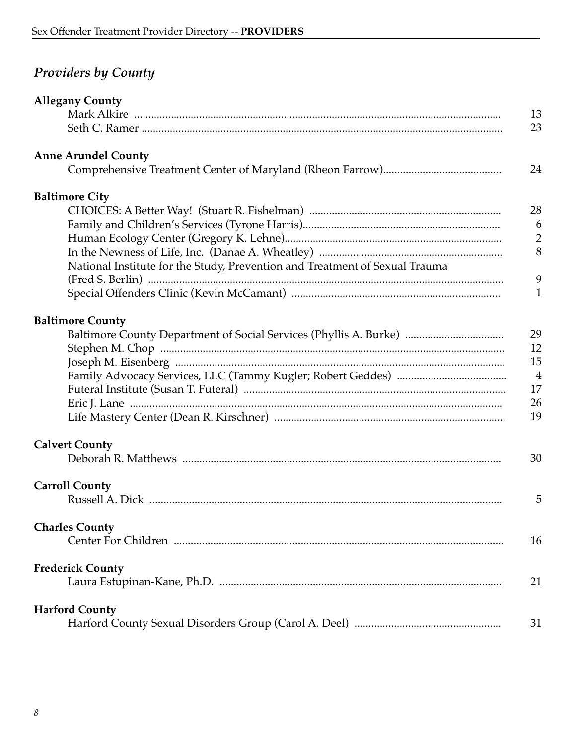## *Providers by County*

**Allegany County**

Mark Alkire ........ 13
Seth C. Ramer ........ 23

**Anne Arundel County**

Comprehensive Treatment Center of Maryland (Rheon Farrow)........ 24

**Baltimore City**

CHOICES: A Better Way! (Stuart R. Fishelman) ........ 28
Family and Children's Services (Tyrone Harris)........ 6
Human Ecology Center (Gregory K. Lehne)........ 2
In the Newness of Life, Inc. (Danae A. Wheatley) ........ 8
National Institute for the Study, Prevention and Treatment of Sexual Trauma (Fred S. Berlin) ........ 9
Special Offenders Clinic (Kevin McCamant) ........ 1

**Baltimore County**

Baltimore County Department of Social Services (Phyllis A. Burke) ........ 29
Stephen M. Chop ........ 12
Joseph M. Eisenberg ........ 15
Family Advocacy Services, LLC (Tammy Kugler; Robert Geddes) ........ 4
Futeral Institute (Susan T. Futeral) ........ 17
Eric J. Lane ........ 26
Life Mastery Center (Dean R. Kirschner) ........ 19

**Calvert County**

Deborah R. Matthews ........ 30

**Carroll County**

Russell A. Dick ........ 5

**Charles County**

Center For Children ........ 16

**Frederick County**

Laura Estupinan-Kane, Ph.D. ........ 21

**Harford County**

Harford County Sexual Disorders Group (Carol A. Deel) ........ 31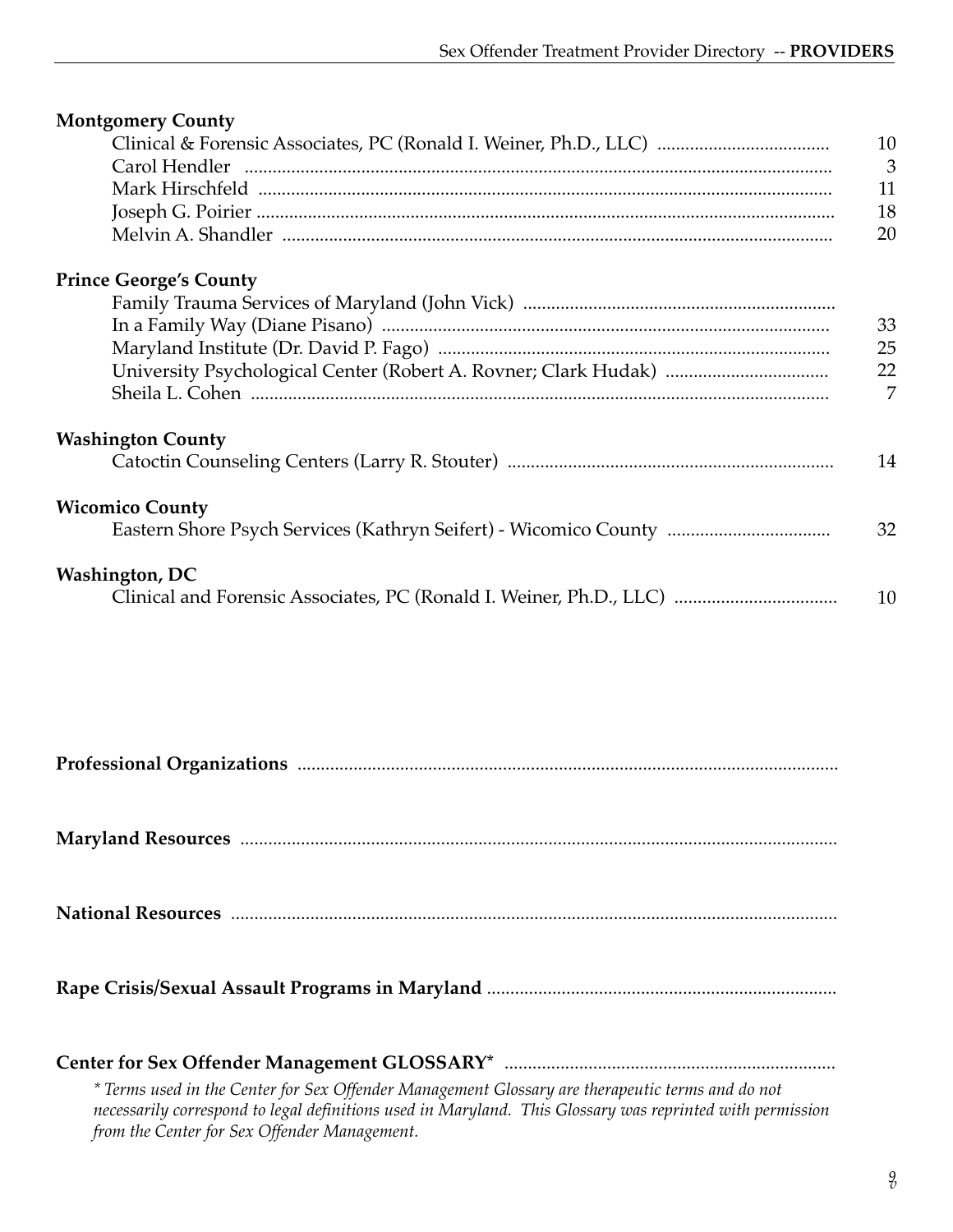**Montgomery County**

Clinical & Forensic Associates, PC (Ronald I. Weiner, Ph.D., LLC) .................................... 10
Carol Hendler ............................................................................................................. 3
Mark Hirschfeld .......................................................................................................... 11
Joseph G. Poirier .......................................................................................................... 18
Melvin A. Shandler ..................................................................................................... 20

**Prince George's County**

Family Trauma Services of Maryland (John Vick) ..................................................................
In a Family Way (Diane Pisano) ............................................................................... 33
Maryland Institute (Dr. David P. Fago) .................................................................... 25
University Psychological Center (Robert A. Rovner; Clark Hudak) ................................. 22
Sheila L. Cohen ........................................................................................................... 7

**Washington County**

Catoctin Counseling Centers (Larry R. Stouter) .................................................................... 14

**Wicomico County**

Eastern Shore Psych Services (Kathryn Seifert) - Wicomico County .................................. 32

**Washington, DC**

Clinical and Forensic Associates, PC (Ronald I. Weiner, Ph.D., LLC) .................................. 10

**Professional Organizations** ..................................................................................................

**Maryland Resources** ..............................................................................................................

**National Resources** ................................................................................................................

**Rape Crisis/Sexual Assault Programs in Maryland** ..........................................................................

**Center for Sex Offender Management GLOSSARY*** ......................................................................

*\* Terms used in the Center for Sex Offender Management Glossary are therapeutic terms and do not necessarily correspond to legal definitions used in Maryland. This Glossary was reprinted with permission from the Center for Sex Offender Management.*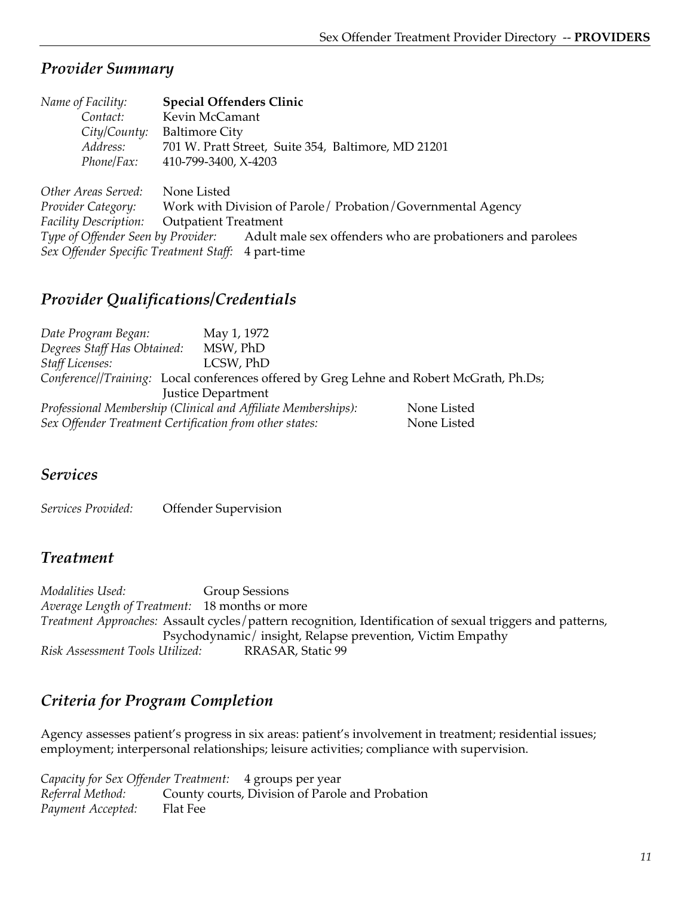## *Provider Summary*

*Name of Facility:* **Special Offenders Clinic**
*Contact:* Kevin McCamant
*City/County:* Baltimore City
*Address:* 701 W. Pratt Street, Suite 354, Baltimore, MD 21201
*Phone/Fax:* 410-799-3400, X-4203

*Other Areas Served:* None Listed
*Provider Category:* Work with Division of Parole/ Probation/Governmental Agency
*Facility Description:* Outpatient Treatment
*Type of Offender Seen by Provider:* Adult male sex offenders who are probationers and parolees
*Sex Offender Specific Treatment Staff:* 4 part-time

## *Provider Qualifications/Credentials*

*Date Program Began:* May 1, 1972
*Degrees Staff Has Obtained:* MSW, PhD
*Staff Licenses:* LCSW, PhD
*Conference//Training:* Local conferences offered by Greg Lehne and Robert McGrath, Ph.Ds; Justice Department
*Professional Membership (Clinical and Affiliate Memberships):* None Listed
*Sex Offender Treatment Certification from other states:* None Listed

## *Services*

*Services Provided:* Offender Supervision

## *Treatment*

*Modalities Used:* Group Sessions
*Average Length of Treatment:* 18 months or more
*Treatment Approaches:* Assault cycles/pattern recognition, Identification of sexual triggers and patterns, Psychodynamic/ insight, Relapse prevention, Victim Empathy
*Risk Assessment Tools Utilized:* RRASAR, Static 99

## *Criteria for Program Completion*

Agency assesses patient's progress in six areas: patient's involvement in treatment; residential issues; employment; interpersonal relationships; leisure activities; compliance with supervision.

*Capacity for Sex Offender Treatment:* 4 groups per year
*Referral Method:* County courts, Division of Parole and Probation
*Payment Accepted:* Flat Fee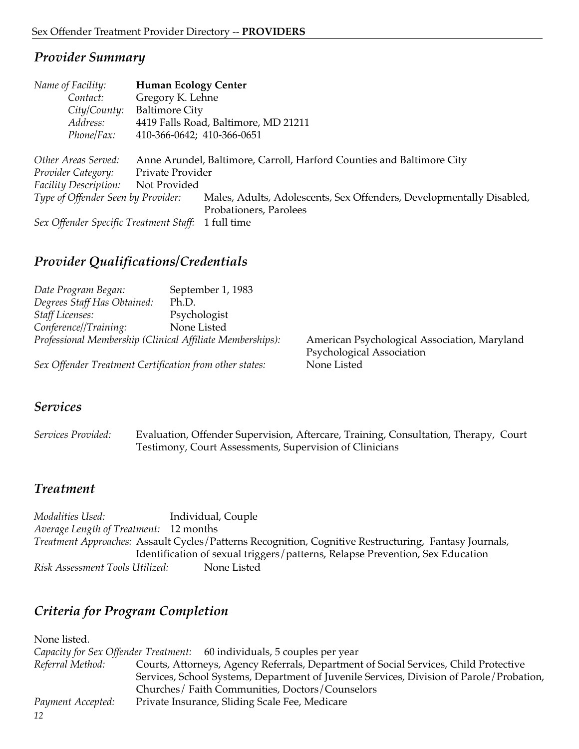## *Provider Summary*

*Name of Facility:* **Human Ecology Center**
*Contact:* Gregory K. Lehne
*City/County:* Baltimore City
*Address:* 4419 Falls Road, Baltimore, MD 21211
*Phone/Fax:* 410-366-0642; 410-366-0651

*Other Areas Served:* Anne Arundel, Baltimore, Carroll, Harford Counties and Baltimore City
*Provider Category:* Private Provider
*Facility Description:* Not Provided
*Type of Offender Seen by Provider:* Males, Adults, Adolescents, Sex Offenders, Developmentally Disabled, Probationers, Parolees
*Sex Offender Specific Treatment Staff:* 1 full time

## *Provider Qualifications/Credentials*

*Date Program Began:* September 1, 1983
*Degrees Staff Has Obtained:* Ph.D.
*Staff Licenses:* Psychologist
*Conference//Training:* None Listed
*Professional Membership (Clinical Affiliate Memberships):* American Psychological Association, Maryland Psychological Association
*Sex Offender Treatment Certification from other states:* None Listed

## *Services*

*Services Provided:* Evaluation, Offender Supervision, Aftercare, Training, Consultation, Therapy, Court Testimony, Court Assessments, Supervision of Clinicians

## *Treatment*

*Modalities Used:* Individual, Couple
*Average Length of Treatment:* 12 months
*Treatment Approaches:* Assault Cycles/Patterns Recognition, Cognitive Restructuring, Fantasy Journals, Identification of sexual triggers/patterns, Relapse Prevention, Sex Education
*Risk Assessment Tools Utilized:* None Listed

## *Criteria for Program Completion*

None listed.
*Capacity for Sex Offender Treatment:* 60 individuals, 5 couples per year
*Referral Method:* Courts, Attorneys, Agency Referrals, Department of Social Services, Child Protective Services, School Systems, Department of Juvenile Services, Division of Parole/Probation, Churches/ Faith Communities, Doctors/Counselors
*Payment Accepted:* Private Insurance, Sliding Scale Fee, Medicare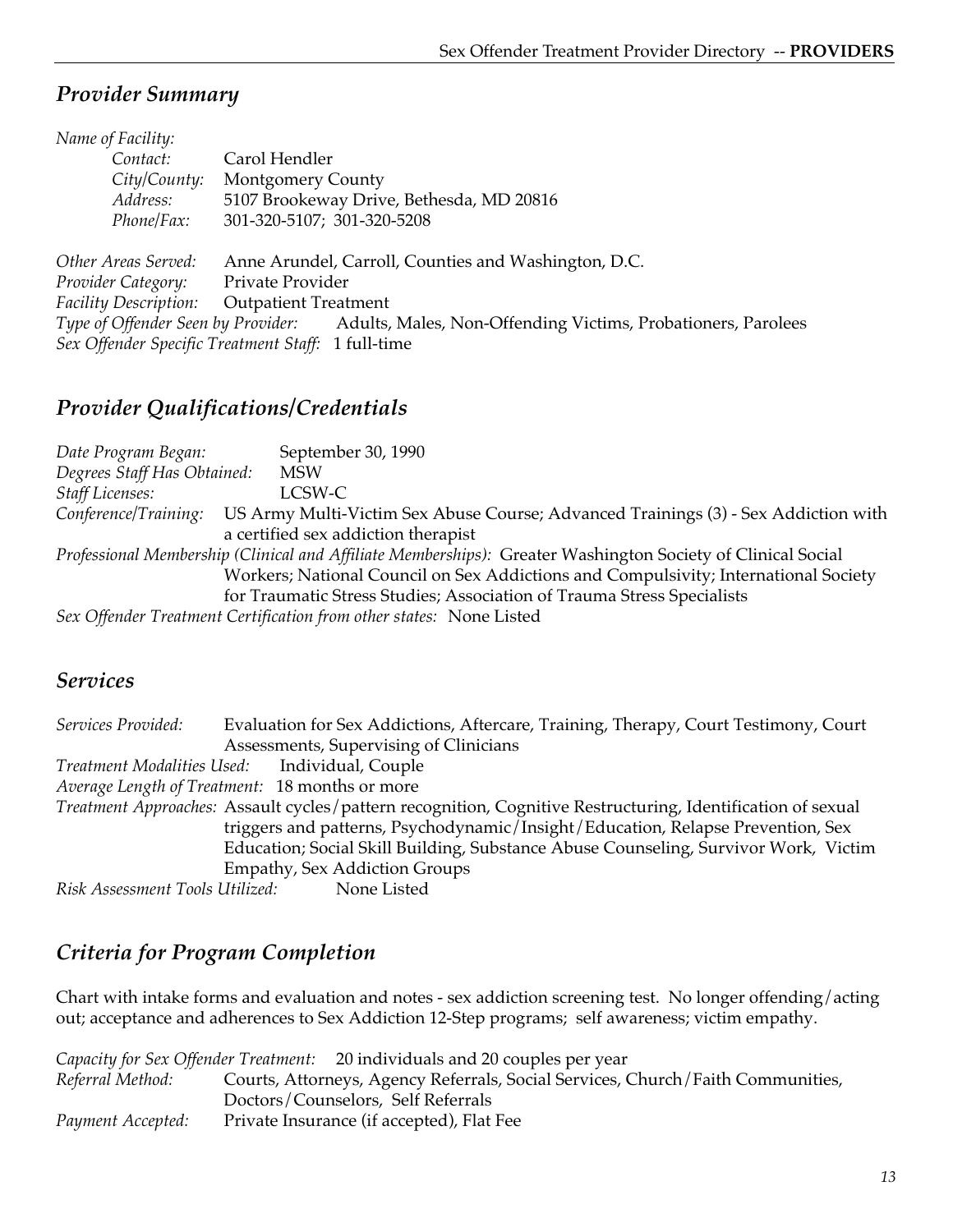## *Provider Summary*

*Name of Facility:*
*Contact:* Carol Hendler
*City/County:* Montgomery County
*Address:* 5107 Brookeway Drive, Bethesda, MD 20816
*Phone/Fax:* 301-320-5107; 301-320-5208

*Other Areas Served:* Anne Arundel, Carroll, Counties and Washington, D.C.
*Provider Category:* Private Provider
*Facility Description:* Outpatient Treatment
*Type of Offender Seen by Provider:* Adults, Males, Non-Offending Victims, Probationers, Parolees
*Sex Offender Specific Treatment Staff:* 1 full-time

## *Provider Qualifications/Credentials*

*Date Program Began:* September 30, 1990
*Degrees Staff Has Obtained:* MSW
*Staff Licenses:* LCSW-C
*Conference/Training:* US Army Multi-Victim Sex Abuse Course; Advanced Trainings (3) - Sex Addiction with a certified sex addiction therapist
*Professional Membership (Clinical and Affiliate Memberships):* Greater Washington Society of Clinical Social Workers; National Council on Sex Addictions and Compulsivity; International Society for Traumatic Stress Studies; Association of Trauma Stress Specialists
*Sex Offender Treatment Certification from other states:* None Listed

## *Services*

*Services Provided:* Evaluation for Sex Addictions, Aftercare, Training, Therapy, Court Testimony, Court Assessments, Supervising of Clinicians
*Treatment Modalities Used:* Individual, Couple
*Average Length of Treatment:* 18 months or more
*Treatment Approaches:* Assault cycles/pattern recognition, Cognitive Restructuring, Identification of sexual triggers and patterns, Psychodynamic/Insight/Education, Relapse Prevention, Sex Education; Social Skill Building, Substance Abuse Counseling, Survivor Work, Victim Empathy, Sex Addiction Groups
*Risk Assessment Tools Utilized:* None Listed

## *Criteria for Program Completion*

Chart with intake forms and evaluation and notes - sex addiction screening test. No longer offending/acting out; acceptance and adherences to Sex Addiction 12-Step programs; self awareness; victim empathy.

*Capacity for Sex Offender Treatment:* 20 individuals and 20 couples per year
*Referral Method:* Courts, Attorneys, Agency Referrals, Social Services, Church/Faith Communities, Doctors/Counselors, Self Referrals
*Payment Accepted:* Private Insurance (if accepted), Flat Fee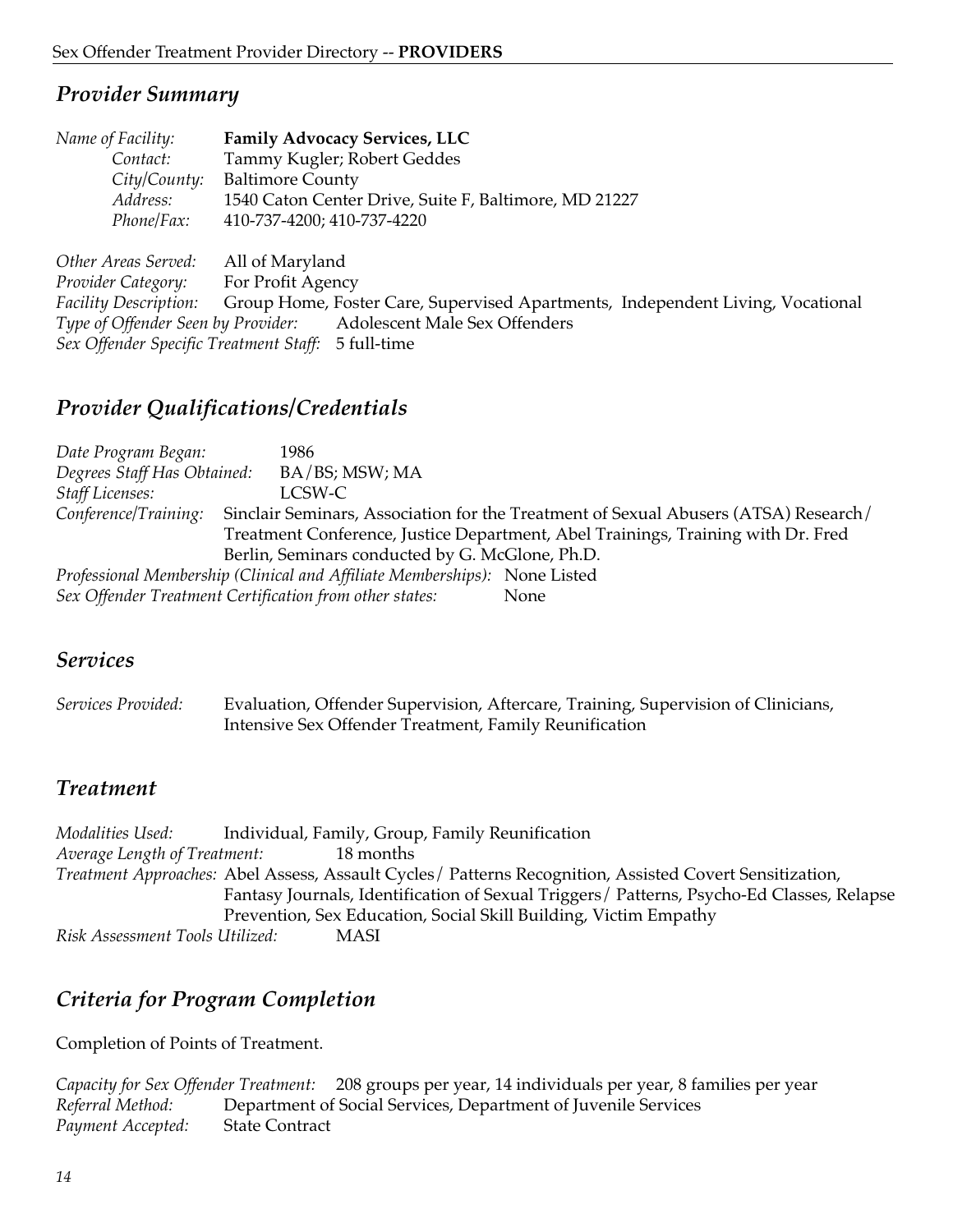## *Provider Summary*

*Name of Facility:* **Family Advocacy Services, LLC**
*Contact:* Tammy Kugler; Robert Geddes
*City/County:* Baltimore County
*Address:* 1540 Caton Center Drive, Suite F, Baltimore, MD 21227
*Phone/Fax:* 410-737-4200; 410-737-4220

*Other Areas Served:* All of Maryland
*Provider Category:* For Profit Agency
*Facility Description:* Group Home, Foster Care, Supervised Apartments, Independent Living, Vocational
*Type of Offender Seen by Provider:* Adolescent Male Sex Offenders
*Sex Offender Specific Treatment Staff:* 5 full-time

## *Provider Qualifications/Credentials*

*Date Program Began:* 1986
*Degrees Staff Has Obtained:* BA/BS; MSW; MA
*Staff Licenses:* LCSW-C
*Conference/Training:* Sinclair Seminars, Association for the Treatment of Sexual Abusers (ATSA) Research/ Treatment Conference, Justice Department, Abel Trainings, Training with Dr. Fred Berlin, Seminars conducted by G. McGlone, Ph.D.
*Professional Membership (Clinical and Affiliate Memberships):* None Listed
*Sex Offender Treatment Certification from other states:* None

## *Services*

*Services Provided:* Evaluation, Offender Supervision, Aftercare, Training, Supervision of Clinicians, Intensive Sex Offender Treatment, Family Reunification

## *Treatment*

*Modalities Used:* Individual, Family, Group, Family Reunification
*Average Length of Treatment:* 18 months
*Treatment Approaches:* Abel Assess, Assault Cycles/ Patterns Recognition, Assisted Covert Sensitization, Fantasy Journals, Identification of Sexual Triggers/ Patterns, Psycho-Ed Classes, Relapse Prevention, Sex Education, Social Skill Building, Victim Empathy
*Risk Assessment Tools Utilized:* MASI

## *Criteria for Program Completion*

Completion of Points of Treatment.

*Capacity for Sex Offender Treatment:* 208 groups per year, 14 individuals per year, 8 families per year
*Referral Method:* Department of Social Services, Department of Juvenile Services
*Payment Accepted:* State Contract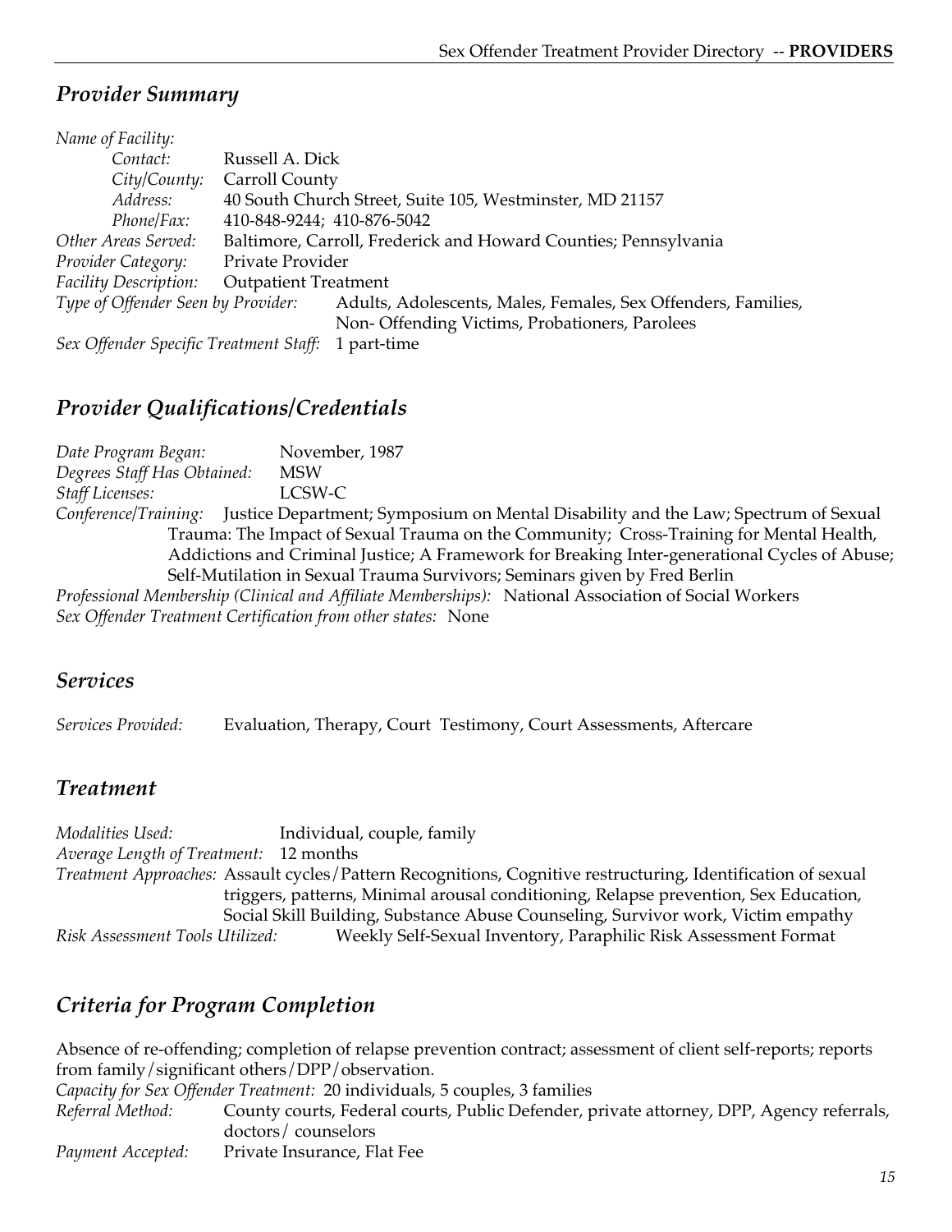## *Provider Summary*

*Name of Facility:*

*Contact:* Russell A. Dick

*City/County:* Carroll County

*Address:* 40 South Church Street, Suite 105, Westminster, MD 21157

*Phone/Fax:* 410-848-9244; 410-876-5042

*Other Areas Served:* Baltimore, Carroll, Frederick and Howard Counties; Pennsylvania

*Provider Category:* Private Provider

*Facility Description:* Outpatient Treatment

*Type of Offender Seen by Provider:* Adults, Adolescents, Males, Females, Sex Offenders, Families, Non- Offending Victims, Probationers, Parolees

*Sex Offender Specific Treatment Staff:* 1 part-time

## *Provider Qualifications/Credentials*

*Date Program Began:* November, 1987

*Degrees Staff Has Obtained:* MSW

*Staff Licenses:* LCSW-C

*Conference/Training:* Justice Department; Symposium on Mental Disability and the Law; Spectrum of Sexual Trauma: The Impact of Sexual Trauma on the Community; Cross-Training for Mental Health, Addictions and Criminal Justice; A Framework for Breaking Inter-generational Cycles of Abuse; Self-Mutilation in Sexual Trauma Survivors; Seminars given by Fred Berlin

*Professional Membership (Clinical and Affiliate Memberships):* National Association of Social Workers

*Sex Offender Treatment Certification from other states:* None

## *Services*

*Services Provided:* Evaluation, Therapy, Court Testimony, Court Assessments, Aftercare

## *Treatment*

*Modalities Used:* Individual, couple, family

*Average Length of Treatment:* 12 months

*Treatment Approaches:* Assault cycles/Pattern Recognitions, Cognitive restructuring, Identification of sexual triggers, patterns, Minimal arousal conditioning, Relapse prevention, Sex Education, Social Skill Building, Substance Abuse Counseling, Survivor work, Victim empathy

*Risk Assessment Tools Utilized:* Weekly Self-Sexual Inventory, Paraphilic Risk Assessment Format

## *Criteria for Program Completion*

Absence of re-offending; completion of relapse prevention contract; assessment of client self-reports; reports from family/significant others/DPP/observation.

*Capacity for Sex Offender Treatment:* 20 individuals, 5 couples, 3 families

*Referral Method:* County courts, Federal courts, Public Defender, private attorney, DPP, Agency referrals, doctors/ counselors

*Payment Accepted:* Private Insurance, Flat Fee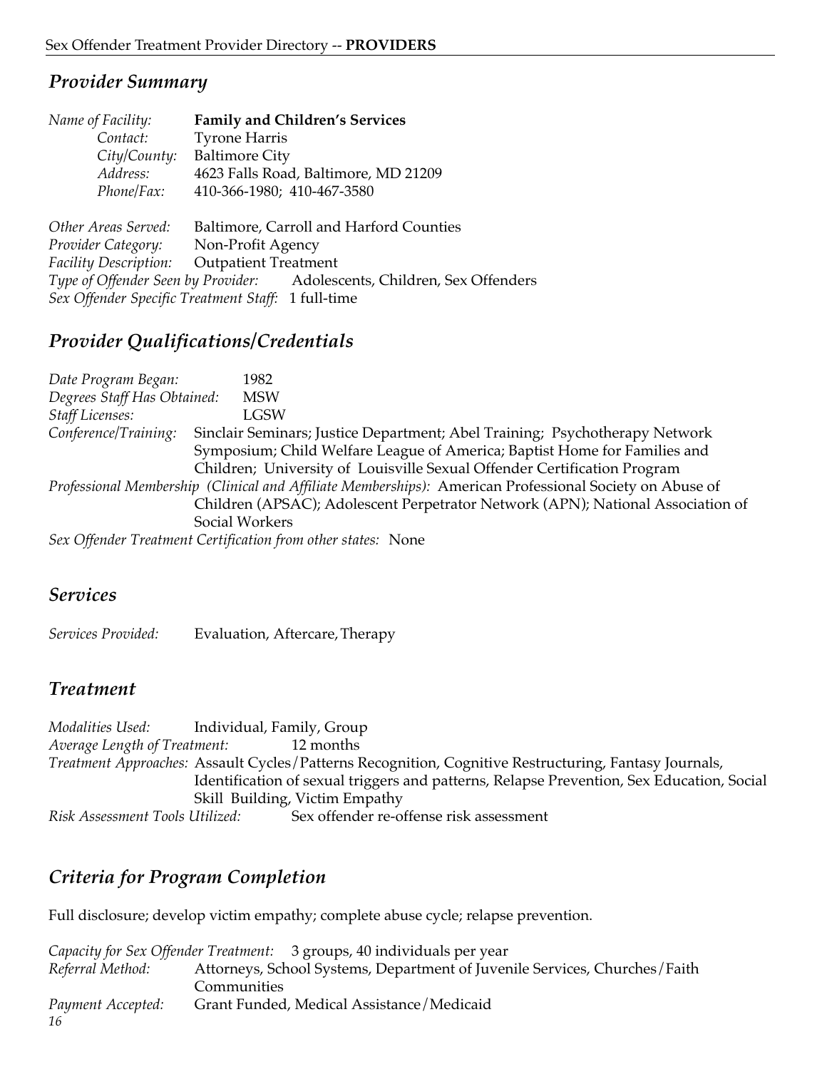## *Provider Summary*

*Name of Facility:* **Family and Children's Services**
*Contact:* Tyrone Harris
*City/County:* Baltimore City
*Address:* 4623 Falls Road, Baltimore, MD 21209
*Phone/Fax:* 410-366-1980; 410-467-3580

*Other Areas Served:* Baltimore, Carroll and Harford Counties
*Provider Category:* Non-Profit Agency
*Facility Description:* Outpatient Treatment
*Type of Offender Seen by Provider:* Adolescents, Children, Sex Offenders
*Sex Offender Specific Treatment Staff:* 1 full-time

## *Provider Qualifications/Credentials*

*Date Program Began:* 1982
*Degrees Staff Has Obtained:* MSW
*Staff Licenses:* LGSW
*Conference/Training:* Sinclair Seminars; Justice Department; Abel Training; Psychotherapy Network Symposium; Child Welfare League of America; Baptist Home for Families and Children; University of Louisville Sexual Offender Certification Program
*Professional Membership (Clinical and Affiliate Memberships):* American Professional Society on Abuse of Children (APSAC); Adolescent Perpetrator Network (APN); National Association of Social Workers
*Sex Offender Treatment Certification from other states:* None

## *Services*

*Services Provided:* Evaluation, Aftercare, Therapy

## *Treatment*

*Modalities Used:* Individual, Family, Group
*Average Length of Treatment:* 12 months
*Treatment Approaches:* Assault Cycles/Patterns Recognition, Cognitive Restructuring, Fantasy Journals, Identification of sexual triggers and patterns, Relapse Prevention, Sex Education, Social Skill Building, Victim Empathy
*Risk Assessment Tools Utilized:* Sex offender re-offense risk assessment

## *Criteria for Program Completion*

Full disclosure; develop victim empathy; complete abuse cycle; relapse prevention.

*Capacity for Sex Offender Treatment:* 3 groups, 40 individuals per year
*Referral Method:* Attorneys, School Systems, Department of Juvenile Services, Churches/Faith Communities
*Payment Accepted:* Grant Funded, Medical Assistance/Medicaid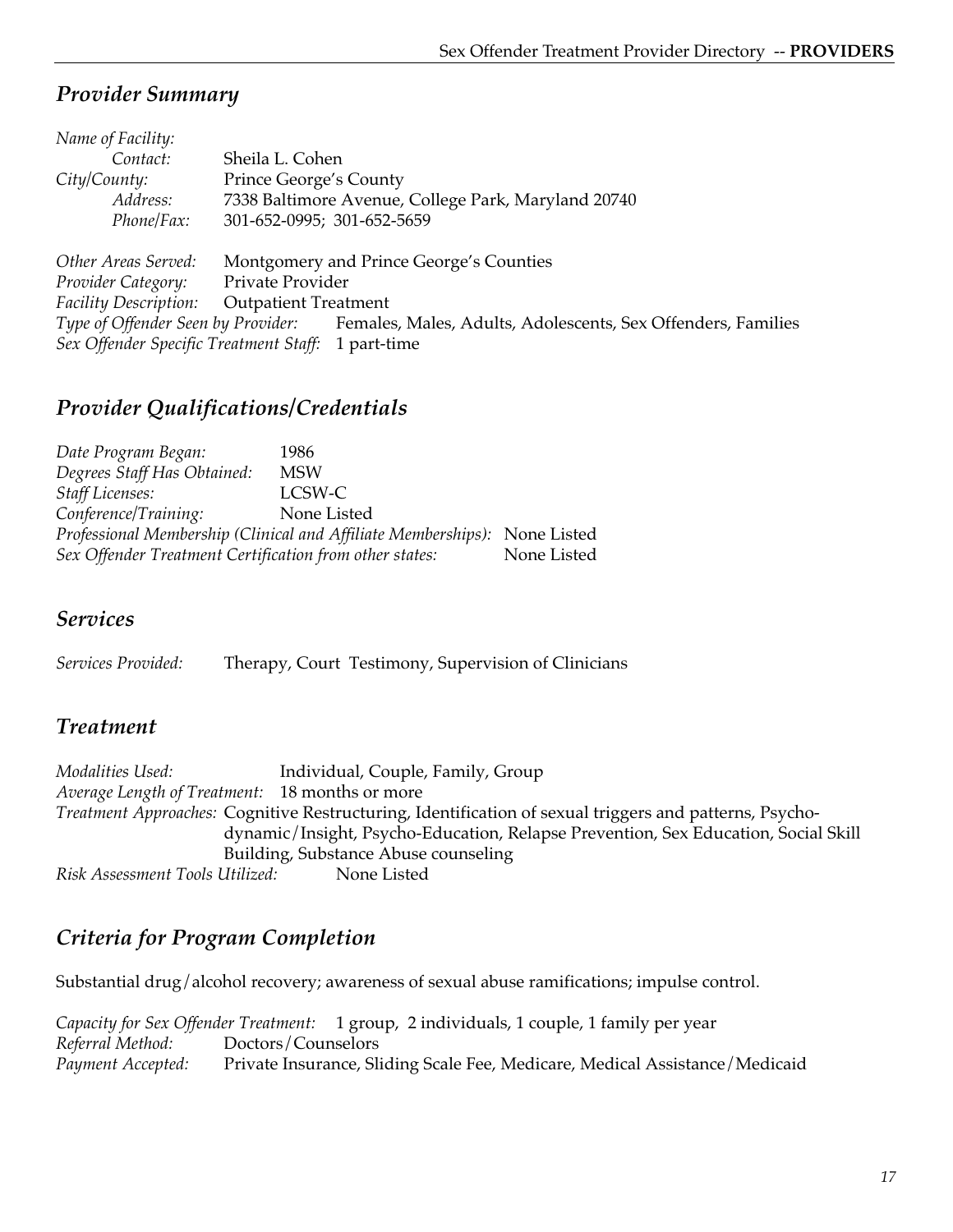## *Provider Summary*

*Name of Facility:*
*Contact:* Sheila L. Cohen
*City/County:* Prince George's County
*Address:* 7338 Baltimore Avenue, College Park, Maryland 20740
*Phone/Fax:* 301-652-0995; 301-652-5659

*Other Areas Served:* Montgomery and Prince George's Counties
*Provider Category:* Private Provider
*Facility Description:* Outpatient Treatment
*Type of Offender Seen by Provider:* Females, Males, Adults, Adolescents, Sex Offenders, Families
*Sex Offender Specific Treatment Staff:* 1 part-time

## *Provider Qualifications/Credentials*

*Date Program Began:* 1986
*Degrees Staff Has Obtained:* MSW
*Staff Licenses:* LCSW-C
*Conference/Training:* None Listed
*Professional Membership (Clinical and Affiliate Memberships):* None Listed
*Sex Offender Treatment Certification from other states:* None Listed

## *Services*

*Services Provided:* Therapy, Court Testimony, Supervision of Clinicians

## *Treatment*

*Modalities Used:* Individual, Couple, Family, Group
*Average Length of Treatment:* 18 months or more
*Treatment Approaches:* Cognitive Restructuring, Identification of sexual triggers and patterns, Psycho-dynamic/Insight, Psycho-Education, Relapse Prevention, Sex Education, Social Skill Building, Substance Abuse counseling
*Risk Assessment Tools Utilized:* None Listed

## *Criteria for Program Completion*

Substantial drug/alcohol recovery; awareness of sexual abuse ramifications; impulse control.

*Capacity for Sex Offender Treatment:* 1 group, 2 individuals, 1 couple, 1 family per year
*Referral Method:* Doctors/Counselors
*Payment Accepted:* Private Insurance, Sliding Scale Fee, Medicare, Medical Assistance/Medicaid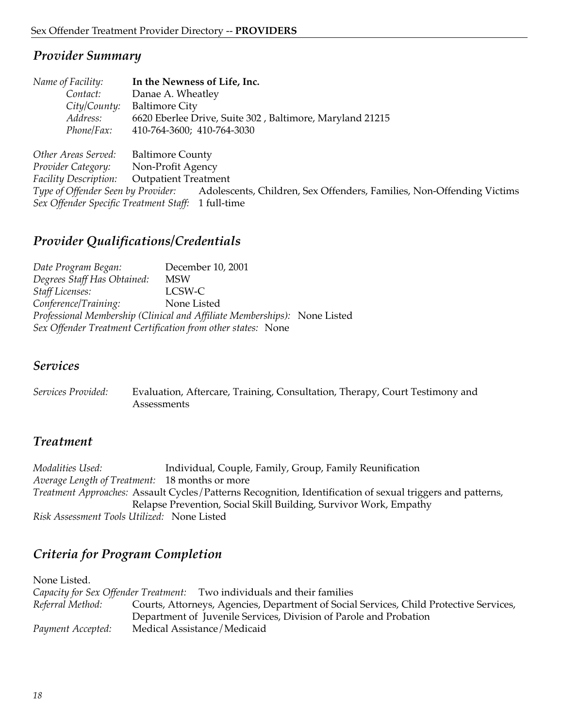## Provider Summary

*Name of Facility:* **In the Newness of Life, Inc.**
*Contact:* Danae A. Wheatley
*City/County:* Baltimore City
*Address:* 6620 Eberlee Drive, Suite 302 , Baltimore, Maryland 21215
*Phone/Fax:* 410-764-3600; 410-764-3030

*Other Areas Served:* Baltimore County
*Provider Category:* Non-Profit Agency
*Facility Description:* Outpatient Treatment
*Type of Offender Seen by Provider:* Adolescents, Children, Sex Offenders, Families, Non-Offending Victims
*Sex Offender Specific Treatment Staff:* 1 full-time

## Provider Qualifications/Credentials

*Date Program Began:* December 10, 2001
*Degrees Staff Has Obtained:* MSW
*Staff Licenses:* LCSW-C
*Conference/Training:* None Listed
*Professional Membership (Clinical and Affiliate Memberships):* None Listed
*Sex Offender Treatment Certification from other states:* None

## Services

*Services Provided:* Evaluation, Aftercare, Training, Consultation, Therapy, Court Testimony and Assessments

## Treatment

*Modalities Used:* Individual, Couple, Family, Group, Family Reunification
*Average Length of Treatment:* 18 months or more
*Treatment Approaches:* Assault Cycles/Patterns Recognition, Identification of sexual triggers and patterns, Relapse Prevention, Social Skill Building, Survivor Work, Empathy
*Risk Assessment Tools Utilized:* None Listed

## Criteria for Program Completion

None Listed.
*Capacity for Sex Offender Treatment:* Two individuals and their families
*Referral Method:* Courts, Attorneys, Agencies, Department of Social Services, Child Protective Services, Department of Juvenile Services, Division of Parole and Probation
*Payment Accepted:* Medical Assistance/Medicaid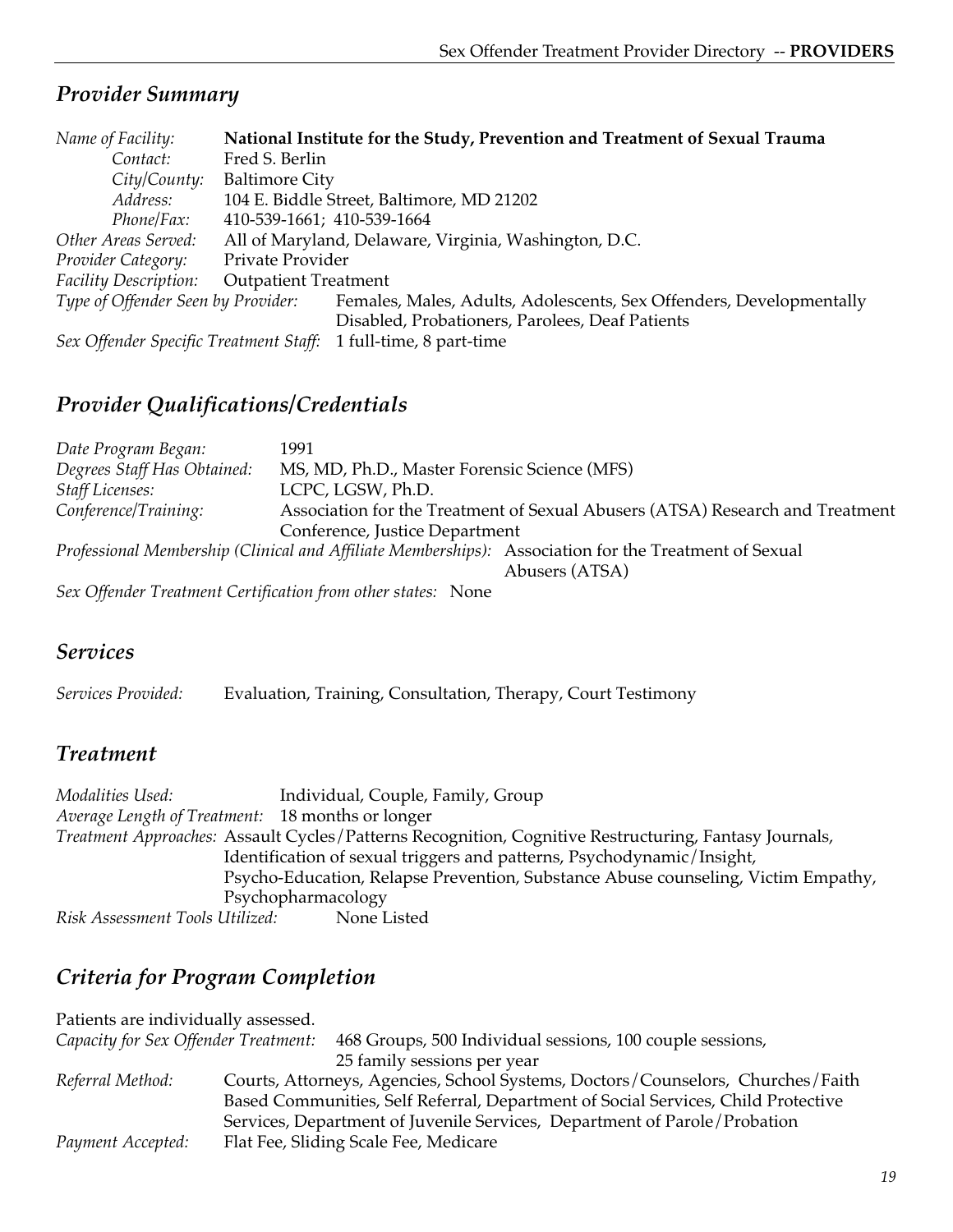## *Provider Summary*

*Name of Facility:* **National Institute for the Study, Prevention and Treatment of Sexual Trauma**
*Contact:* Fred S. Berlin
*City/County:* Baltimore City
*Address:* 104 E. Biddle Street, Baltimore, MD 21202
*Phone/Fax:* 410-539-1661; 410-539-1664
*Other Areas Served:* All of Maryland, Delaware, Virginia, Washington, D.C.
*Provider Category:* Private Provider
*Facility Description:* Outpatient Treatment
*Type of Offender Seen by Provider:* Females, Males, Adults, Adolescents, Sex Offenders, Developmentally Disabled, Probationers, Parolees, Deaf Patients
*Sex Offender Specific Treatment Staff:* 1 full-time, 8 part-time

## *Provider Qualifications/Credentials*

*Date Program Began:* 1991
*Degrees Staff Has Obtained:* MS, MD, Ph.D., Master Forensic Science (MFS)
*Staff Licenses:* LCPC, LGSW, Ph.D.
*Conference/Training:* Association for the Treatment of Sexual Abusers (ATSA) Research and Treatment Conference, Justice Department
*Professional Membership (Clinical and Affiliate Memberships):* Association for the Treatment of Sexual Abusers (ATSA)
*Sex Offender Treatment Certification from other states:* None

## *Services*

*Services Provided:* Evaluation, Training, Consultation, Therapy, Court Testimony

## *Treatment*

*Modalities Used:* Individual, Couple, Family, Group
*Average Length of Treatment:* 18 months or longer
*Treatment Approaches:* Assault Cycles/Patterns Recognition, Cognitive Restructuring, Fantasy Journals, Identification of sexual triggers and patterns, Psychodynamic/Insight, Psycho-Education, Relapse Prevention, Substance Abuse counseling, Victim Empathy, Psychopharmacology
*Risk Assessment Tools Utilized:* None Listed

## *Criteria for Program Completion*

Patients are individually assessed.
*Capacity for Sex Offender Treatment:* 468 Groups, 500 Individual sessions, 100 couple sessions, 25 family sessions per year
*Referral Method:* Courts, Attorneys, Agencies, School Systems, Doctors/Counselors, Churches/Faith Based Communities, Self Referral, Department of Social Services, Child Protective Services, Department of Juvenile Services, Department of Parole/Probation
*Payment Accepted:* Flat Fee, Sliding Scale Fee, Medicare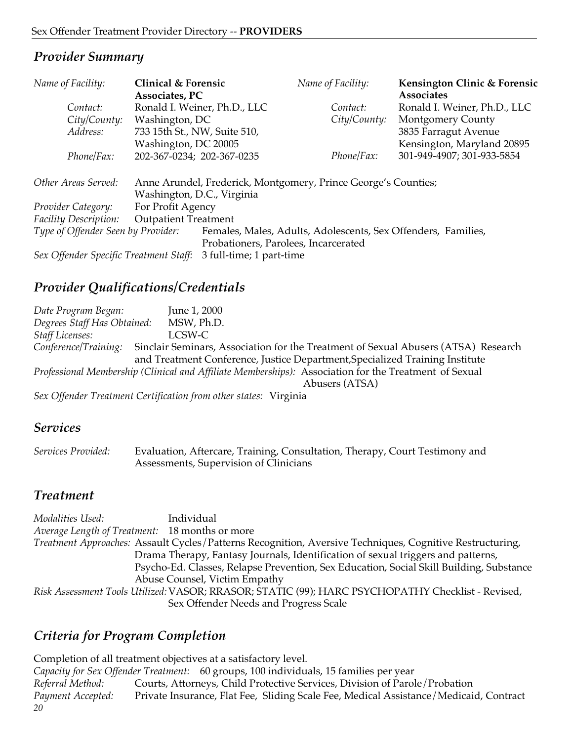## Provider Summary

| *Name of Facility:* | **Clinical & Forensic Associates, PC** | *Name of Facility:* | **Kensington Clinic & Forensic Associates** |
|---|---|---|---|
| *Contact:* | Ronald I. Weiner, Ph.D., LLC | *Contact:* | Ronald I. Weiner, Ph.D., LLC |
| *City/County:* | Washington, DC | *City/County:* | Montgomery County |
| *Address:* | 733 15th St., NW, Suite 510, Washington, DC 20005 | | 3835 Farragut Avenue Kensington, Maryland 20895 |
| *Phone/Fax:* | 202-367-0234; 202-367-0235 | *Phone/Fax:* | 301-949-4907; 301-933-5854 |

*Other Areas Served:* Anne Arundel, Frederick, Montgomery, Prince George's Counties; Washington, D.C., Virginia
*Provider Category:* For Profit Agency
*Facility Description:* Outpatient Treatment
*Type of Offender Seen by Provider:* Females, Males, Adults, Adolescents, Sex Offenders, Families, Probationers, Parolees, Incarcerated
*Sex Offender Specific Treatment Staff:* 3 full-time; 1 part-time

## Provider Qualifications/Credentials

*Date Program Began:* June 1, 2000
*Degrees Staff Has Obtained:* MSW, Ph.D.
*Staff Licenses:* LCSW-C
*Conference/Training:* Sinclair Seminars, Association for the Treatment of Sexual Abusers (ATSA) Research and Treatment Conference, Justice Department,Specialized Training Institute
*Professional Membership (Clinical and Affiliate Memberships):* Association for the Treatment of Sexual Abusers (ATSA)
*Sex Offender Treatment Certification from other states:* Virginia

## Services

*Services Provided:* Evaluation, Aftercare, Training, Consultation, Therapy, Court Testimony and Assessments, Supervision of Clinicians

## Treatment

*Modalities Used:* Individual
*Average Length of Treatment:* 18 months or more
*Treatment Approaches:* Assault Cycles/Patterns Recognition, Aversive Techniques, Cognitive Restructuring, Drama Therapy, Fantasy Journals, Identification of sexual triggers and patterns, Psycho-Ed. Classes, Relapse Prevention, Sex Education, Social Skill Building, Substance Abuse Counsel, Victim Empathy
*Risk Assessment Tools Utilized:* VASOR; RRASOR; STATIC (99); HARC PSYCHOPATHY Checklist - Revised, Sex Offender Needs and Progress Scale

## Criteria for Program Completion

Completion of all treatment objectives at a satisfactory level.
*Capacity for Sex Offender Treatment:* 60 groups, 100 individuals, 15 families per year
*Referral Method:* Courts, Attorneys, Child Protective Services, Division of Parole/Probation
*Payment Accepted:* Private Insurance, Flat Fee, Sliding Scale Fee, Medical Assistance/Medicaid, Contract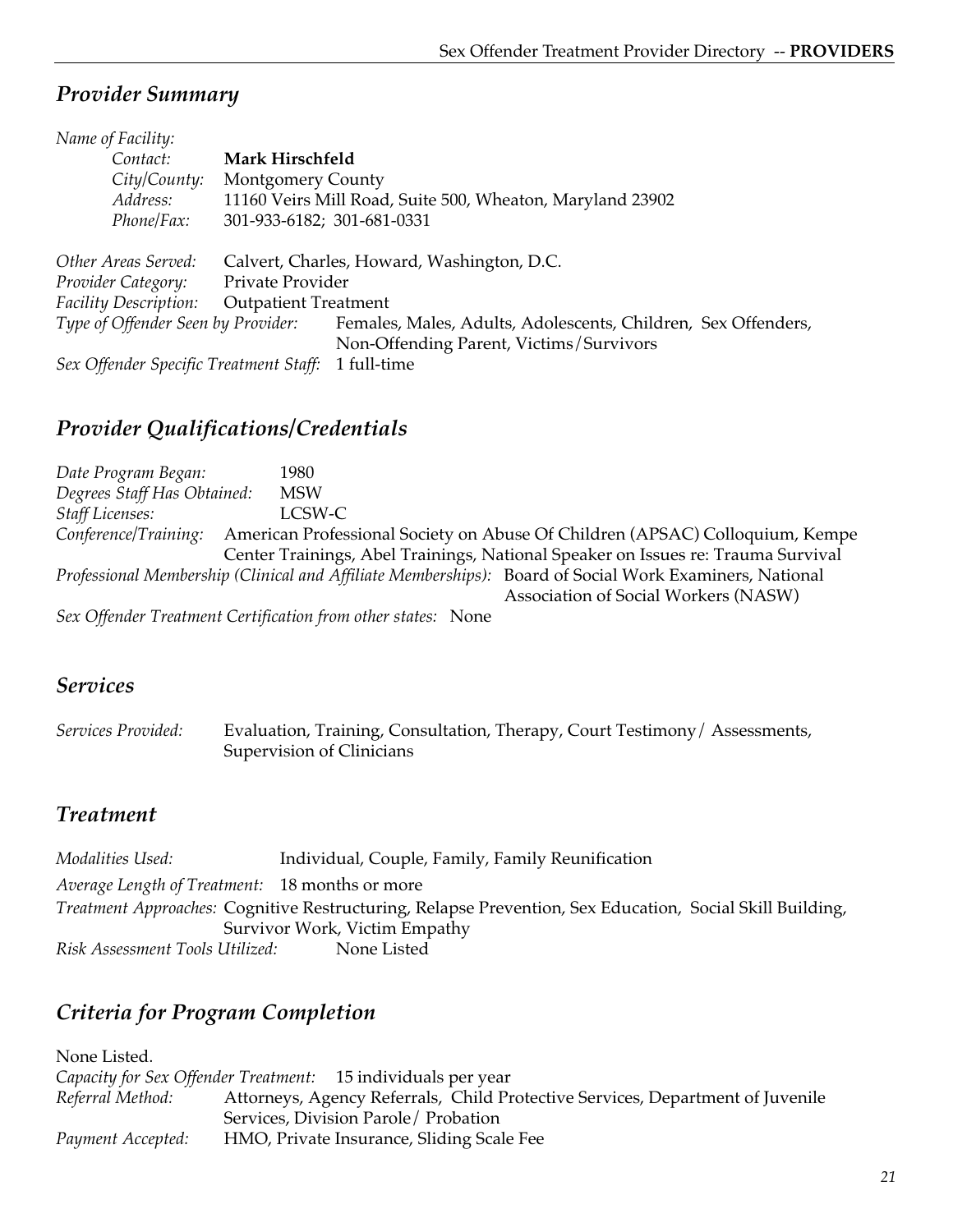## *Provider Summary*

*Name of Facility:*

*Contact:* **Mark Hirschfeld**
*City/County:* Montgomery County
*Address:* 11160 Veirs Mill Road, Suite 500, Wheaton, Maryland 23902
*Phone/Fax:* 301-933-6182; 301-681-0331

*Other Areas Served:* Calvert, Charles, Howard, Washington, D.C.
*Provider Category:* Private Provider
*Facility Description:* Outpatient Treatment
*Type of Offender Seen by Provider:* Females, Males, Adults, Adolescents, Children, Sex Offenders, Non-Offending Parent, Victims/Survivors
*Sex Offender Specific Treatment Staff:* 1 full-time

## *Provider Qualifications/Credentials*

*Date Program Began:* 1980
*Degrees Staff Has Obtained:* MSW
*Staff Licenses:* LCSW-C
*Conference/Training:* American Professional Society on Abuse Of Children (APSAC) Colloquium, Kempe Center Trainings, Abel Trainings, National Speaker on Issues re: Trauma Survival
*Professional Membership (Clinical and Affiliate Memberships):* Board of Social Work Examiners, National Association of Social Workers (NASW)
*Sex Offender Treatment Certification from other states:* None

## *Services*

*Services Provided:* Evaluation, Training, Consultation, Therapy, Court Testimony/ Assessments, Supervision of Clinicians

## *Treatment*

*Modalities Used:* Individual, Couple, Family, Family Reunification
*Average Length of Treatment:* 18 months or more
*Treatment Approaches:* Cognitive Restructuring, Relapse Prevention, Sex Education, Social Skill Building, Survivor Work, Victim Empathy
*Risk Assessment Tools Utilized:* None Listed

## *Criteria for Program Completion*

None Listed.
*Capacity for Sex Offender Treatment:* 15 individuals per year
*Referral Method:* Attorneys, Agency Referrals, Child Protective Services, Department of Juvenile Services, Division Parole/ Probation
*Payment Accepted:* HMO, Private Insurance, Sliding Scale Fee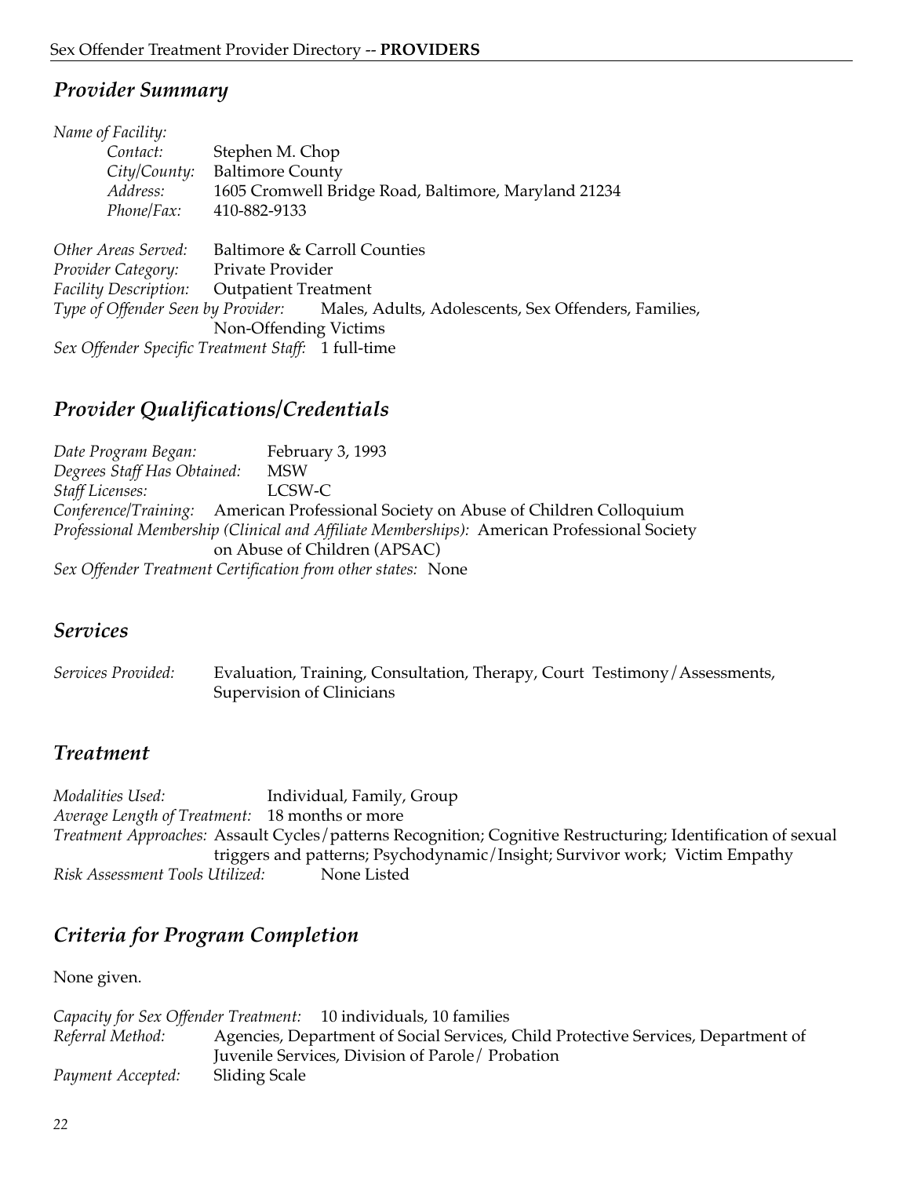## *Provider Summary*

*Name of Facility:*

*Contact:* Stephen M. Chop
*City/County:* Baltimore County
*Address:* 1605 Cromwell Bridge Road, Baltimore, Maryland 21234
*Phone/Fax:* 410-882-9133

*Other Areas Served:* Baltimore & Carroll Counties
*Provider Category:* Private Provider
*Facility Description:* Outpatient Treatment
*Type of Offender Seen by Provider:* Males, Adults, Adolescents, Sex Offenders, Families, Non-Offending Victims
*Sex Offender Specific Treatment Staff:* 1 full-time

## *Provider Qualifications/Credentials*

*Date Program Began:* February 3, 1993
*Degrees Staff Has Obtained:* MSW
*Staff Licenses:* LCSW-C
*Conference/Training:* American Professional Society on Abuse of Children Colloquium
*Professional Membership (Clinical and Affiliate Memberships):* American Professional Society on Abuse of Children (APSAC)
*Sex Offender Treatment Certification from other states:* None

## *Services*

*Services Provided:* Evaluation, Training, Consultation, Therapy, Court Testimony/Assessments, Supervision of Clinicians

## *Treatment*

*Modalities Used:* Individual, Family, Group
*Average Length of Treatment:* 18 months or more
*Treatment Approaches:* Assault Cycles/patterns Recognition; Cognitive Restructuring; Identification of sexual triggers and patterns; Psychodynamic/Insight; Survivor work; Victim Empathy
*Risk Assessment Tools Utilized:* None Listed

## *Criteria for Program Completion*

None given.

*Capacity for Sex Offender Treatment:* 10 individuals, 10 families
*Referral Method:* Agencies, Department of Social Services, Child Protective Services, Department of Juvenile Services, Division of Parole/ Probation
*Payment Accepted:* Sliding Scale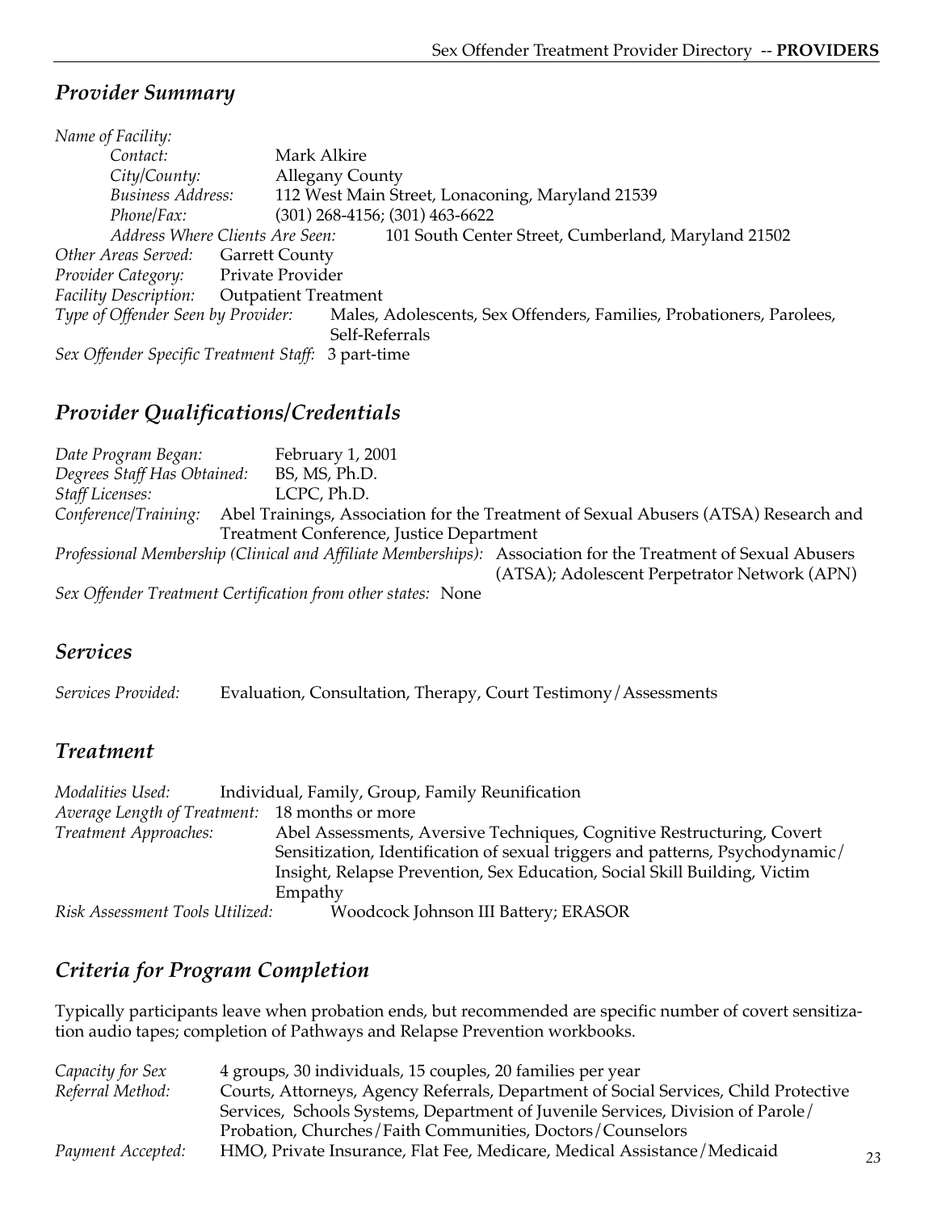## *Provider Summary*

*Name of Facility:*

*Contact:* Mark Alkire
*City/County:* Allegany County
*Business Address:* 112 West Main Street, Lonaconing, Maryland 21539
*Phone/Fax:* (301) 268-4156; (301) 463-6622
*Address Where Clients Are Seen:* 101 South Center Street, Cumberland, Maryland 21502

*Other Areas Served:* Garrett County
*Provider Category:* Private Provider
*Facility Description:* Outpatient Treatment
*Type of Offender Seen by Provider:* Males, Adolescents, Sex Offenders, Families, Probationers, Parolees, Self-Referrals
*Sex Offender Specific Treatment Staff:* 3 part-time

## *Provider Qualifications/Credentials*

*Date Program Began:* February 1, 2001
*Degrees Staff Has Obtained:* BS, MS, Ph.D.
*Staff Licenses:* LCPC, Ph.D.
*Conference/Training:* Abel Trainings, Association for the Treatment of Sexual Abusers (ATSA) Research and Treatment Conference, Justice Department
*Professional Membership (Clinical and Affiliate Memberships):* Association for the Treatment of Sexual Abusers (ATSA); Adolescent Perpetrator Network (APN)
*Sex Offender Treatment Certification from other states:* None

## *Services*

*Services Provided:* Evaluation, Consultation, Therapy, Court Testimony/Assessments

## *Treatment*

*Modalities Used:* Individual, Family, Group, Family Reunification
*Average Length of Treatment:* 18 months or more
*Treatment Approaches:* Abel Assessments, Aversive Techniques, Cognitive Restructuring, Covert Sensitization, Identification of sexual triggers and patterns, Psychodynamic/Insight, Relapse Prevention, Sex Education, Social Skill Building, Victim Empathy
*Risk Assessment Tools Utilized:* Woodcock Johnson III Battery; ERASOR

## *Criteria for Program Completion*

Typically participants leave when probation ends, but recommended are specific number of covert sensitization audio tapes; completion of Pathways and Relapse Prevention workbooks.

*Capacity for Sex* 4 groups, 30 individuals, 15 couples, 20 families per year
*Referral Method:* Courts, Attorneys, Agency Referrals, Department of Social Services, Child Protective Services, Schools Systems, Department of Juvenile Services, Division of Parole/Probation, Churches/Faith Communities, Doctors/Counselors
*Payment Accepted:* HMO, Private Insurance, Flat Fee, Medicare, Medical Assistance/Medicaid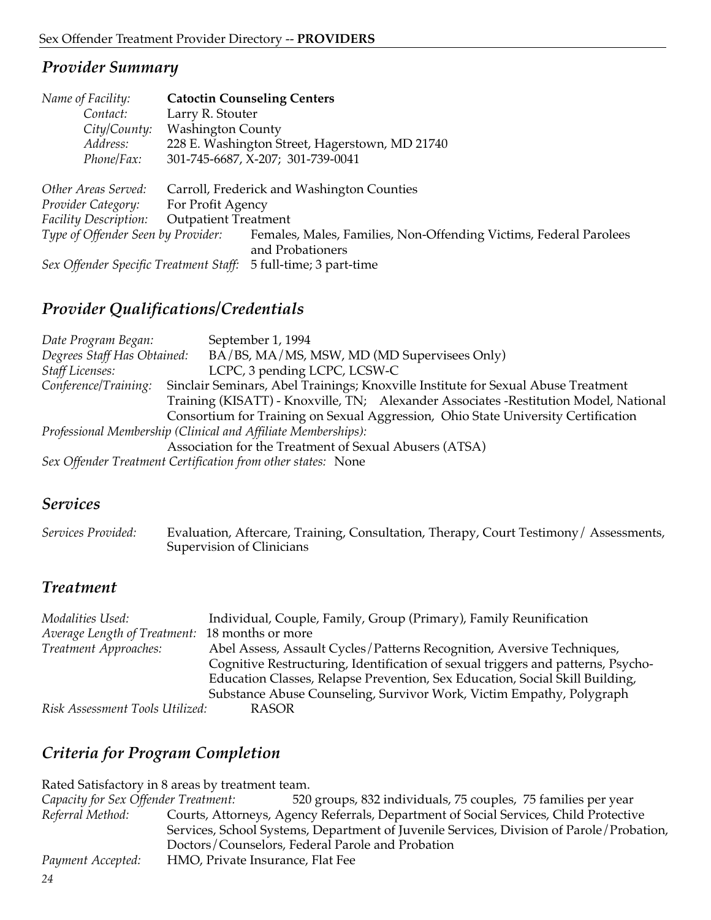## Provider Summary

*Name of Facility:* **Catoctin Counseling Centers**
*Contact:* Larry R. Stouter
*City/County:* Washington County
*Address:* 228 E. Washington Street, Hagerstown, MD 21740
*Phone/Fax:* 301-745-6687, X-207; 301-739-0041

*Other Areas Served:* Carroll, Frederick and Washington Counties
*Provider Category:* For Profit Agency
*Facility Description:* Outpatient Treatment
*Type of Offender Seen by Provider:* Females, Males, Families, Non-Offending Victims, Federal Parolees and Probationers
*Sex Offender Specific Treatment Staff:* 5 full-time; 3 part-time

## Provider Qualifications/Credentials

*Date Program Began:* September 1, 1994
*Degrees Staff Has Obtained:* BA/BS, MA/MS, MSW, MD (MD Supervisees Only)
*Staff Licenses:* LCPC, 3 pending LCPC, LCSW-C
*Conference/Training:* Sinclair Seminars, Abel Trainings; Knoxville Institute for Sexual Abuse Treatment Training (KISATT) - Knoxville, TN; Alexander Associates -Restitution Model, National Consortium for Training on Sexual Aggression, Ohio State University Certification
*Professional Membership (Clinical and Affiliate Memberships):*
Association for the Treatment of Sexual Abusers (ATSA)
*Sex Offender Treatment Certification from other states:* None

## Services

*Services Provided:* Evaluation, Aftercare, Training, Consultation, Therapy, Court Testimony/ Assessments, Supervision of Clinicians

## Treatment

*Modalities Used:* Individual, Couple, Family, Group (Primary), Family Reunification
*Average Length of Treatment:* 18 months or more
*Treatment Approaches:* Abel Assess, Assault Cycles/Patterns Recognition, Aversive Techniques, Cognitive Restructuring, Identification of sexual triggers and patterns, Psycho-Education Classes, Relapse Prevention, Sex Education, Social Skill Building, Substance Abuse Counseling, Survivor Work, Victim Empathy, Polygraph
*Risk Assessment Tools Utilized:* RASOR

## Criteria for Program Completion

Rated Satisfactory in 8 areas by treatment team.
*Capacity for Sex Offender Treatment:* 520 groups, 832 individuals, 75 couples, 75 families per year
*Referral Method:* Courts, Attorneys, Agency Referrals, Department of Social Services, Child Protective Services, School Systems, Department of Juvenile Services, Division of Parole/Probation, Doctors/Counselors, Federal Parole and Probation
*Payment Accepted:* HMO, Private Insurance, Flat Fee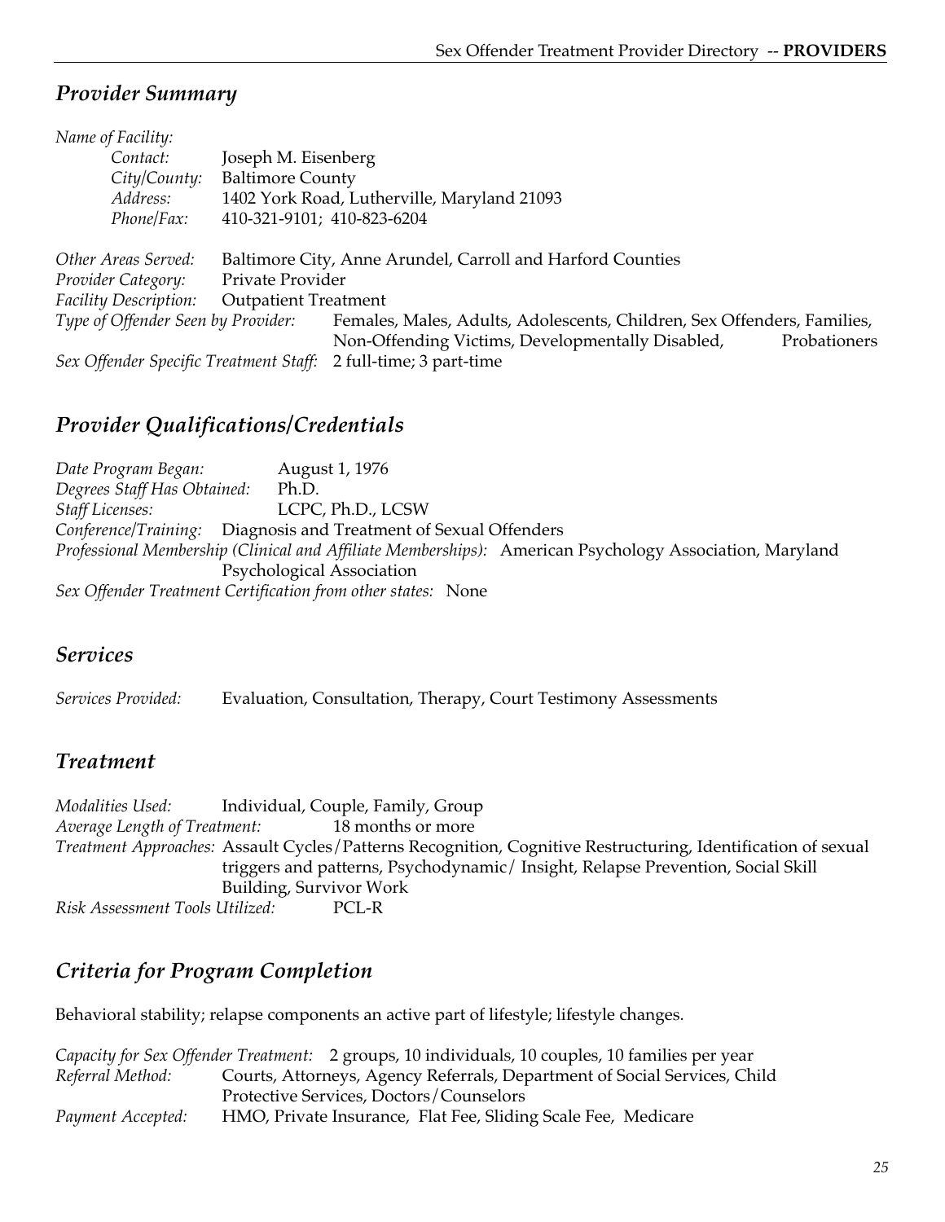## *Provider Summary*

*Name of Facility:*

*Contact:* Joseph M. Eisenberg
*City/County:* Baltimore County
*Address:* 1402 York Road, Lutherville, Maryland 21093
*Phone/Fax:* 410-321-9101; 410-823-6204

*Other Areas Served:* Baltimore City, Anne Arundel, Carroll and Harford Counties
*Provider Category:* Private Provider
*Facility Description:* Outpatient Treatment
*Type of Offender Seen by Provider:* Females, Males, Adults, Adolescents, Children, Sex Offenders, Families, Non-Offending Victims, Developmentally Disabled, Probationers
*Sex Offender Specific Treatment Staff:* 2 full-time; 3 part-time

## *Provider Qualifications/Credentials*

*Date Program Began:* August 1, 1976
*Degrees Staff Has Obtained:* Ph.D.
*Staff Licenses:* LCPC, Ph.D., LCSW
*Conference/Training:* Diagnosis and Treatment of Sexual Offenders
*Professional Membership (Clinical and Affiliate Memberships):* American Psychology Association, Maryland Psychological Association
*Sex Offender Treatment Certification from other states:* None

## *Services*

*Services Provided:* Evaluation, Consultation, Therapy, Court Testimony Assessments

## *Treatment*

*Modalities Used:* Individual, Couple, Family, Group
*Average Length of Treatment:* 18 months or more
*Treatment Approaches:* Assault Cycles/Patterns Recognition, Cognitive Restructuring, Identification of sexual triggers and patterns, Psychodynamic/ Insight, Relapse Prevention, Social Skill Building, Survivor Work
*Risk Assessment Tools Utilized:* PCL-R

## *Criteria for Program Completion*

Behavioral stability; relapse components an active part of lifestyle; lifestyle changes.

*Capacity for Sex Offender Treatment:* 2 groups, 10 individuals, 10 couples, 10 families per year
*Referral Method:* Courts, Attorneys, Agency Referrals, Department of Social Services, Child Protective Services, Doctors/Counselors
*Payment Accepted:* HMO, Private Insurance, Flat Fee, Sliding Scale Fee, Medicare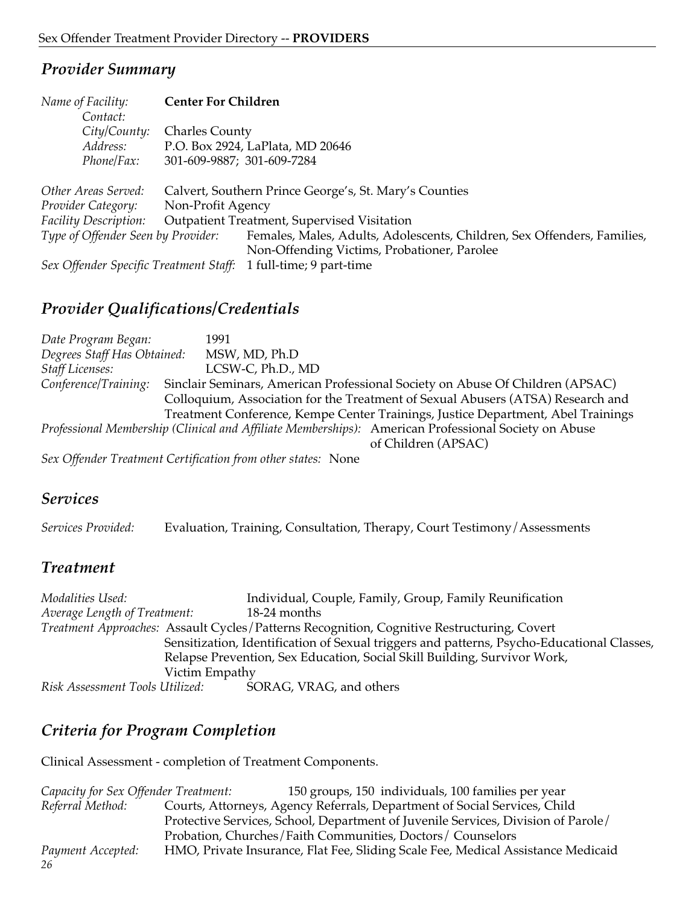## *Provider Summary*

*Name of Facility:* **Center For Children**
*Contact:*
*City/County:* Charles County
*Address:* P.O. Box 2924, LaPlata, MD 20646
*Phone/Fax:* 301-609-9887; 301-609-7284

*Other Areas Served:* Calvert, Southern Prince George's, St. Mary's Counties
*Provider Category:* Non-Profit Agency
*Facility Description:* Outpatient Treatment, Supervised Visitation
*Type of Offender Seen by Provider:* Females, Males, Adults, Adolescents, Children, Sex Offenders, Families, Non-Offending Victims, Probationer, Parolee
*Sex Offender Specific Treatment Staff:* 1 full-time; 9 part-time

## *Provider Qualifications/Credentials*

*Date Program Began:* 1991
*Degrees Staff Has Obtained:* MSW, MD, Ph.D
*Staff Licenses:* LCSW-C, Ph.D., MD
*Conference/Training:* Sinclair Seminars, American Professional Society on Abuse Of Children (APSAC) Colloquium, Association for the Treatment of Sexual Abusers (ATSA) Research and Treatment Conference, Kempe Center Trainings, Justice Department, Abel Trainings
*Professional Membership (Clinical and Affiliate Memberships):* American Professional Society on Abuse of Children (APSAC)
*Sex Offender Treatment Certification from other states:* None

## *Services*

*Services Provided:* Evaluation, Training, Consultation, Therapy, Court Testimony/Assessments

## *Treatment*

*Modalities Used:* Individual, Couple, Family, Group, Family Reunification
*Average Length of Treatment:* 18-24 months
*Treatment Approaches:* Assault Cycles/Patterns Recognition, Cognitive Restructuring, Covert Sensitization, Identification of Sexual triggers and patterns, Psycho-Educational Classes, Relapse Prevention, Sex Education, Social Skill Building, Survivor Work, Victim Empathy
*Risk Assessment Tools Utilized:* SORAG, VRAG, and others

## *Criteria for Program Completion*

Clinical Assessment - completion of Treatment Components.

*Capacity for Sex Offender Treatment:* 150 groups, 150 individuals, 100 families per year
*Referral Method:* Courts, Attorneys, Agency Referrals, Department of Social Services, Child Protective Services, School, Department of Juvenile Services, Division of Parole/ Probation, Churches/Faith Communities, Doctors/ Counselors
*Payment Accepted:* HMO, Private Insurance, Flat Fee, Sliding Scale Fee, Medical Assistance Medicaid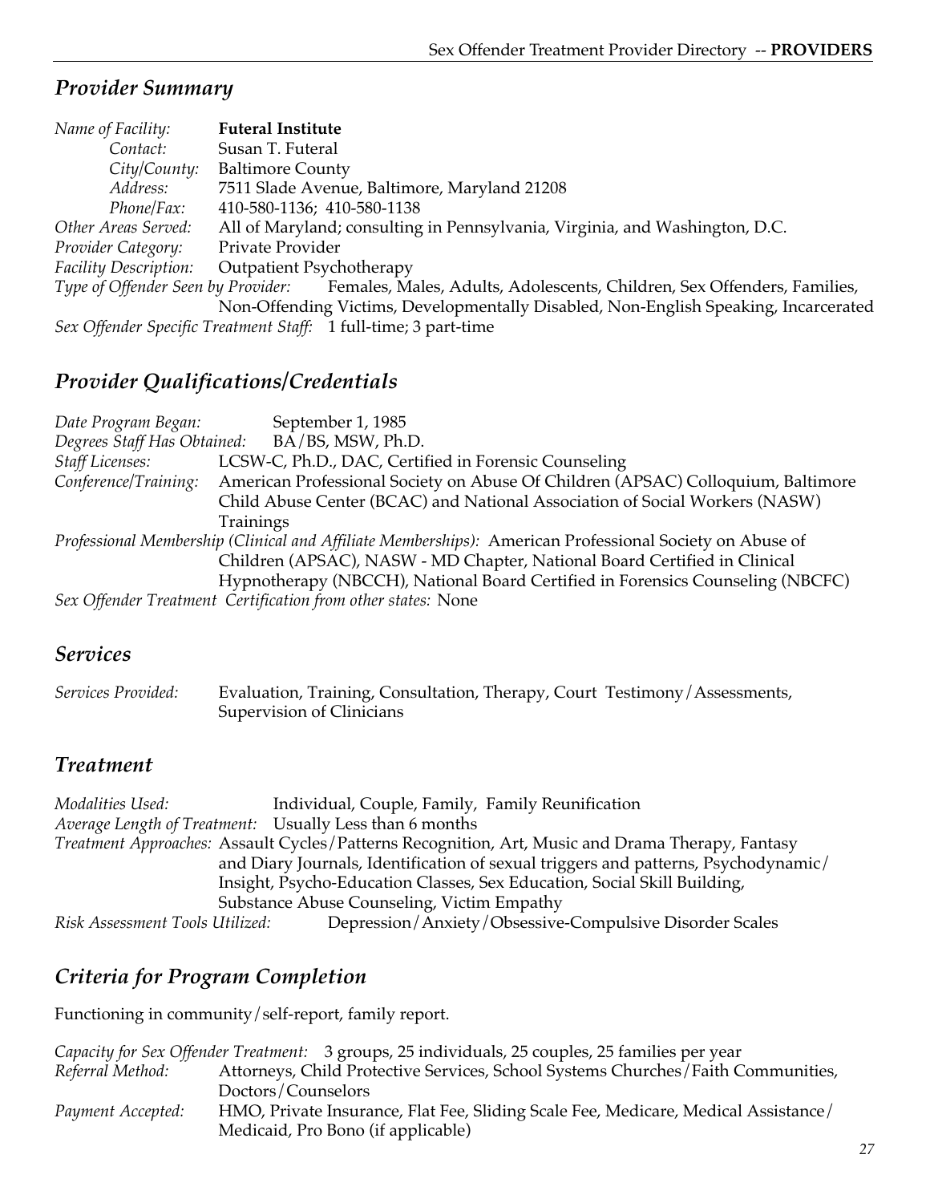## *Provider Summary*

*Name of Facility:* **Futeral Institute**
*Contact:* Susan T. Futeral
*City/County:* Baltimore County
*Address:* 7511 Slade Avenue, Baltimore, Maryland 21208
*Phone/Fax:* 410-580-1136; 410-580-1138
*Other Areas Served:* All of Maryland; consulting in Pennsylvania, Virginia, and Washington, D.C.
*Provider Category:* Private Provider
*Facility Description:* Outpatient Psychotherapy
*Type of Offender Seen by Provider:* Females, Males, Adults, Adolescents, Children, Sex Offenders, Families, Non-Offending Victims, Developmentally Disabled, Non-English Speaking, Incarcerated
*Sex Offender Specific Treatment Staff:* 1 full-time; 3 part-time

## *Provider Qualifications/Credentials*

*Date Program Began:* September 1, 1985
*Degrees Staff Has Obtained:* BA/BS, MSW, Ph.D.
*Staff Licenses:* LCSW-C, Ph.D., DAC, Certified in Forensic Counseling
*Conference/Training:* American Professional Society on Abuse Of Children (APSAC) Colloquium, Baltimore Child Abuse Center (BCAC) and National Association of Social Workers (NASW) Trainings
*Professional Membership (Clinical and Affiliate Memberships):* American Professional Society on Abuse of Children (APSAC), NASW - MD Chapter, National Board Certified in Clinical Hypnotherapy (NBCCH), National Board Certified in Forensics Counseling (NBCFC)
*Sex Offender Treatment Certification from other states:* None

## *Services*

*Services Provided:* Evaluation, Training, Consultation, Therapy, Court Testimony/Assessments, Supervision of Clinicians

## *Treatment*

*Modalities Used:* Individual, Couple, Family, Family Reunification
*Average Length of Treatment:* Usually Less than 6 months
*Treatment Approaches:* Assault Cycles/Patterns Recognition, Art, Music and Drama Therapy, Fantasy and Diary Journals, Identification of sexual triggers and patterns, Psychodynamic/Insight, Psycho-Education Classes, Sex Education, Social Skill Building, Substance Abuse Counseling, Victim Empathy
*Risk Assessment Tools Utilized:* Depression/Anxiety/Obsessive-Compulsive Disorder Scales

## *Criteria for Program Completion*

Functioning in community/self-report, family report.

*Capacity for Sex Offender Treatment:* 3 groups, 25 individuals, 25 couples, 25 families per year
*Referral Method:* Attorneys, Child Protective Services, School Systems Churches/Faith Communities, Doctors/Counselors
*Payment Accepted:* HMO, Private Insurance, Flat Fee, Sliding Scale Fee, Medicare, Medical Assistance/Medicaid, Pro Bono (if applicable)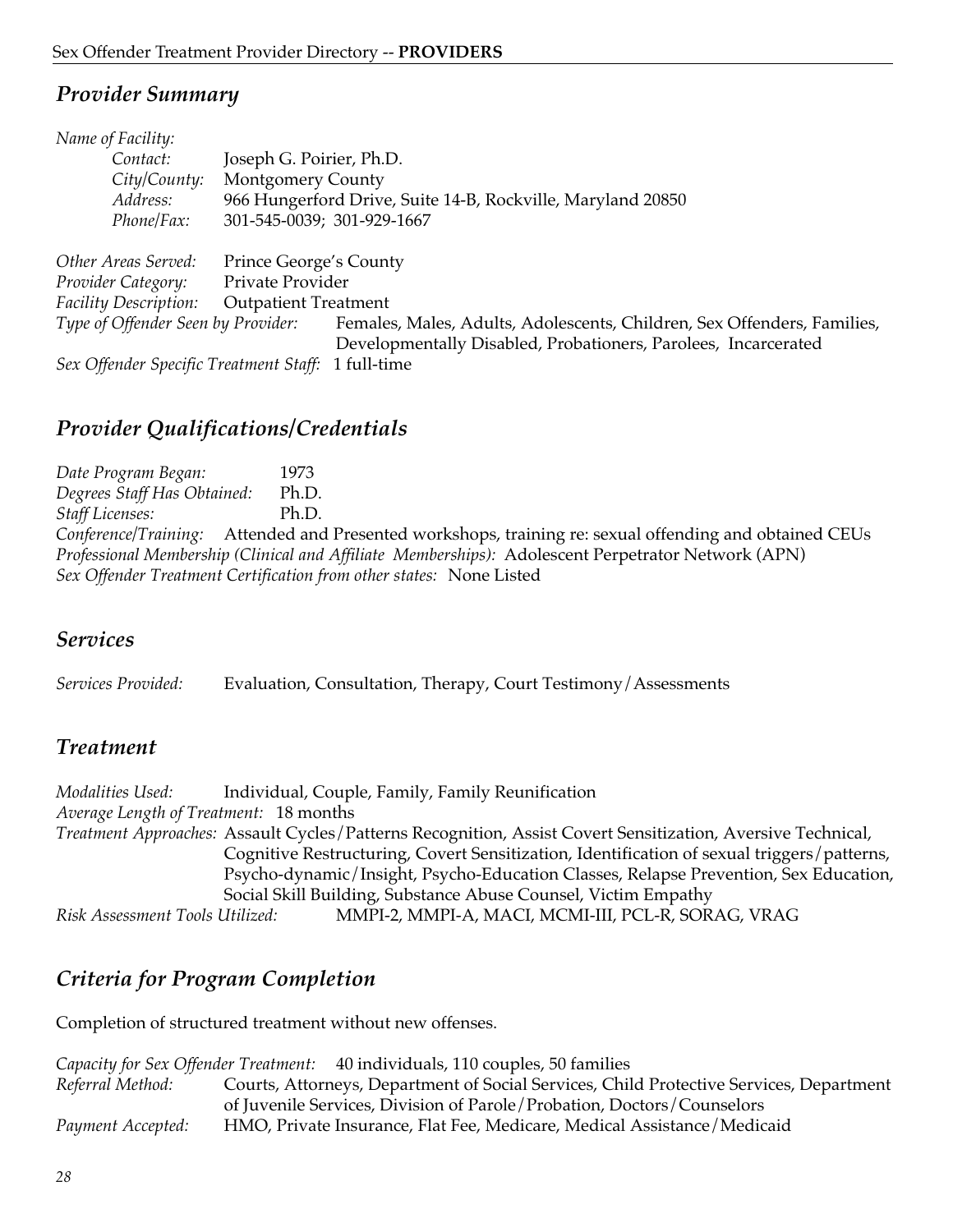## *Provider Summary*

*Name of Facility:*

*Contact:* Joseph G. Poirier, Ph.D.
*City/County:* Montgomery County
*Address:* 966 Hungerford Drive, Suite 14-B, Rockville, Maryland 20850
*Phone/Fax:* 301-545-0039; 301-929-1667

*Other Areas Served:* Prince George's County
*Provider Category:* Private Provider
*Facility Description:* Outpatient Treatment
*Type of Offender Seen by Provider:* Females, Males, Adults, Adolescents, Children, Sex Offenders, Families, Developmentally Disabled, Probationers, Parolees, Incarcerated
*Sex Offender Specific Treatment Staff:* 1 full-time

## *Provider Qualifications/Credentials*

*Date Program Began:* 1973
*Degrees Staff Has Obtained:* Ph.D.
*Staff Licenses:* Ph.D.
*Conference/Training:* Attended and Presented workshops, training re: sexual offending and obtained CEUs
*Professional Membership (Clinical and Affiliate Memberships):* Adolescent Perpetrator Network (APN)
*Sex Offender Treatment Certification from other states:* None Listed

## *Services*

*Services Provided:* Evaluation, Consultation, Therapy, Court Testimony/Assessments

## *Treatment*

*Modalities Used:* Individual, Couple, Family, Family Reunification
*Average Length of Treatment:* 18 months
*Treatment Approaches:* Assault Cycles/Patterns Recognition, Assist Covert Sensitization, Aversive Technical, Cognitive Restructuring, Covert Sensitization, Identification of sexual triggers/patterns, Psycho-dynamic/Insight, Psycho-Education Classes, Relapse Prevention, Sex Education, Social Skill Building, Substance Abuse Counsel, Victim Empathy
*Risk Assessment Tools Utilized:* MMPI-2, MMPI-A, MACI, MCMI-III, PCL-R, SORAG, VRAG

## *Criteria for Program Completion*

Completion of structured treatment without new offenses.

*Capacity for Sex Offender Treatment:* 40 individuals, 110 couples, 50 families
*Referral Method:* Courts, Attorneys, Department of Social Services, Child Protective Services, Department of Juvenile Services, Division of Parole/Probation, Doctors/Counselors
*Payment Accepted:* HMO, Private Insurance, Flat Fee, Medicare, Medical Assistance/Medicaid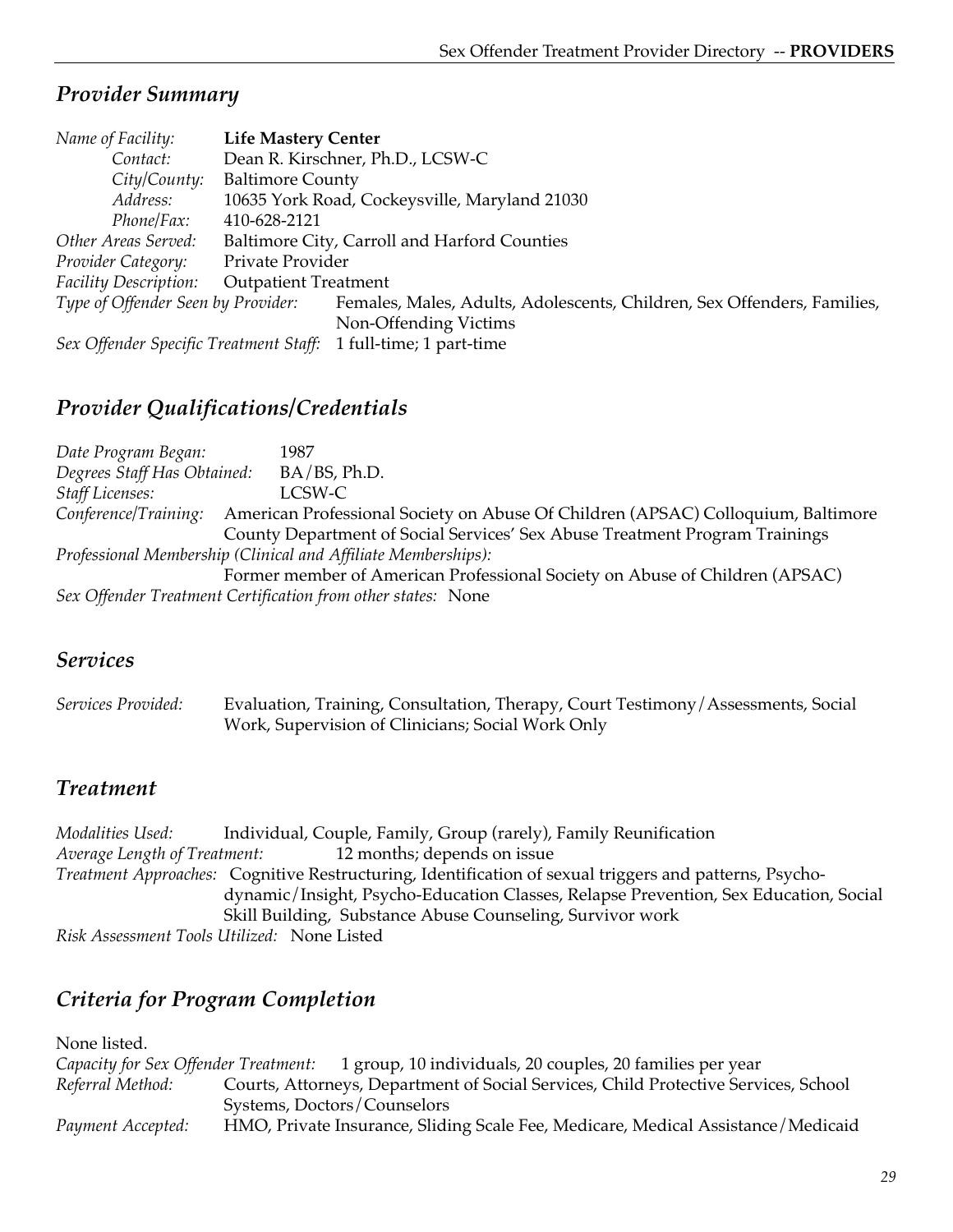## *Provider Summary*

*Name of Facility:* **Life Mastery Center**
*Contact:* Dean R. Kirschner, Ph.D., LCSW-C
*City/County:* Baltimore County
*Address:* 10635 York Road, Cockeysville, Maryland 21030
*Phone/Fax:* 410-628-2121
*Other Areas Served:* Baltimore City, Carroll and Harford Counties
*Provider Category:* Private Provider
*Facility Description:* Outpatient Treatment
*Type of Offender Seen by Provider:* Females, Males, Adults, Adolescents, Children, Sex Offenders, Families, Non-Offending Victims
*Sex Offender Specific Treatment Staff:* 1 full-time; 1 part-time

## *Provider Qualifications/Credentials*

*Date Program Began:* 1987
*Degrees Staff Has Obtained:* BA/BS, Ph.D.
*Staff Licenses:* LCSW-C
*Conference/Training:* American Professional Society on Abuse Of Children (APSAC) Colloquium, Baltimore County Department of Social Services' Sex Abuse Treatment Program Trainings
*Professional Membership (Clinical and Affiliate Memberships):*
Former member of American Professional Society on Abuse of Children (APSAC)
*Sex Offender Treatment Certification from other states:* None

## *Services*

*Services Provided:* Evaluation, Training, Consultation, Therapy, Court Testimony/Assessments, Social Work, Supervision of Clinicians; Social Work Only

## *Treatment*

*Modalities Used:* Individual, Couple, Family, Group (rarely), Family Reunification
*Average Length of Treatment:* 12 months; depends on issue
*Treatment Approaches:* Cognitive Restructuring, Identification of sexual triggers and patterns, Psycho-dynamic/Insight, Psycho-Education Classes, Relapse Prevention, Sex Education, Social Skill Building, Substance Abuse Counseling, Survivor work
*Risk Assessment Tools Utilized:* None Listed

## *Criteria for Program Completion*

None listed.
*Capacity for Sex Offender Treatment:* 1 group, 10 individuals, 20 couples, 20 families per year
*Referral Method:* Courts, Attorneys, Department of Social Services, Child Protective Services, School Systems, Doctors/Counselors
*Payment Accepted:* HMO, Private Insurance, Sliding Scale Fee, Medicare, Medical Assistance/Medicaid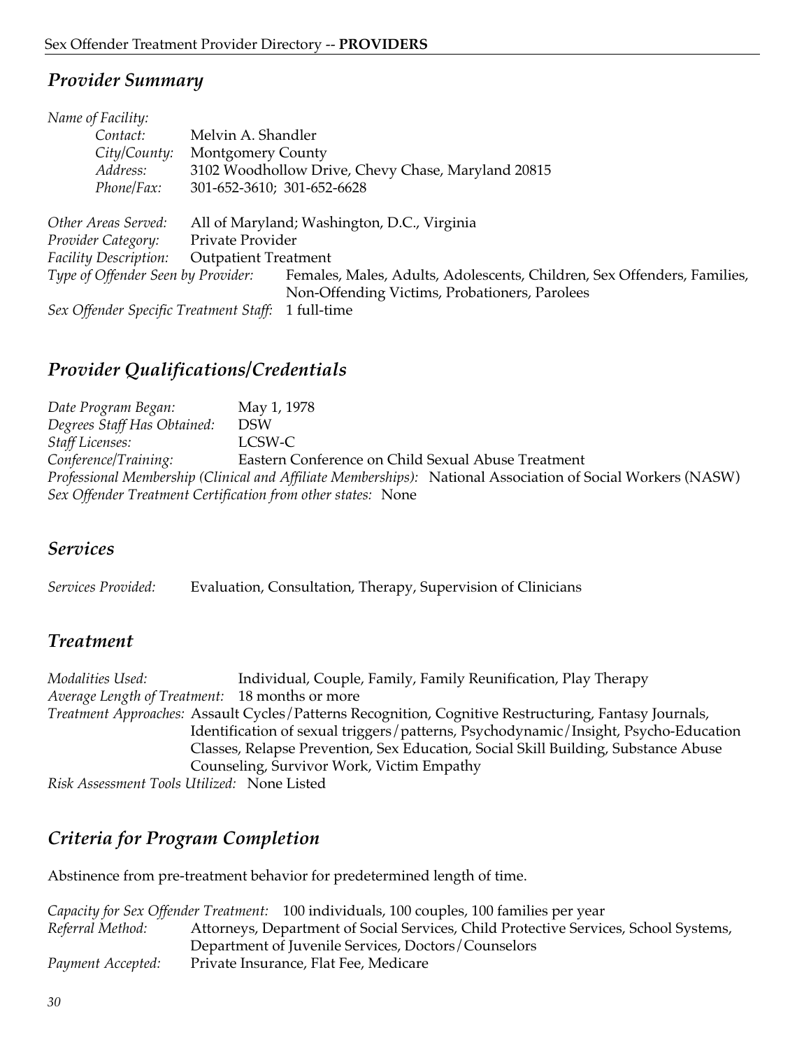## *Provider Summary*

*Name of Facility:*
*Contact:* Melvin A. Shandler
*City/County:* Montgomery County
*Address:* 3102 Woodhollow Drive, Chevy Chase, Maryland 20815
*Phone/Fax:* 301-652-3610; 301-652-6628

*Other Areas Served:* All of Maryland; Washington, D.C., Virginia
*Provider Category:* Private Provider
*Facility Description:* Outpatient Treatment
*Type of Offender Seen by Provider:* Females, Males, Adults, Adolescents, Children, Sex Offenders, Families, Non-Offending Victims, Probationers, Parolees
*Sex Offender Specific Treatment Staff:* 1 full-time

## *Provider Qualifications/Credentials*

*Date Program Began:* May 1, 1978
*Degrees Staff Has Obtained:* DSW
*Staff Licenses:* LCSW-C
*Conference/Training:* Eastern Conference on Child Sexual Abuse Treatment
*Professional Membership (Clinical and Affiliate Memberships):* National Association of Social Workers (NASW)
*Sex Offender Treatment Certification from other states:* None

## *Services*

*Services Provided:* Evaluation, Consultation, Therapy, Supervision of Clinicians

## *Treatment*

*Modalities Used:* Individual, Couple, Family, Family Reunification, Play Therapy
*Average Length of Treatment:* 18 months or more
*Treatment Approaches:* Assault Cycles/Patterns Recognition, Cognitive Restructuring, Fantasy Journals, Identification of sexual triggers/patterns, Psychodynamic/Insight, Psycho-Education Classes, Relapse Prevention, Sex Education, Social Skill Building, Substance Abuse Counseling, Survivor Work, Victim Empathy
*Risk Assessment Tools Utilized:* None Listed

## *Criteria for Program Completion*

Abstinence from pre-treatment behavior for predetermined length of time.

*Capacity for Sex Offender Treatment:* 100 individuals, 100 couples, 100 families per year
*Referral Method:* Attorneys, Department of Social Services, Child Protective Services, School Systems, Department of Juvenile Services, Doctors/Counselors
*Payment Accepted:* Private Insurance, Flat Fee, Medicare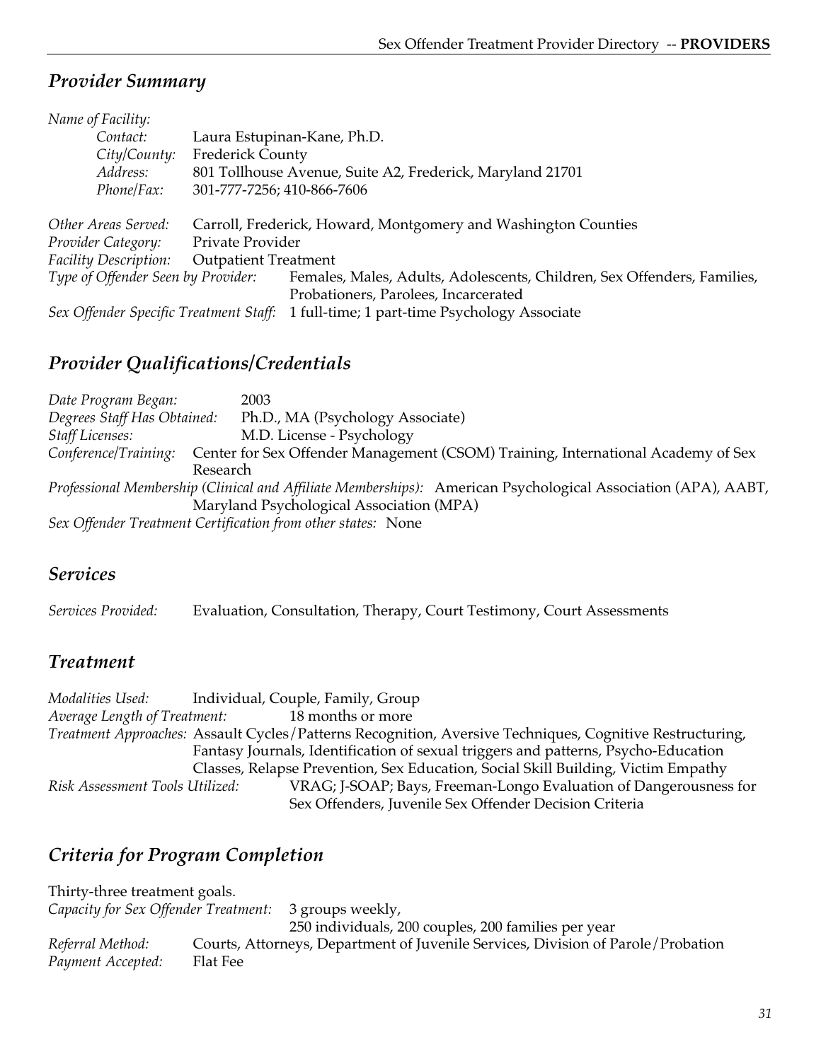## *Provider Summary*

*Name of Facility:*

*Contact:* Laura Estupinan-Kane, Ph.D.
*City/County:* Frederick County
*Address:* 801 Tollhouse Avenue, Suite A2, Frederick, Maryland 21701
*Phone/Fax:* 301-777-7256; 410-866-7606

*Other Areas Served:* Carroll, Frederick, Howard, Montgomery and Washington Counties
*Provider Category:* Private Provider
*Facility Description:* Outpatient Treatment
*Type of Offender Seen by Provider:* Females, Males, Adults, Adolescents, Children, Sex Offenders, Families, Probationers, Parolees, Incarcerated
*Sex Offender Specific Treatment Staff:* 1 full-time; 1 part-time Psychology Associate

## *Provider Qualifications/Credentials*

*Date Program Began:* 2003
*Degrees Staff Has Obtained:* Ph.D., MA (Psychology Associate)
*Staff Licenses:* M.D. License - Psychology
*Conference/Training:* Center for Sex Offender Management (CSOM) Training, International Academy of Sex Research
*Professional Membership (Clinical and Affiliate Memberships):* American Psychological Association (APA), AABT, Maryland Psychological Association (MPA)
*Sex Offender Treatment Certification from other states:* None

## *Services*

*Services Provided:* Evaluation, Consultation, Therapy, Court Testimony, Court Assessments

## *Treatment*

*Modalities Used:* Individual, Couple, Family, Group
*Average Length of Treatment:* 18 months or more
*Treatment Approaches:* Assault Cycles/Patterns Recognition, Aversive Techniques, Cognitive Restructuring, Fantasy Journals, Identification of sexual triggers and patterns, Psycho-Education Classes, Relapse Prevention, Sex Education, Social Skill Building, Victim Empathy
*Risk Assessment Tools Utilized:* VRAG; J-SOAP; Bays, Freeman-Longo Evaluation of Dangerousness for Sex Offenders, Juvenile Sex Offender Decision Criteria

## *Criteria for Program Completion*

Thirty-three treatment goals.
*Capacity for Sex Offender Treatment:* 3 groups weekly, 250 individuals, 200 couples, 200 families per year
*Referral Method:* Courts, Attorneys, Department of Juvenile Services, Division of Parole/Probation
*Payment Accepted:* Flat Fee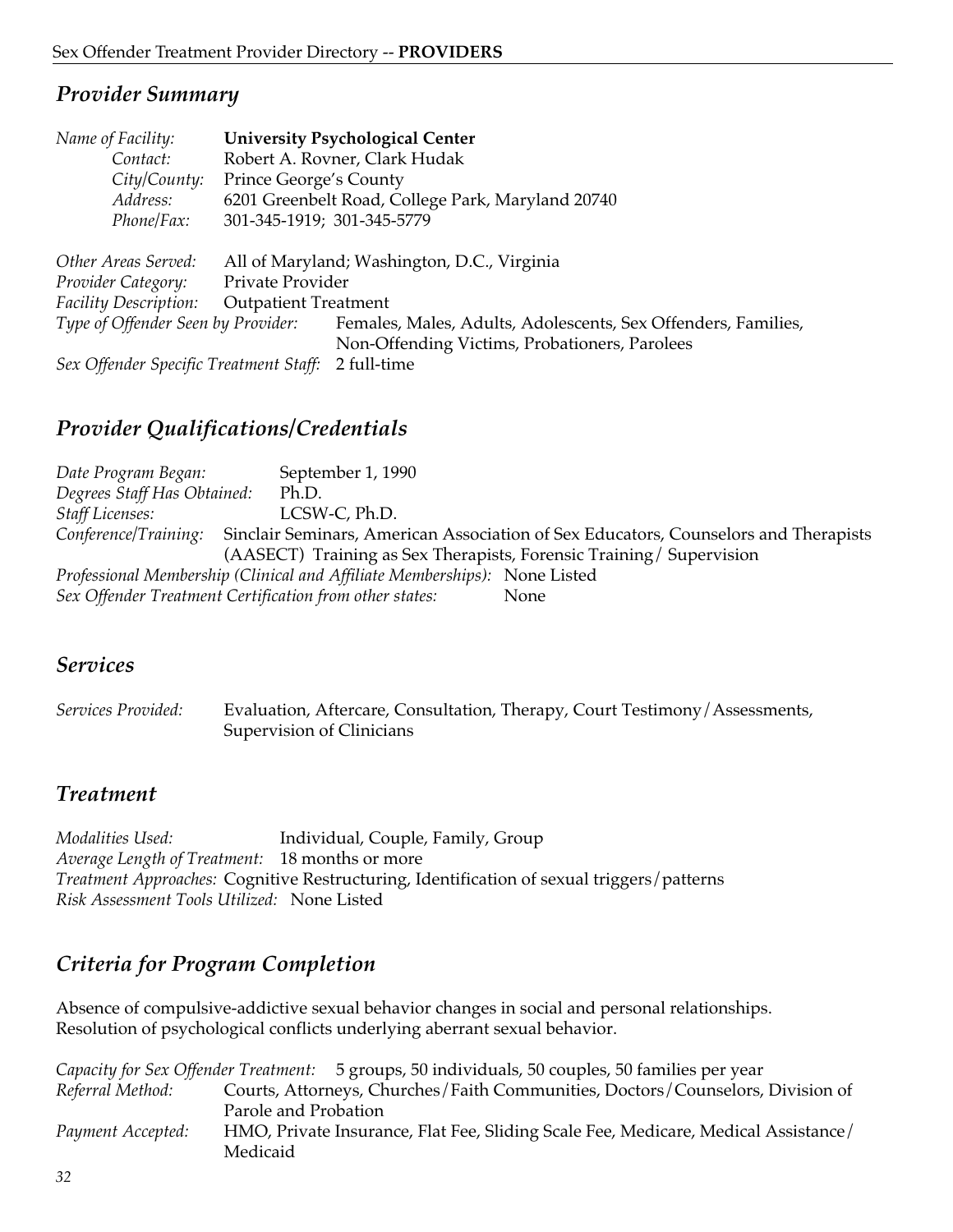## *Provider Summary*

*Name of Facility:* **University Psychological Center**
*Contact:* Robert A. Rovner, Clark Hudak
*City/County:* Prince George's County
*Address:* 6201 Greenbelt Road, College Park, Maryland 20740
*Phone/Fax:* 301-345-1919; 301-345-5779

*Other Areas Served:* All of Maryland; Washington, D.C., Virginia
*Provider Category:* Private Provider
*Facility Description:* Outpatient Treatment
*Type of Offender Seen by Provider:* Females, Males, Adults, Adolescents, Sex Offenders, Families, Non-Offending Victims, Probationers, Parolees
*Sex Offender Specific Treatment Staff:* 2 full-time

## *Provider Qualifications/Credentials*

*Date Program Began:* September 1, 1990
*Degrees Staff Has Obtained:* Ph.D.
*Staff Licenses:* LCSW-C, Ph.D.
*Conference/Training:* Sinclair Seminars, American Association of Sex Educators, Counselors and Therapists (AASECT) Training as Sex Therapists, Forensic Training/ Supervision
*Professional Membership (Clinical and Affiliate Memberships):* None Listed
*Sex Offender Treatment Certification from other states:* None

## *Services*

*Services Provided:* Evaluation, Aftercare, Consultation, Therapy, Court Testimony/Assessments, Supervision of Clinicians

## *Treatment*

*Modalities Used:* Individual, Couple, Family, Group
*Average Length of Treatment:* 18 months or more
*Treatment Approaches:* Cognitive Restructuring, Identification of sexual triggers/patterns
*Risk Assessment Tools Utilized:* None Listed

## *Criteria for Program Completion*

Absence of compulsive-addictive sexual behavior changes in social and personal relationships. Resolution of psychological conflicts underlying aberrant sexual behavior.

*Capacity for Sex Offender Treatment:* 5 groups, 50 individuals, 50 couples, 50 families per year
*Referral Method:* Courts, Attorneys, Churches/Faith Communities, Doctors/Counselors, Division of Parole and Probation
*Payment Accepted:* HMO, Private Insurance, Flat Fee, Sliding Scale Fee, Medicare, Medical Assistance/ Medicaid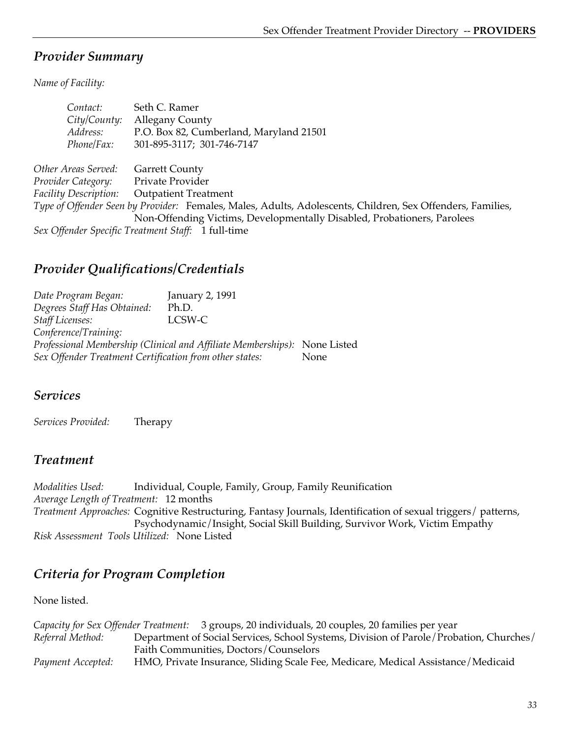## *Provider Summary*

*Name of Facility:*

*Contact:* Seth C. Ramer
*City/County:* Allegany County
*Address:* P.O. Box 82, Cumberland, Maryland 21501
*Phone/Fax:* 301-895-3117; 301-746-7147

*Other Areas Served:* Garrett County
*Provider Category:* Private Provider
*Facility Description:* Outpatient Treatment
*Type of Offender Seen by Provider:* Females, Males, Adults, Adolescents, Children, Sex Offenders, Families, Non-Offending Victims, Developmentally Disabled, Probationers, Parolees
*Sex Offender Specific Treatment Staff:* 1 full-time

## *Provider Qualifications/Credentials*

*Date Program Began:* January 2, 1991
*Degrees Staff Has Obtained:* Ph.D.
*Staff Licenses:* LCSW-C
*Conference/Training:*
*Professional Membership (Clinical and Affiliate Memberships):* None Listed
*Sex Offender Treatment Certification from other states:* None

## *Services*

*Services Provided:* Therapy

## *Treatment*

*Modalities Used:* Individual, Couple, Family, Group, Family Reunification
*Average Length of Treatment:* 12 months
*Treatment Approaches:* Cognitive Restructuring, Fantasy Journals, Identification of sexual triggers/ patterns, Psychodynamic/Insight, Social Skill Building, Survivor Work, Victim Empathy
*Risk Assessment Tools Utilized:* None Listed

## *Criteria for Program Completion*

None listed.

*Capacity for Sex Offender Treatment:* 3 groups, 20 individuals, 20 couples, 20 families per year
*Referral Method:* Department of Social Services, School Systems, Division of Parole/Probation, Churches/ Faith Communities, Doctors/Counselors
*Payment Accepted:* HMO, Private Insurance, Sliding Scale Fee, Medicare, Medical Assistance/Medicaid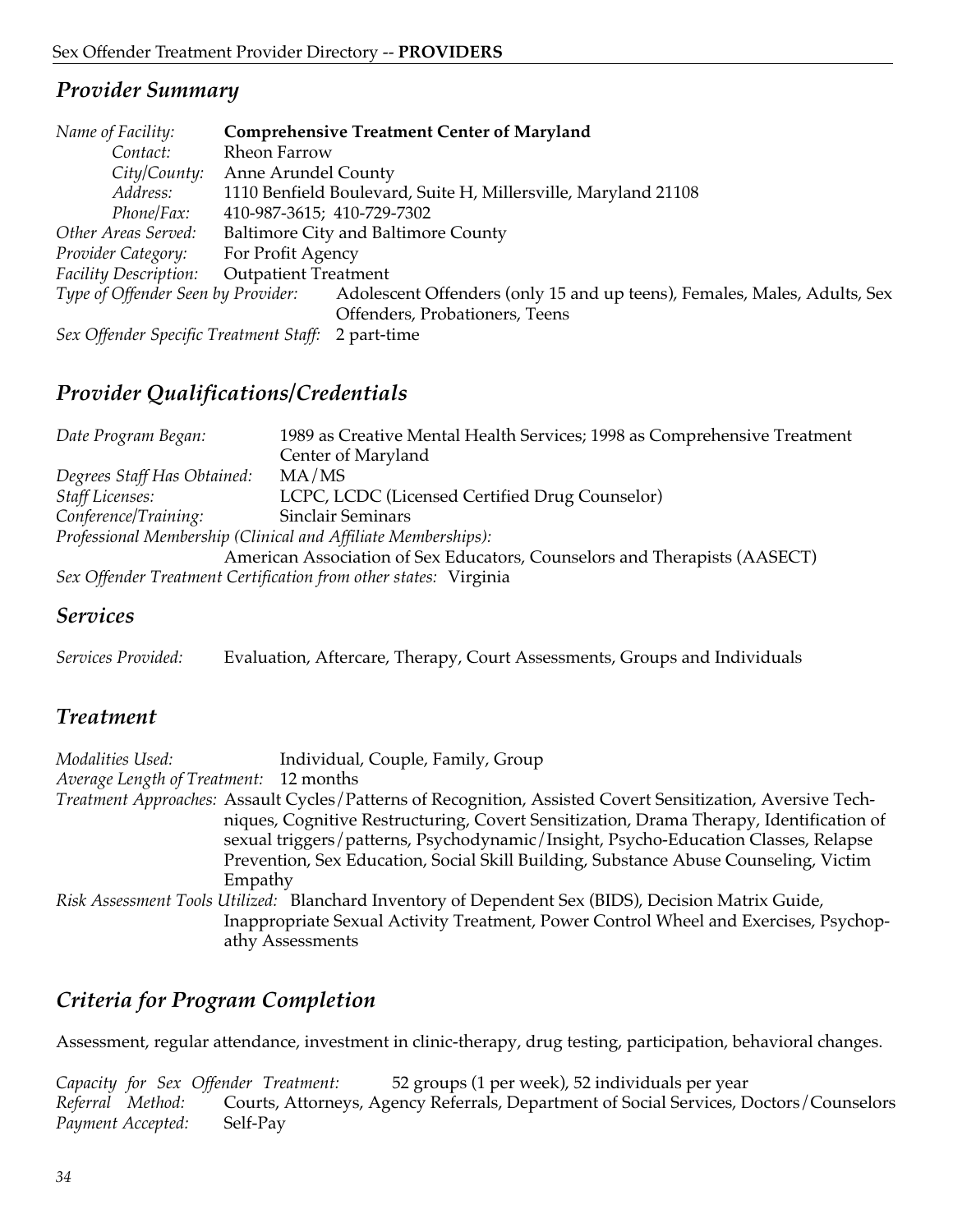## *Provider Summary*

*Name of Facility:* **Comprehensive Treatment Center of Maryland**
*Contact:* Rheon Farrow
*City/County:* Anne Arundel County
*Address:* 1110 Benfield Boulevard, Suite H, Millersville, Maryland 21108
*Phone/Fax:* 410-987-3615; 410-729-7302
*Other Areas Served:* Baltimore City and Baltimore County
*Provider Category:* For Profit Agency
*Facility Description:* Outpatient Treatment
*Type of Offender Seen by Provider:* Adolescent Offenders (only 15 and up teens), Females, Males, Adults, Sex Offenders, Probationers, Teens
*Sex Offender Specific Treatment Staff:* 2 part-time

## *Provider Qualifications/Credentials*

*Date Program Began:* 1989 as Creative Mental Health Services; 1998 as Comprehensive Treatment Center of Maryland
*Degrees Staff Has Obtained:* MA/MS
*Staff Licenses:* LCPC, LCDC (Licensed Certified Drug Counselor)
*Conference/Training:* Sinclair Seminars
*Professional Membership (Clinical and Affiliate Memberships):*
American Association of Sex Educators, Counselors and Therapists (AASECT)
*Sex Offender Treatment Certification from other states:* Virginia

## *Services*

*Services Provided:* Evaluation, Aftercare, Therapy, Court Assessments, Groups and Individuals

## *Treatment*

*Modalities Used:* Individual, Couple, Family, Group
*Average Length of Treatment:* 12 months
*Treatment Approaches:* Assault Cycles/Patterns of Recognition, Assisted Covert Sensitization, Aversive Techniques, Cognitive Restructuring, Covert Sensitization, Drama Therapy, Identification of sexual triggers/patterns, Psychodynamic/Insight, Psycho-Education Classes, Relapse Prevention, Sex Education, Social Skill Building, Substance Abuse Counseling, Victim Empathy
*Risk Assessment Tools Utilized:* Blanchard Inventory of Dependent Sex (BIDS), Decision Matrix Guide, Inappropriate Sexual Activity Treatment, Power Control Wheel and Exercises, Psychopathy Assessments

## *Criteria for Program Completion*

Assessment, regular attendance, investment in clinic-therapy, drug testing, participation, behavioral changes.

*Capacity for Sex Offender Treatment:* 52 groups (1 per week), 52 individuals per year
*Referral Method:* Courts, Attorneys, Agency Referrals, Department of Social Services, Doctors/Counselors
*Payment Accepted:* Self-Pay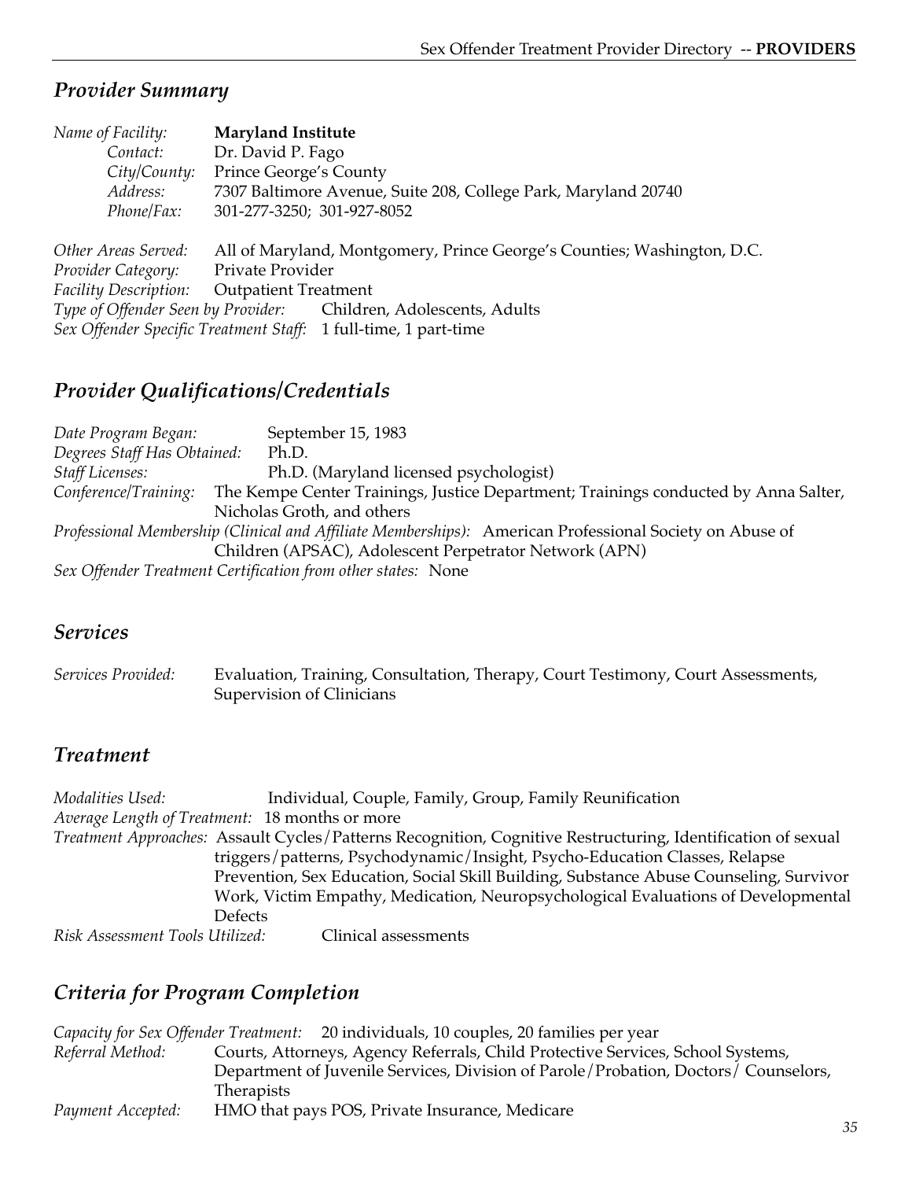## *Provider Summary*

*Name of Facility:* **Maryland Institute**
*Contact:* Dr. David P. Fago
*City/County:* Prince George's County
*Address:* 7307 Baltimore Avenue, Suite 208, College Park, Maryland 20740
*Phone/Fax:* 301-277-3250; 301-927-8052

*Other Areas Served:* All of Maryland, Montgomery, Prince George's Counties; Washington, D.C.
*Provider Category:* Private Provider
*Facility Description:* Outpatient Treatment
*Type of Offender Seen by Provider:* Children, Adolescents, Adults
*Sex Offender Specific Treatment Staff:* 1 full-time, 1 part-time

## *Provider Qualifications/Credentials*

*Date Program Began:* September 15, 1983
*Degrees Staff Has Obtained:* Ph.D.
*Staff Licenses:* Ph.D. (Maryland licensed psychologist)
*Conference/Training:* The Kempe Center Trainings, Justice Department; Trainings conducted by Anna Salter, Nicholas Groth, and others
*Professional Membership (Clinical and Affiliate Memberships):* American Professional Society on Abuse of Children (APSAC), Adolescent Perpetrator Network (APN)
*Sex Offender Treatment Certification from other states:* None

## *Services*

*Services Provided:* Evaluation, Training, Consultation, Therapy, Court Testimony, Court Assessments, Supervision of Clinicians

## *Treatment*

*Modalities Used:* Individual, Couple, Family, Group, Family Reunification
*Average Length of Treatment:* 18 months or more
*Treatment Approaches:* Assault Cycles/Patterns Recognition, Cognitive Restructuring, Identification of sexual triggers/patterns, Psychodynamic/Insight, Psycho-Education Classes, Relapse Prevention, Sex Education, Social Skill Building, Substance Abuse Counseling, Survivor Work, Victim Empathy, Medication, Neuropsychological Evaluations of Developmental Defects
*Risk Assessment Tools Utilized:* Clinical assessments

## *Criteria for Program Completion*

*Capacity for Sex Offender Treatment:* 20 individuals, 10 couples, 20 families per year
*Referral Method:* Courts, Attorneys, Agency Referrals, Child Protective Services, School Systems, Department of Juvenile Services, Division of Parole/Probation, Doctors/ Counselors, Therapists
*Payment Accepted:* HMO that pays POS, Private Insurance, Medicare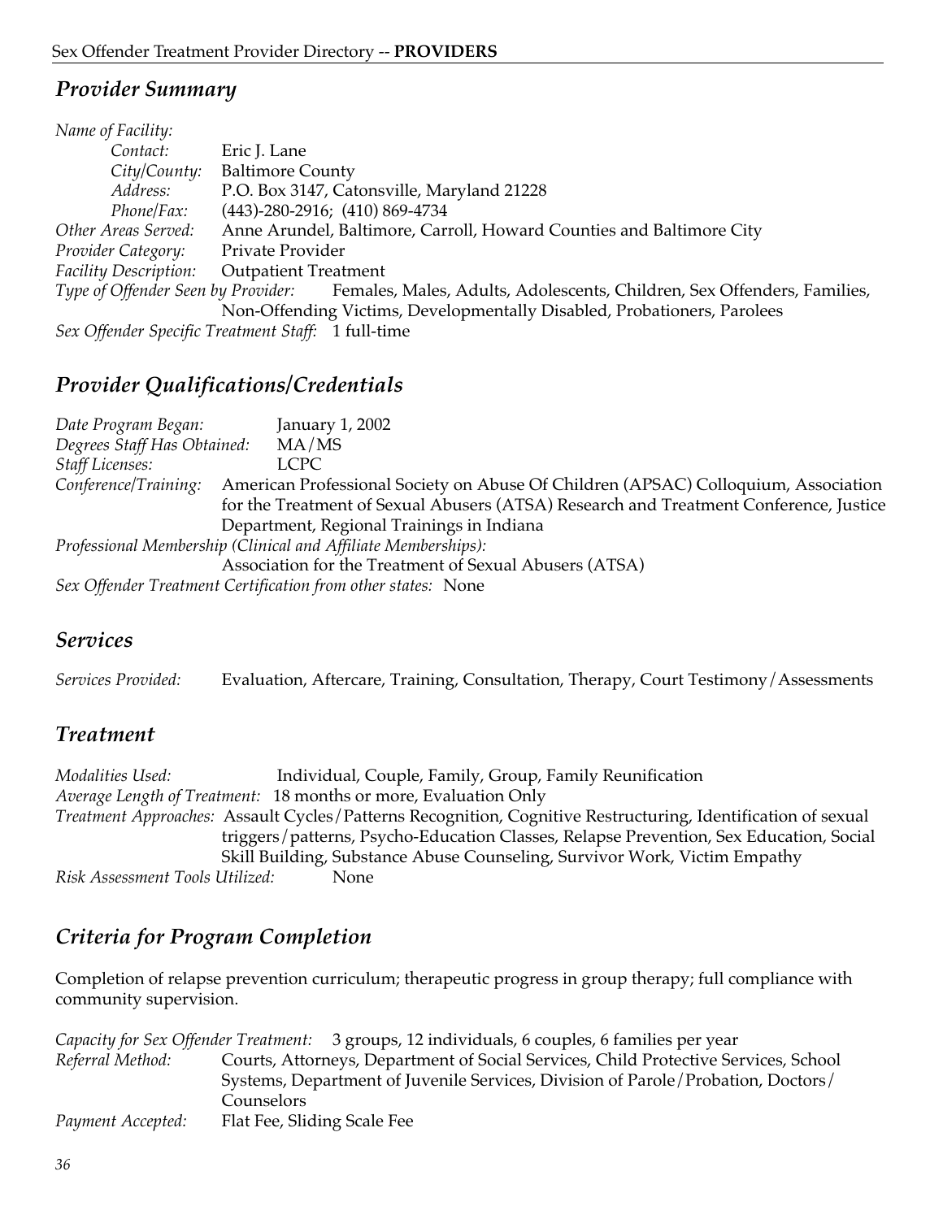## Provider Summary

*Name of Facility:*

*Contact:* Eric J. Lane
*City/County:* Baltimore County
*Address:* P.O. Box 3147, Catonsville, Maryland 21228
*Phone/Fax:* (443)-280-2916; (410) 869-4734
*Other Areas Served:* Anne Arundel, Baltimore, Carroll, Howard Counties and Baltimore City
*Provider Category:* Private Provider
*Facility Description:* Outpatient Treatment
*Type of Offender Seen by Provider:* Females, Males, Adults, Adolescents, Children, Sex Offenders, Families, Non-Offending Victims, Developmentally Disabled, Probationers, Parolees
*Sex Offender Specific Treatment Staff:* 1 full-time

## Provider Qualifications/Credentials

*Date Program Began:* January 1, 2002
*Degrees Staff Has Obtained:* MA/MS
*Staff Licenses:* LCPC
*Conference/Training:* American Professional Society on Abuse Of Children (APSAC) Colloquium, Association for the Treatment of Sexual Abusers (ATSA) Research and Treatment Conference, Justice Department, Regional Trainings in Indiana
*Professional Membership (Clinical and Affiliate Memberships):*
Association for the Treatment of Sexual Abusers (ATSA)
*Sex Offender Treatment Certification from other states:* None

## Services

*Services Provided:* Evaluation, Aftercare, Training, Consultation, Therapy, Court Testimony/Assessments

## Treatment

*Modalities Used:* Individual, Couple, Family, Group, Family Reunification
*Average Length of Treatment:* 18 months or more, Evaluation Only
*Treatment Approaches:* Assault Cycles/Patterns Recognition, Cognitive Restructuring, Identification of sexual triggers/patterns, Psycho-Education Classes, Relapse Prevention, Sex Education, Social Skill Building, Substance Abuse Counseling, Survivor Work, Victim Empathy
*Risk Assessment Tools Utilized:* None

## Criteria for Program Completion

Completion of relapse prevention curriculum; therapeutic progress in group therapy; full compliance with community supervision.

*Capacity for Sex Offender Treatment:* 3 groups, 12 individuals, 6 couples, 6 families per year
*Referral Method:* Courts, Attorneys, Department of Social Services, Child Protective Services, School Systems, Department of Juvenile Services, Division of Parole/Probation, Doctors/Counselors
*Payment Accepted:* Flat Fee, Sliding Scale Fee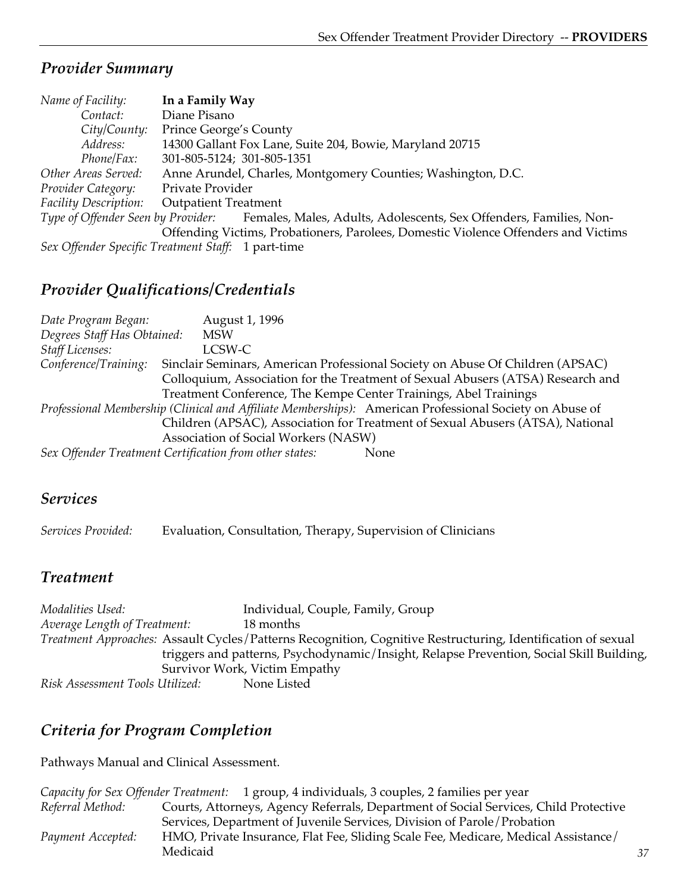## *Provider Summary*

*Name of Facility:* **In a Family Way**
*Contact:* Diane Pisano
*City/County:* Prince George's County
*Address:* 14300 Gallant Fox Lane, Suite 204, Bowie, Maryland 20715
*Phone/Fax:* 301-805-5124; 301-805-1351
*Other Areas Served:* Anne Arundel, Charles, Montgomery Counties; Washington, D.C.
*Provider Category:* Private Provider
*Facility Description:* Outpatient Treatment
*Type of Offender Seen by Provider:* Females, Males, Adults, Adolescents, Sex Offenders, Families, Non-Offending Victims, Probationers, Parolees, Domestic Violence Offenders and Victims
*Sex Offender Specific Treatment Staff:* 1 part-time

## *Provider Qualifications/Credentials*

*Date Program Began:* August 1, 1996
*Degrees Staff Has Obtained:* MSW
*Staff Licenses:* LCSW-C
*Conference/Training:* Sinclair Seminars, American Professional Society on Abuse Of Children (APSAC) Colloquium, Association for the Treatment of Sexual Abusers (ATSA) Research and Treatment Conference, The Kempe Center Trainings, Abel Trainings
*Professional Membership (Clinical and Affiliate Memberships):* American Professional Society on Abuse of Children (APSAC), Association for Treatment of Sexual Abusers (ATSA), National Association of Social Workers (NASW)
*Sex Offender Treatment Certification from other states:* None

## *Services*

*Services Provided:* Evaluation, Consultation, Therapy, Supervision of Clinicians

## *Treatment*

*Modalities Used:* Individual, Couple, Family, Group
*Average Length of Treatment:* 18 months
*Treatment Approaches:* Assault Cycles/Patterns Recognition, Cognitive Restructuring, Identification of sexual triggers and patterns, Psychodynamic/Insight, Relapse Prevention, Social Skill Building, Survivor Work, Victim Empathy
*Risk Assessment Tools Utilized:* None Listed

## *Criteria for Program Completion*

Pathways Manual and Clinical Assessment.

*Capacity for Sex Offender Treatment:* 1 group, 4 individuals, 3 couples, 2 families per year
*Referral Method:* Courts, Attorneys, Agency Referrals, Department of Social Services, Child Protective Services, Department of Juvenile Services, Division of Parole/Probation
*Payment Accepted:* HMO, Private Insurance, Flat Fee, Sliding Scale Fee, Medicare, Medical Assistance/ Medicaid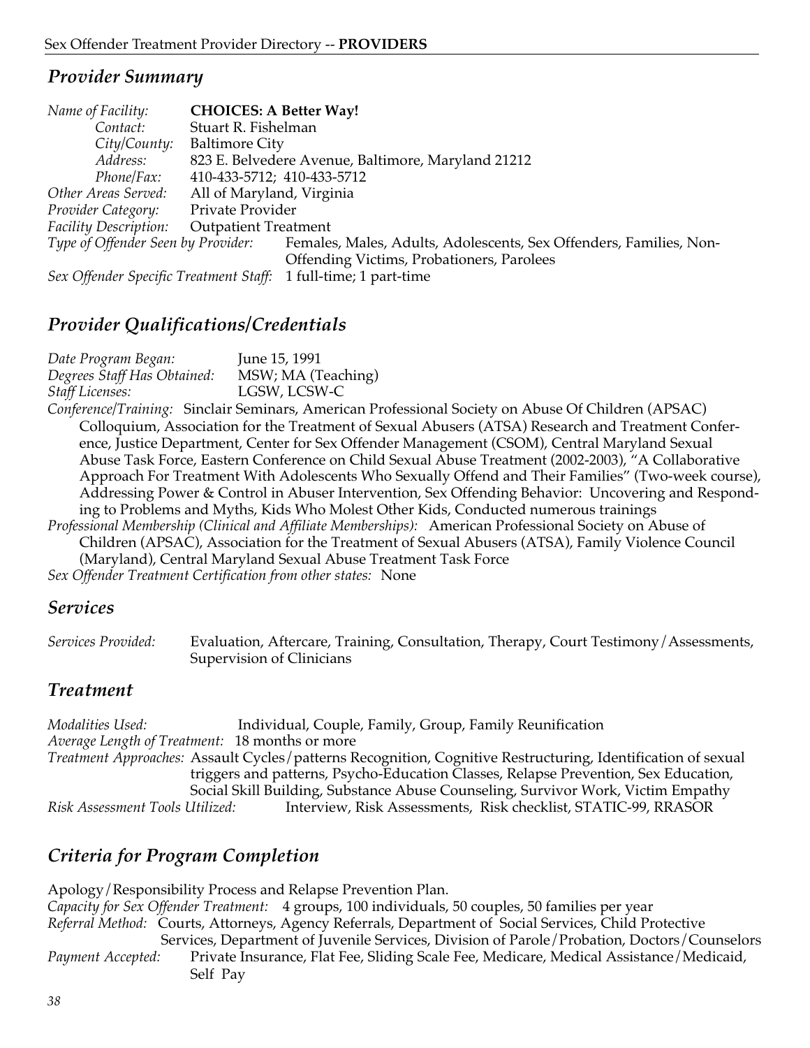## *Provider Summary*

*Name of Facility:* **CHOICES: A Better Way!**
*Contact:* Stuart R. Fishelman
*City/County:* Baltimore City
*Address:* 823 E. Belvedere Avenue, Baltimore, Maryland 21212
*Phone/Fax:* 410-433-5712; 410-433-5712
*Other Areas Served:* All of Maryland, Virginia
*Provider Category:* Private Provider
*Facility Description:* Outpatient Treatment
*Type of Offender Seen by Provider:* Females, Males, Adults, Adolescents, Sex Offenders, Families, Non-Offending Victims, Probationers, Parolees
*Sex Offender Specific Treatment Staff:* 1 full-time; 1 part-time

## *Provider Qualifications/Credentials*

*Date Program Began:* June 15, 1991
*Degrees Staff Has Obtained:* MSW; MA (Teaching)
*Staff Licenses:* LGSW, LCSW-C
*Conference/Training:* Sinclair Seminars, American Professional Society on Abuse Of Children (APSAC) Colloquium, Association for the Treatment of Sexual Abusers (ATSA) Research and Treatment Conference, Justice Department, Center for Sex Offender Management (CSOM), Central Maryland Sexual Abuse Task Force, Eastern Conference on Child Sexual Abuse Treatment (2002-2003), "A Collaborative Approach For Treatment With Adolescents Who Sexually Offend and Their Families" (Two-week course), Addressing Power & Control in Abuser Intervention, Sex Offending Behavior: Uncovering and Responding to Problems and Myths, Kids Who Molest Other Kids, Conducted numerous trainings
*Professional Membership (Clinical and Affiliate Memberships):* American Professional Society on Abuse of Children (APSAC), Association for the Treatment of Sexual Abusers (ATSA), Family Violence Council (Maryland), Central Maryland Sexual Abuse Treatment Task Force
*Sex Offender Treatment Certification from other states:* None

## *Services*

*Services Provided:* Evaluation, Aftercare, Training, Consultation, Therapy, Court Testimony/Assessments, Supervision of Clinicians

## *Treatment*

*Modalities Used:* Individual, Couple, Family, Group, Family Reunification
*Average Length of Treatment:* 18 months or more
*Treatment Approaches:* Assault Cycles/patterns Recognition, Cognitive Restructuring, Identification of sexual triggers and patterns, Psycho-Education Classes, Relapse Prevention, Sex Education, Social Skill Building, Substance Abuse Counseling, Survivor Work, Victim Empathy
*Risk Assessment Tools Utilized:* Interview, Risk Assessments, Risk checklist, STATIC-99, RRASOR

## *Criteria for Program Completion*

Apology/Responsibility Process and Relapse Prevention Plan.
*Capacity for Sex Offender Treatment:* 4 groups, 100 individuals, 50 couples, 50 families per year
*Referral Method:* Courts, Attorneys, Agency Referrals, Department of Social Services, Child Protective Services, Department of Juvenile Services, Division of Parole/Probation, Doctors/Counselors
*Payment Accepted:* Private Insurance, Flat Fee, Sliding Scale Fee, Medicare, Medical Assistance/Medicaid, Self Pay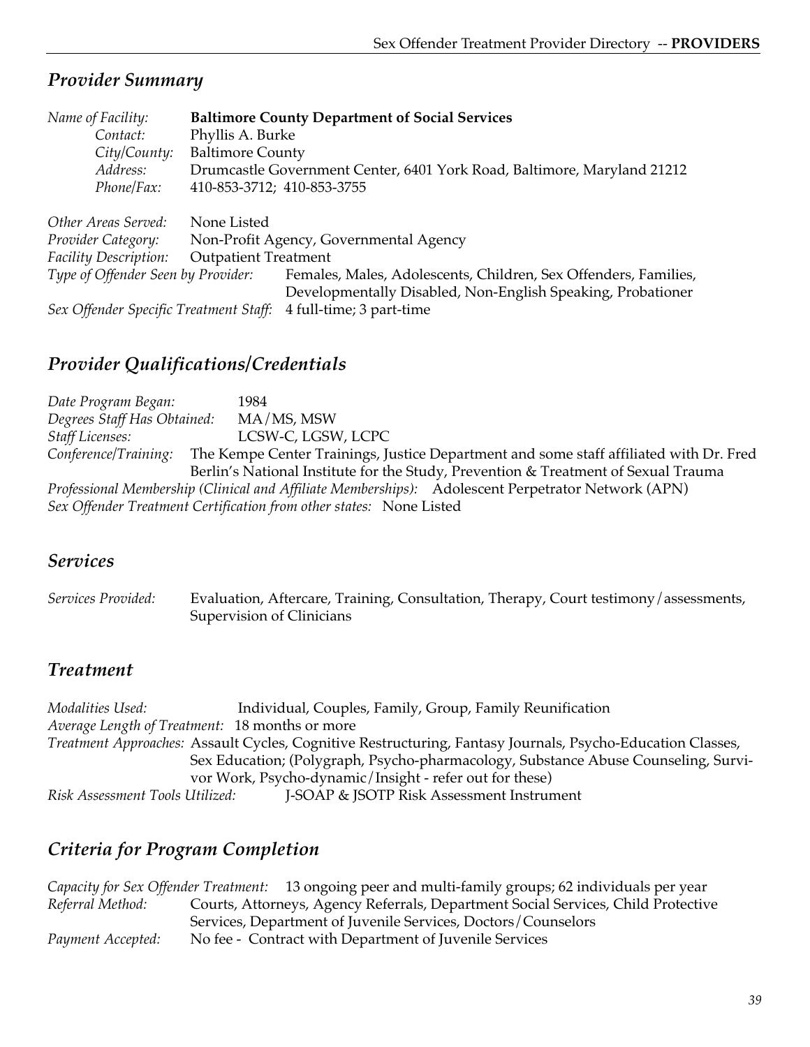## *Provider Summary*

*Name of Facility:* **Baltimore County Department of Social Services**
*Contact:* Phyllis A. Burke
*City/County:* Baltimore County
*Address:* Drumcastle Government Center, 6401 York Road, Baltimore, Maryland 21212
*Phone/Fax:* 410-853-3712; 410-853-3755

*Other Areas Served:* None Listed
*Provider Category:* Non-Profit Agency, Governmental Agency
*Facility Description:* Outpatient Treatment
*Type of Offender Seen by Provider:* Females, Males, Adolescents, Children, Sex Offenders, Families, Developmentally Disabled, Non-English Speaking, Probationer
*Sex Offender Specific Treatment Staff:* 4 full-time; 3 part-time

## *Provider Qualifications/Credentials*

*Date Program Began:* 1984
*Degrees Staff Has Obtained:* MA/MS, MSW
*Staff Licenses:* LCSW-C, LGSW, LCPC
*Conference/Training:* The Kempe Center Trainings, Justice Department and some staff affiliated with Dr. Fred Berlin's National Institute for the Study, Prevention & Treatment of Sexual Trauma
*Professional Membership (Clinical and Affiliate Memberships):* Adolescent Perpetrator Network (APN)
*Sex Offender Treatment Certification from other states:* None Listed

## *Services*

*Services Provided:* Evaluation, Aftercare, Training, Consultation, Therapy, Court testimony/assessments, Supervision of Clinicians

## *Treatment*

*Modalities Used:* Individual, Couples, Family, Group, Family Reunification
*Average Length of Treatment:* 18 months or more
*Treatment Approaches:* Assault Cycles, Cognitive Restructuring, Fantasy Journals, Psycho-Education Classes, Sex Education; (Polygraph, Psycho-pharmacology, Substance Abuse Counseling, Survivor Work, Psycho-dynamic/Insight - refer out for these)
*Risk Assessment Tools Utilized:* J-SOAP & JSOTP Risk Assessment Instrument

## *Criteria for Program Completion*

*Capacity for Sex Offender Treatment:* 13 ongoing peer and multi-family groups; 62 individuals per year
*Referral Method:* Courts, Attorneys, Agency Referrals, Department Social Services, Child Protective Services, Department of Juvenile Services, Doctors/Counselors
*Payment Accepted:* No fee - Contract with Department of Juvenile Services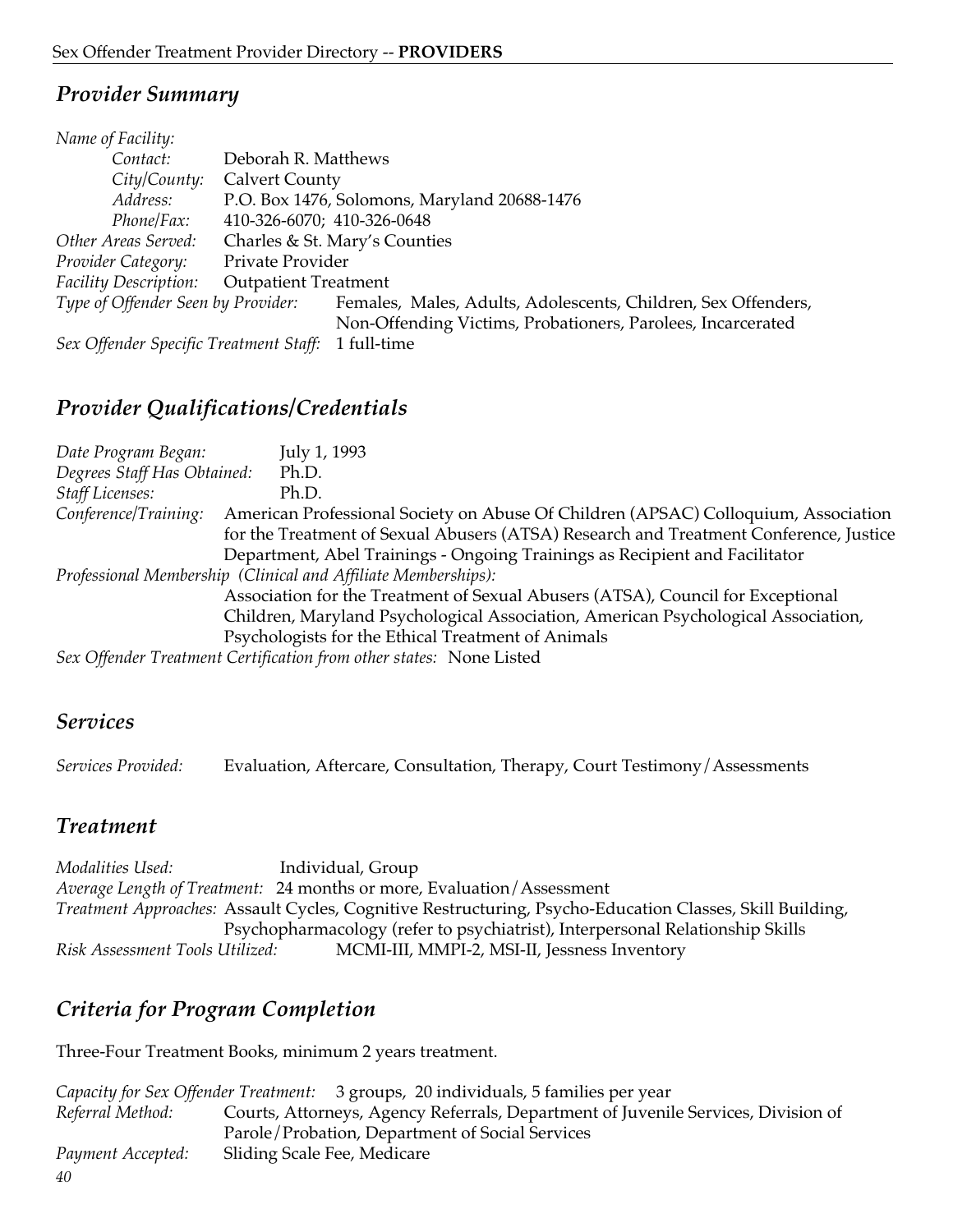## *Provider Summary*

*Name of Facility:*
*Contact:* Deborah R. Matthews
*City/County:* Calvert County
*Address:* P.O. Box 1476, Solomons, Maryland 20688-1476
*Phone/Fax:* 410-326-6070; 410-326-0648
*Other Areas Served:* Charles & St. Mary's Counties
*Provider Category:* Private Provider
*Facility Description:* Outpatient Treatment
*Type of Offender Seen by Provider:* Females, Males, Adults, Adolescents, Children, Sex Offenders, Non-Offending Victims, Probationers, Parolees, Incarcerated
*Sex Offender Specific Treatment Staff:* 1 full-time

## *Provider Qualifications/Credentials*

*Date Program Began:* July 1, 1993
*Degrees Staff Has Obtained:* Ph.D.
*Staff Licenses:* Ph.D.
*Conference/Training:* American Professional Society on Abuse Of Children (APSAC) Colloquium, Association for the Treatment of Sexual Abusers (ATSA) Research and Treatment Conference, Justice Department, Abel Trainings - Ongoing Trainings as Recipient and Facilitator
*Professional Membership (Clinical and Affiliate Memberships):* Association for the Treatment of Sexual Abusers (ATSA), Council for Exceptional Children, Maryland Psychological Association, American Psychological Association, Psychologists for the Ethical Treatment of Animals
*Sex Offender Treatment Certification from other states:* None Listed

## *Services*

*Services Provided:* Evaluation, Aftercare, Consultation, Therapy, Court Testimony/Assessments

## *Treatment*

*Modalities Used:* Individual, Group
*Average Length of Treatment:* 24 months or more, Evaluation/Assessment
*Treatment Approaches:* Assault Cycles, Cognitive Restructuring, Psycho-Education Classes, Skill Building, Psychopharmacology (refer to psychiatrist), Interpersonal Relationship Skills
*Risk Assessment Tools Utilized:* MCMI-III, MMPI-2, MSI-II, Jessness Inventory

## *Criteria for Program Completion*

Three-Four Treatment Books, minimum 2 years treatment.

*Capacity for Sex Offender Treatment:* 3 groups, 20 individuals, 5 families per year
*Referral Method:* Courts, Attorneys, Agency Referrals, Department of Juvenile Services, Division of Parole/Probation, Department of Social Services
*Payment Accepted:* Sliding Scale Fee, Medicare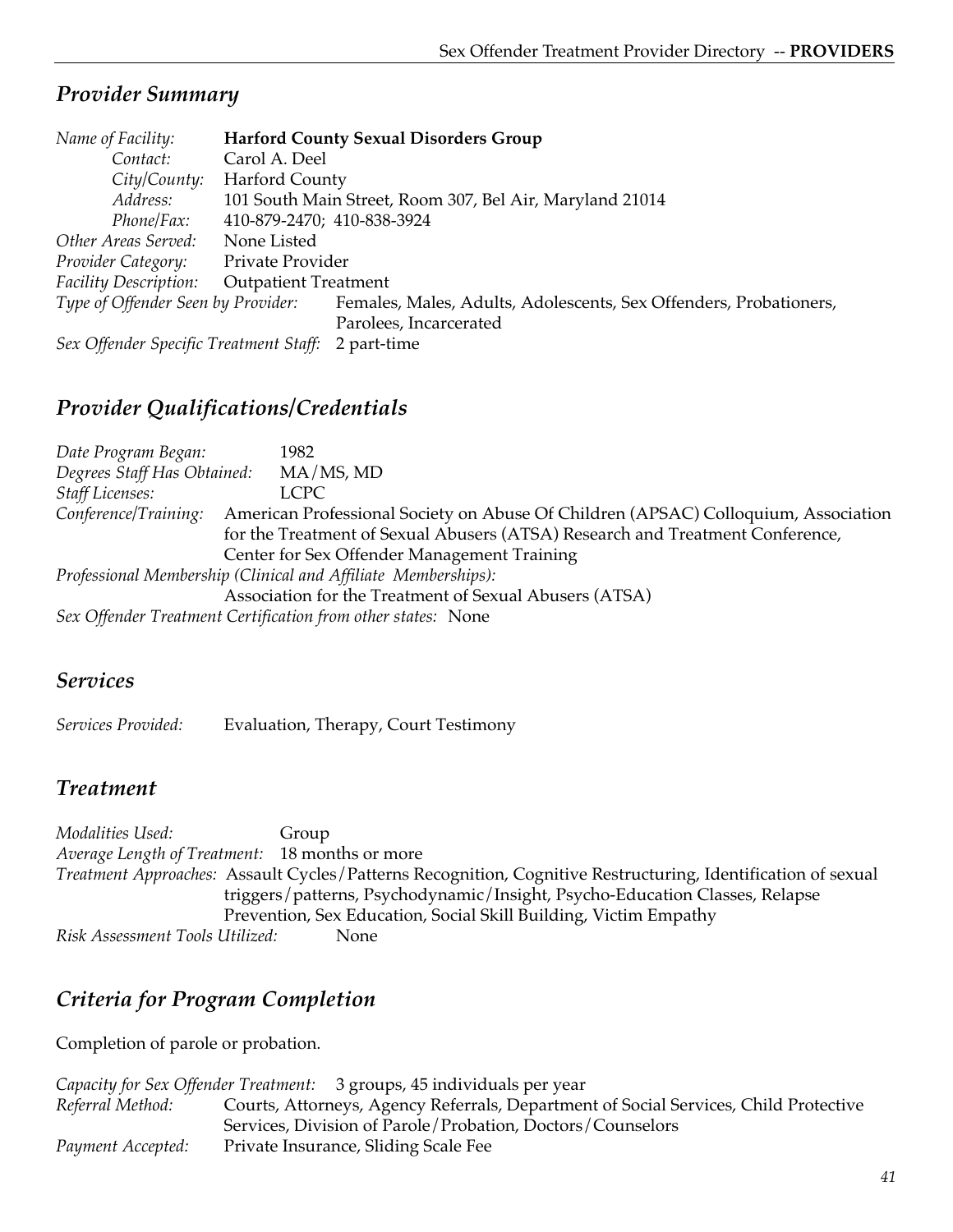## *Provider Summary*

*Name of Facility:* **Harford County Sexual Disorders Group**
*Contact:* Carol A. Deel
*City/County:* Harford County
*Address:* 101 South Main Street, Room 307, Bel Air, Maryland 21014
*Phone/Fax:* 410-879-2470; 410-838-3924
*Other Areas Served:* None Listed
*Provider Category:* Private Provider
*Facility Description:* Outpatient Treatment
*Type of Offender Seen by Provider:* Females, Males, Adults, Adolescents, Sex Offenders, Probationers, Parolees, Incarcerated
*Sex Offender Specific Treatment Staff:* 2 part-time

## *Provider Qualifications/Credentials*

*Date Program Began:* 1982
*Degrees Staff Has Obtained:* MA/MS, MD
*Staff Licenses:* LCPC
*Conference/Training:* American Professional Society on Abuse Of Children (APSAC) Colloquium, Association for the Treatment of Sexual Abusers (ATSA) Research and Treatment Conference, Center for Sex Offender Management Training
*Professional Membership (Clinical and Affiliate Memberships):*
Association for the Treatment of Sexual Abusers (ATSA)
*Sex Offender Treatment Certification from other states:* None

## *Services*

*Services Provided:* Evaluation, Therapy, Court Testimony

## *Treatment*

*Modalities Used:* Group
*Average Length of Treatment:* 18 months or more
*Treatment Approaches:* Assault Cycles/Patterns Recognition, Cognitive Restructuring, Identification of sexual triggers/patterns, Psychodynamic/Insight, Psycho-Education Classes, Relapse Prevention, Sex Education, Social Skill Building, Victim Empathy
*Risk Assessment Tools Utilized:* None

## *Criteria for Program Completion*

Completion of parole or probation.

*Capacity for Sex Offender Treatment:* 3 groups, 45 individuals per year
*Referral Method:* Courts, Attorneys, Agency Referrals, Department of Social Services, Child Protective Services, Division of Parole/Probation, Doctors/Counselors
*Payment Accepted:* Private Insurance, Sliding Scale Fee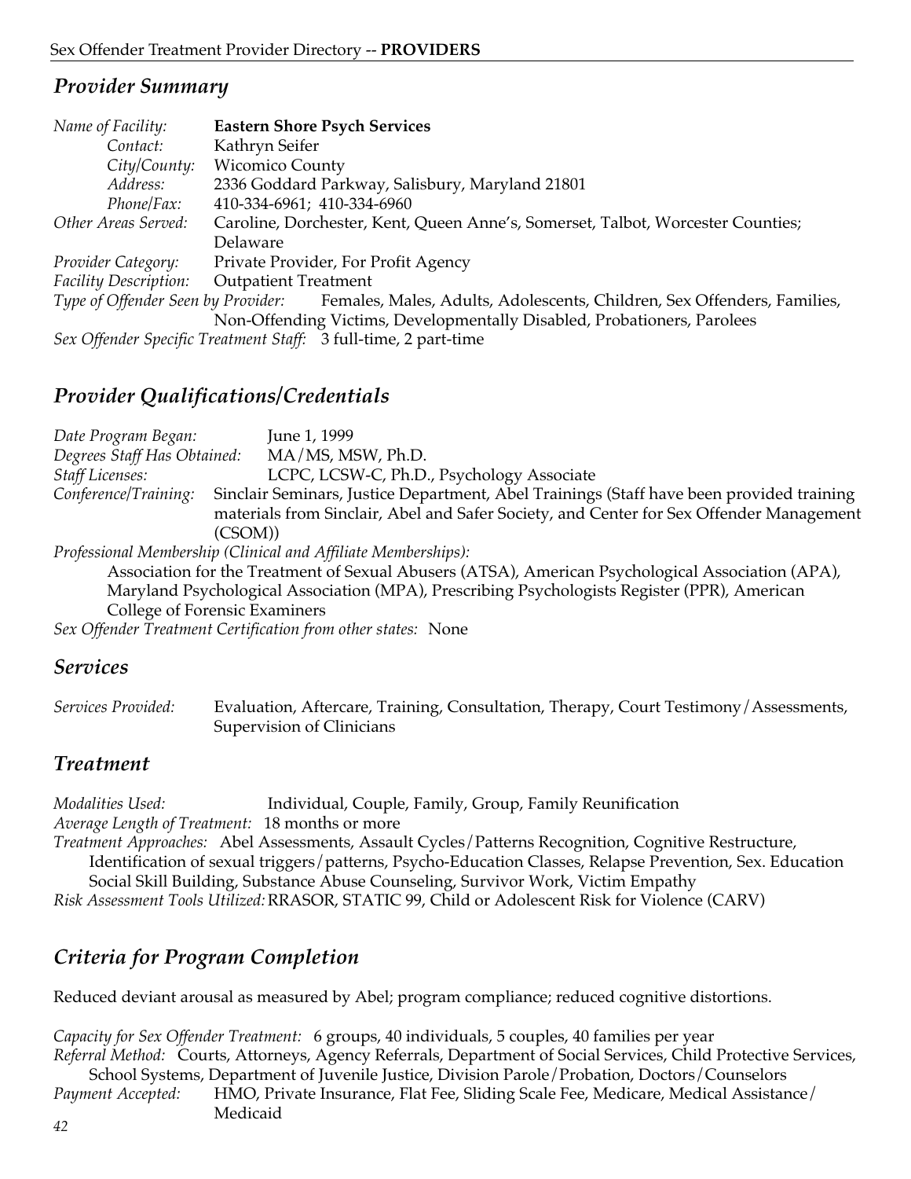## Provider Summary

*Name of Facility:* **Eastern Shore Psych Services**
*Contact:* Kathryn Seifer
*City/County:* Wicomico County
*Address:* 2336 Goddard Parkway, Salisbury, Maryland 21801
*Phone/Fax:* 410-334-6961; 410-334-6960
*Other Areas Served:* Caroline, Dorchester, Kent, Queen Anne's, Somerset, Talbot, Worcester Counties; Delaware
*Provider Category:* Private Provider, For Profit Agency
*Facility Description:* Outpatient Treatment
*Type of Offender Seen by Provider:* Females, Males, Adults, Adolescents, Children, Sex Offenders, Families, Non-Offending Victims, Developmentally Disabled, Probationers, Parolees
*Sex Offender Specific Treatment Staff:* 3 full-time, 2 part-time

## Provider Qualifications/Credentials

*Date Program Began:* June 1, 1999
*Degrees Staff Has Obtained:* MA/MS, MSW, Ph.D.
*Staff Licenses:* LCPC, LCSW-C, Ph.D., Psychology Associate
*Conference/Training:* Sinclair Seminars, Justice Department, Abel Trainings (Staff have been provided training materials from Sinclair, Abel and Safer Society, and Center for Sex Offender Management (CSOM))
*Professional Membership (Clinical and Affiliate Memberships):*
Association for the Treatment of Sexual Abusers (ATSA), American Psychological Association (APA), Maryland Psychological Association (MPA), Prescribing Psychologists Register (PPR), American College of Forensic Examiners
*Sex Offender Treatment Certification from other states:* None

## Services

*Services Provided:* Evaluation, Aftercare, Training, Consultation, Therapy, Court Testimony/Assessments, Supervision of Clinicians

## Treatment

*Modalities Used:* Individual, Couple, Family, Group, Family Reunification
*Average Length of Treatment:* 18 months or more
*Treatment Approaches:* Abel Assessments, Assault Cycles/Patterns Recognition, Cognitive Restructure, Identification of sexual triggers/patterns, Psycho-Education Classes, Relapse Prevention, Sex. Education Social Skill Building, Substance Abuse Counseling, Survivor Work, Victim Empathy
*Risk Assessment Tools Utilized:* RRASOR, STATIC 99, Child or Adolescent Risk for Violence (CARV)

## Criteria for Program Completion

Reduced deviant arousal as measured by Abel; program compliance; reduced cognitive distortions.

*Capacity for Sex Offender Treatment:* 6 groups, 40 individuals, 5 couples, 40 families per year
*Referral Method:* Courts, Attorneys, Agency Referrals, Department of Social Services, Child Protective Services, School Systems, Department of Juvenile Justice, Division Parole/Probation, Doctors/Counselors
*Payment Accepted:* HMO, Private Insurance, Flat Fee, Sliding Scale Fee, Medicare, Medical Assistance/Medicaid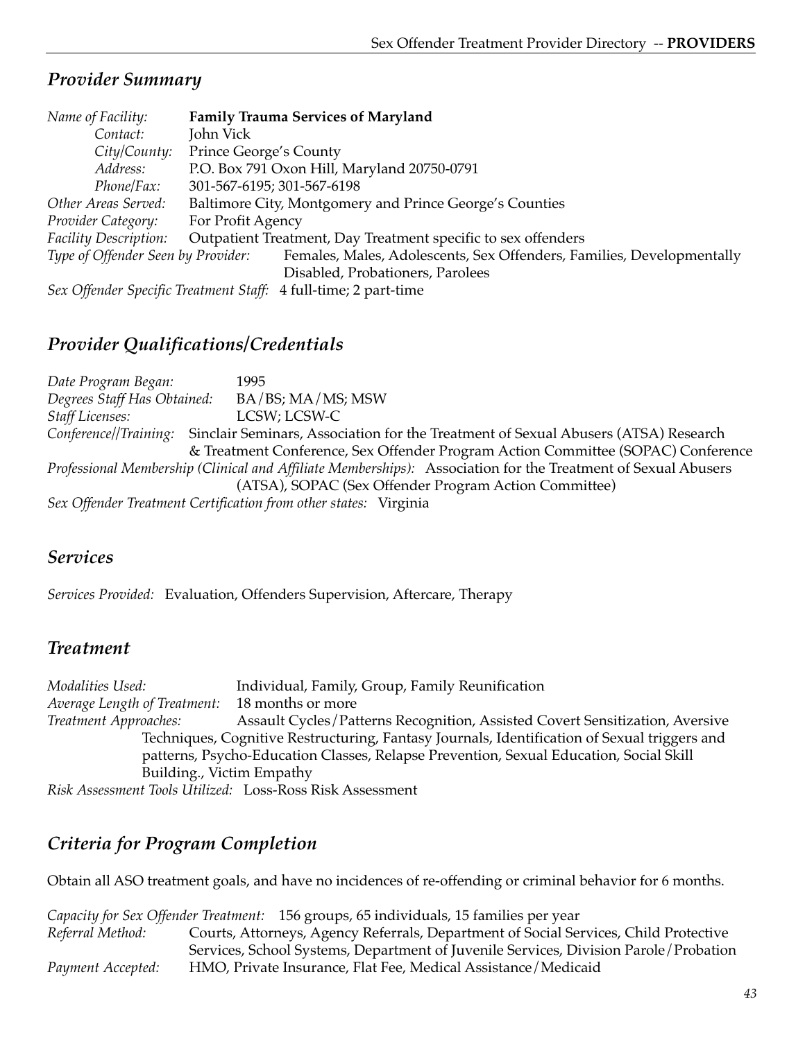## *Provider Summary*

*Name of Facility:* **Family Trauma Services of Maryland**
*Contact:* John Vick
*City/County:* Prince George's County
*Address:* P.O. Box 791 Oxon Hill, Maryland 20750-0791
*Phone/Fax:* 301-567-6195; 301-567-6198
*Other Areas Served:* Baltimore City, Montgomery and Prince George's Counties
*Provider Category:* For Profit Agency
*Facility Description:* Outpatient Treatment, Day Treatment specific to sex offenders
*Type of Offender Seen by Provider:* Females, Males, Adolescents, Sex Offenders, Families, Developmentally Disabled, Probationers, Parolees
*Sex Offender Specific Treatment Staff:* 4 full-time; 2 part-time

## *Provider Qualifications/Credentials*

*Date Program Began:* 1995
*Degrees Staff Has Obtained:* BA/BS; MA/MS; MSW
*Staff Licenses:* LCSW; LCSW-C
*Conference//Training:* Sinclair Seminars, Association for the Treatment of Sexual Abusers (ATSA) Research & Treatment Conference, Sex Offender Program Action Committee (SOPAC) Conference
*Professional Membership (Clinical and Affiliate Memberships):* Association for the Treatment of Sexual Abusers (ATSA), SOPAC (Sex Offender Program Action Committee)
*Sex Offender Treatment Certification from other states:* Virginia

## *Services*

*Services Provided:* Evaluation, Offenders Supervision, Aftercare, Therapy

## *Treatment*

*Modalities Used:* Individual, Family, Group, Family Reunification
*Average Length of Treatment:* 18 months or more
*Treatment Approaches:* Assault Cycles/Patterns Recognition, Assisted Covert Sensitization, Aversive Techniques, Cognitive Restructuring, Fantasy Journals, Identification of Sexual triggers and patterns, Psycho-Education Classes, Relapse Prevention, Sexual Education, Social Skill Building., Victim Empathy
*Risk Assessment Tools Utilized:* Loss-Ross Risk Assessment

## *Criteria for Program Completion*

Obtain all ASO treatment goals, and have no incidences of re-offending or criminal behavior for 6 months.

*Capacity for Sex Offender Treatment:* 156 groups, 65 individuals, 15 families per year
*Referral Method:* Courts, Attorneys, Agency Referrals, Department of Social Services, Child Protective Services, School Systems, Department of Juvenile Services, Division Parole/Probation
*Payment Accepted:* HMO, Private Insurance, Flat Fee, Medical Assistance/Medicaid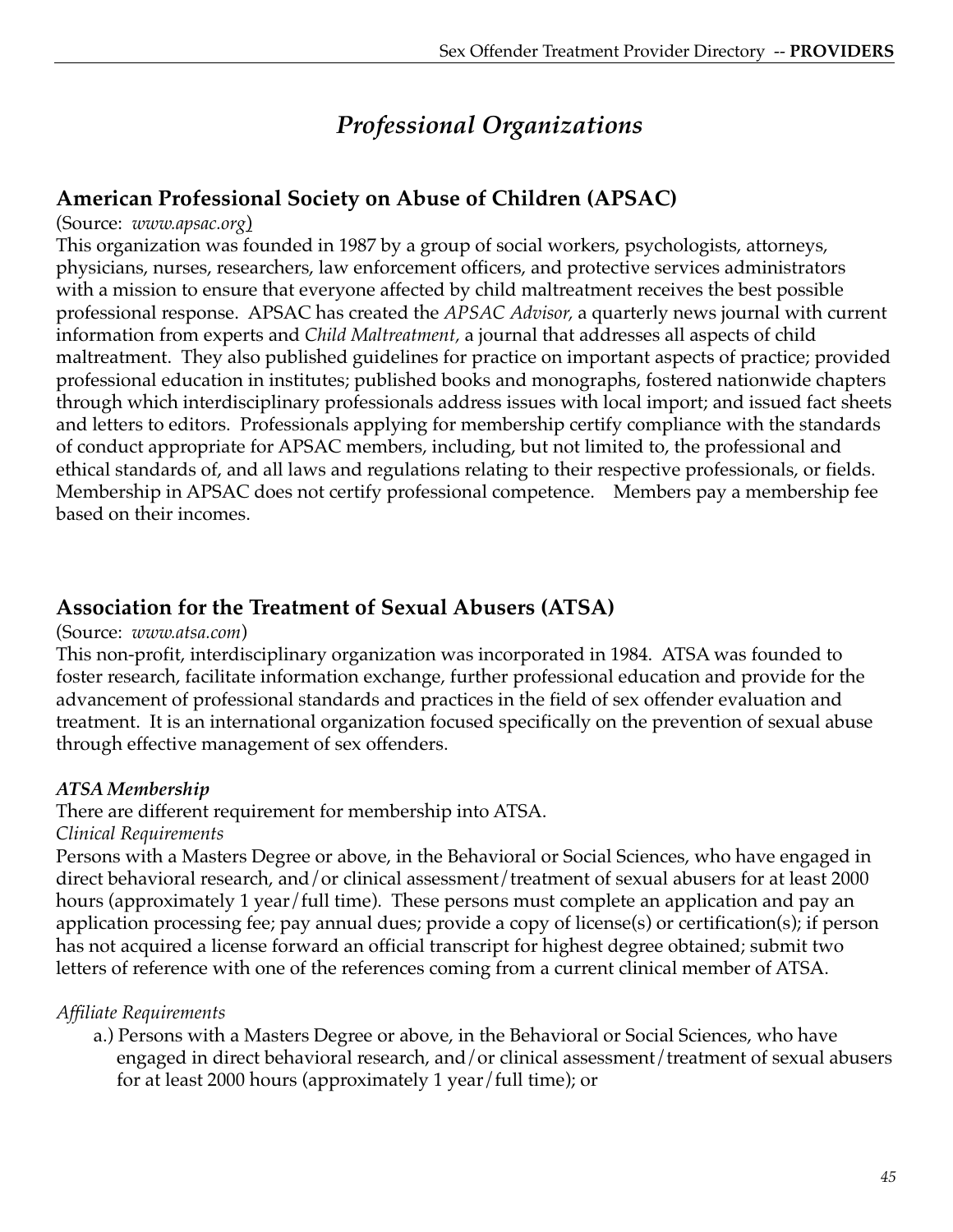# *Professional Organizations*

## American Professional Society on Abuse of Children (APSAC)

(Source: *www.apsac.org*)

This organization was founded in 1987 by a group of social workers, psychologists, attorneys, physicians, nurses, researchers, law enforcement officers, and protective services administrators with a mission to ensure that everyone affected by child maltreatment receives the best possible professional response. APSAC has created the *APSAC Advisor,* a quarterly news journal with current information from experts and *Child Maltreatment,* a journal that addresses all aspects of child maltreatment. They also published guidelines for practice on important aspects of practice; provided professional education in institutes; published books and monographs, fostered nationwide chapters through which interdisciplinary professionals address issues with local import; and issued fact sheets and letters to editors. Professionals applying for membership certify compliance with the standards of conduct appropriate for APSAC members, including, but not limited to, the professional and ethical standards of, and all laws and regulations relating to their respective professionals, or fields. Membership in APSAC does not certify professional competence. Members pay a membership fee based on their incomes.

## Association for the Treatment of Sexual Abusers (ATSA)

(Source: *www.atsa.com*)

This non-profit, interdisciplinary organization was incorporated in 1984. ATSA was founded to foster research, facilitate information exchange, further professional education and provide for the advancement of professional standards and practices in the field of sex offender evaluation and treatment. It is an international organization focused specifically on the prevention of sexual abuse through effective management of sex offenders.

### *ATSA Membership*

There are different requirement for membership into ATSA.

*Clinical Requirements*

Persons with a Masters Degree or above, in the Behavioral or Social Sciences, who have engaged in direct behavioral research, and/or clinical assessment/treatment of sexual abusers for at least 2000 hours (approximately 1 year/full time). These persons must complete an application and pay an application processing fee; pay annual dues; provide a copy of license(s) or certification(s); if person has not acquired a license forward an official transcript for highest degree obtained; submit two letters of reference with one of the references coming from a current clinical member of ATSA.

*Affiliate Requirements*

a.) Persons with a Masters Degree or above, in the Behavioral or Social Sciences, who have engaged in direct behavioral research, and/or clinical assessment/treatment of sexual abusers for at least 2000 hours (approximately 1 year/full time); or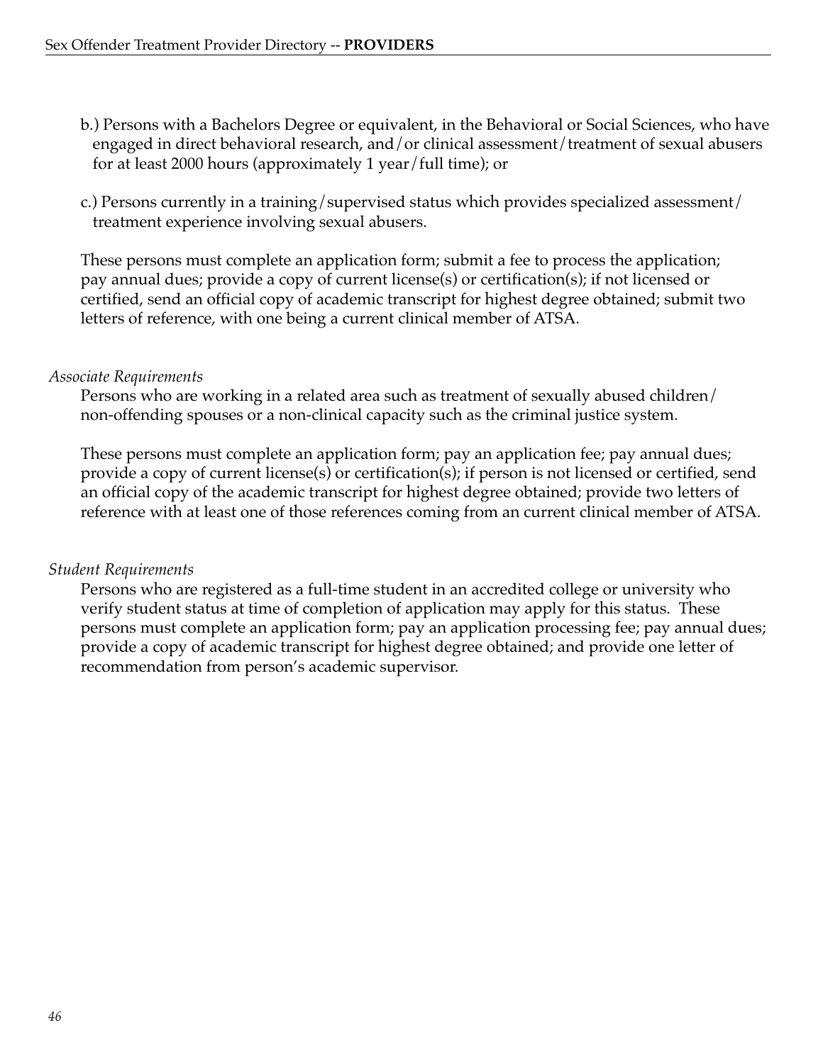b.) Persons with a Bachelors Degree or equivalent, in the Behavioral or Social Sciences, who have engaged in direct behavioral research, and/or clinical assessment/treatment of sexual abusers for at least 2000 hours (approximately 1 year/full time); or

c.) Persons currently in a training/supervised status which provides specialized assessment/treatment experience involving sexual abusers.

These persons must complete an application form; submit a fee to process the application; pay annual dues; provide a copy of current license(s) or certification(s); if not licensed or certified, send an official copy of academic transcript for highest degree obtained; submit two letters of reference, with one being a current clinical member of ATSA.

*Associate Requirements*

Persons who are working in a related area such as treatment of sexually abused children/non-offending spouses or a non-clinical capacity such as the criminal justice system.

These persons must complete an application form; pay an application fee; pay annual dues; provide a copy of current license(s) or certification(s); if person is not licensed or certified, send an official copy of the academic transcript for highest degree obtained; provide two letters of reference with at least one of those references coming from an current clinical member of ATSA.

*Student Requirements*

Persons who are registered as a full-time student in an accredited college or university who verify student status at time of completion of application may apply for this status. These persons must complete an application form; pay an application processing fee; pay annual dues; provide a copy of academic transcript for highest degree obtained; and provide one letter of recommendation from person's academic supervisor.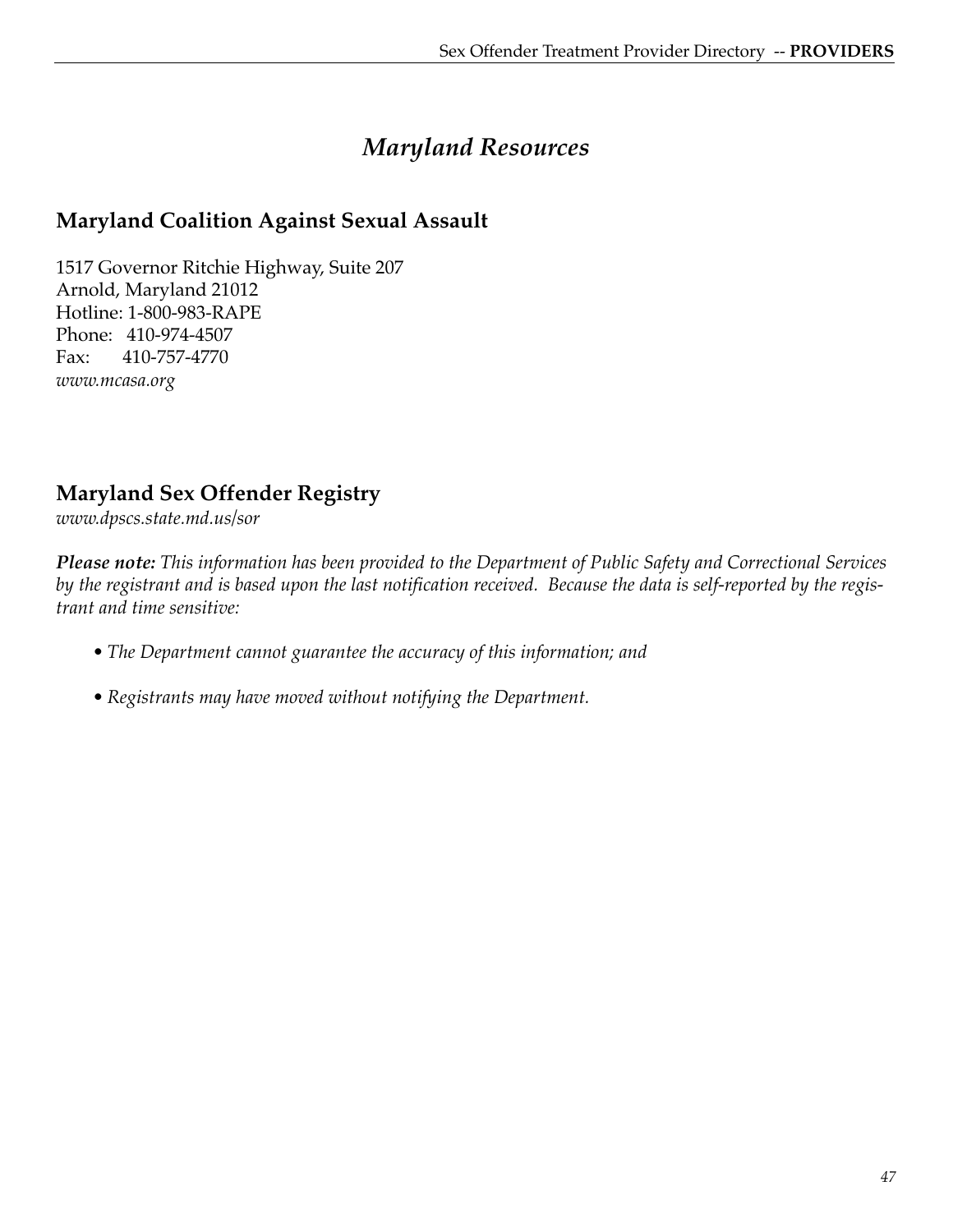# *Maryland Resources*

## Maryland Coalition Against Sexual Assault

1517 Governor Ritchie Highway, Suite 207
Arnold, Maryland 21012
Hotline: 1-800-983-RAPE
Phone: 410-974-4507
Fax: 410-757-4770
*www.mcasa.org*

## Maryland Sex Offender Registry

*www.dpscs.state.md.us/sor*

***Please note:*** *This information has been provided to the Department of Public Safety and Correctional Services by the registrant and is based upon the last notification received. Because the data is self-reported by the registrant and time sensitive:*

- *The Department cannot guarantee the accuracy of this information; and*
- *Registrants may have moved without notifying the Department.*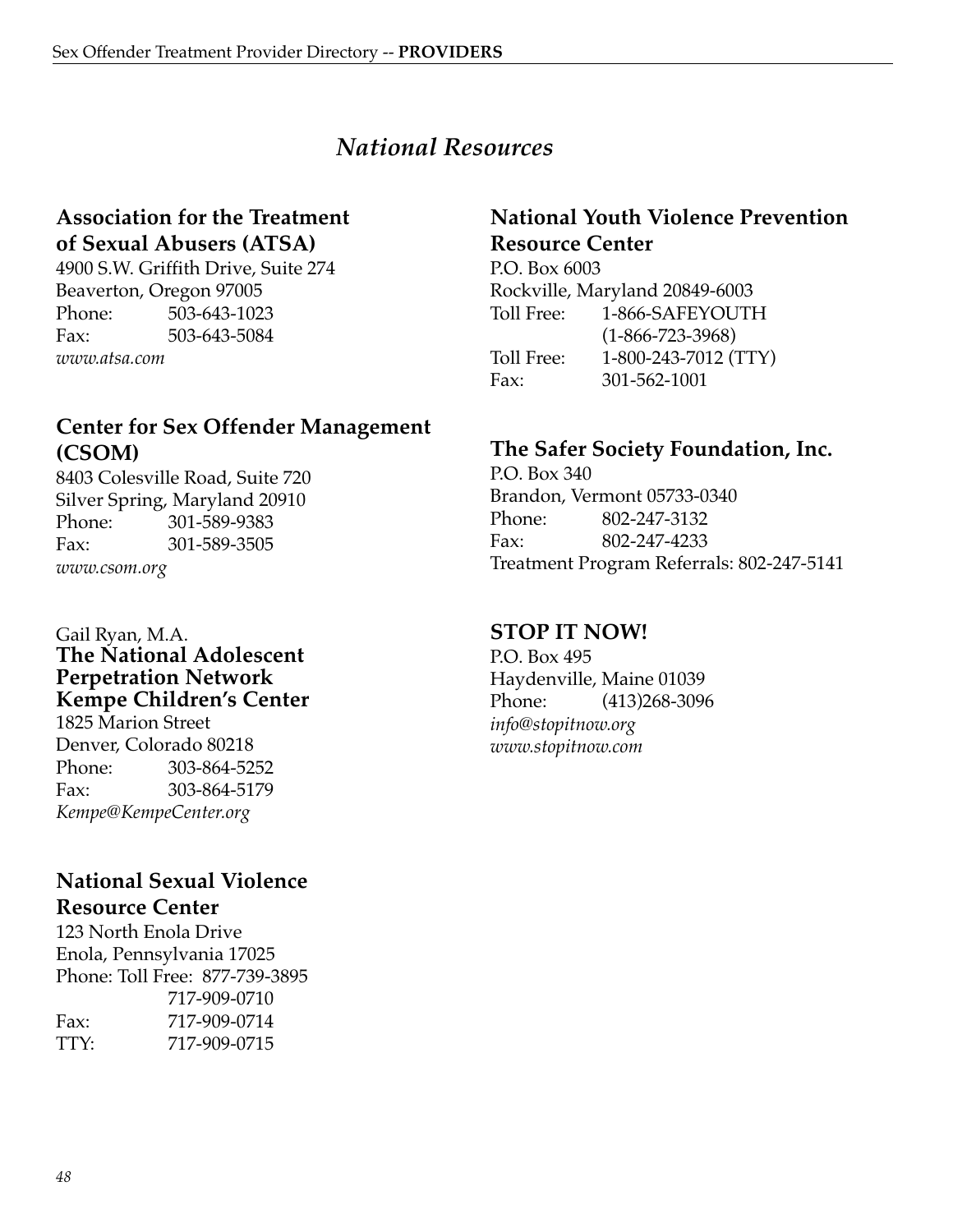# National Resources

### Association for the Treatment of Sexual Abusers (ATSA)

4900 S.W. Griffith Drive, Suite 274
Beaverton, Oregon 97005
Phone: 503-643-1023
Fax: 503-643-5084
*www.atsa.com*

### Center for Sex Offender Management (CSOM)

8403 Colesville Road, Suite 720
Silver Spring, Maryland 20910
Phone: 301-589-9383
Fax: 301-589-3505
*www.csom.org*

Gail Ryan, M.A.

### The National Adolescent Perpetration Network Kempe Children's Center

1825 Marion Street
Denver, Colorado 80218
Phone: 303-864-5252
Fax: 303-864-5179
*Kempe@KempeCenter.org*

### National Sexual Violence Resource Center

123 North Enola Drive
Enola, Pennsylvania 17025
Phone: Toll Free: 877-739-3895
717-909-0710
Fax: 717-909-0714
TTY: 717-909-0715

### National Youth Violence Prevention Resource Center

P.O. Box 6003
Rockville, Maryland 20849-6003
Toll Free: 1-866-SAFEYOUTH
(1-866-723-3968)
Toll Free: 1-800-243-7012 (TTY)
Fax: 301-562-1001

### The Safer Society Foundation, Inc.

P.O. Box 340
Brandon, Vermont 05733-0340
Phone: 802-247-3132
Fax: 802-247-4233
Treatment Program Referrals: 802-247-5141

### STOP IT NOW!

P.O. Box 495
Haydenville, Maine 01039
Phone: (413)268-3096
*info@stopitnow.org*
*www.stopitnow.com*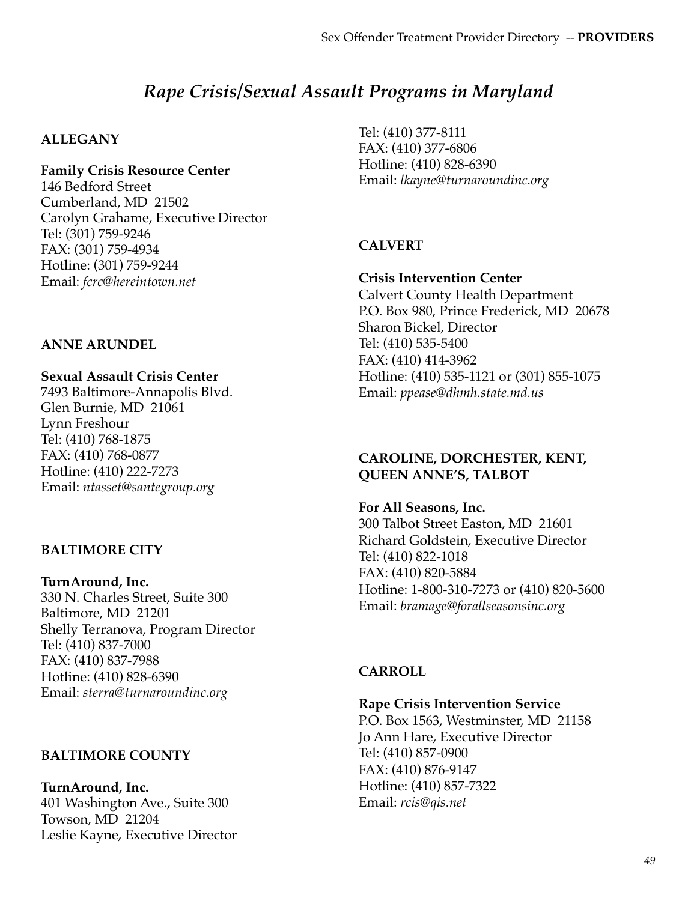# *Rape Crisis/Sexual Assault Programs in Maryland*

## ALLEGANY

**Family Crisis Resource Center**
146 Bedford Street
Cumberland, MD 21502
Carolyn Grahame, Executive Director
Tel: (301) 759-9246
FAX: (301) 759-4934
Hotline: (301) 759-9244
Email: *fcrc@hereintown.net*

## ANNE ARUNDEL

**Sexual Assault Crisis Center**
7493 Baltimore-Annapolis Blvd.
Glen Burnie, MD 21061
Lynn Freshour
Tel: (410) 768-1875
FAX: (410) 768-0877
Hotline: (410) 222-7273
Email: *ntasset@santegroup.org*

## BALTIMORE CITY

**TurnAround, Inc.**
330 N. Charles Street, Suite 300
Baltimore, MD 21201
Shelly Terranova, Program Director
Tel: (410) 837-7000
FAX: (410) 837-7988
Hotline: (410) 828-6390
Email: *sterra@turnaroundinc.org*

## BALTIMORE COUNTY

**TurnAround, Inc.**
401 Washington Ave., Suite 300
Towson, MD 21204
Leslie Kayne, Executive Director
Tel: (410) 377-8111
FAX: (410) 377-6806
Hotline: (410) 828-6390
Email: *lkayne@turnaroundinc.org*

## CALVERT

**Crisis Intervention Center**
Calvert County Health Department
P.O. Box 980, Prince Frederick, MD 20678
Sharon Bickel, Director
Tel: (410) 535-5400
FAX: (410) 414-3962
Hotline: (410) 535-1121 or (301) 855-1075
Email: *ppease@dhmh.state.md.us*

## CAROLINE, DORCHESTER, KENT, QUEEN ANNE'S, TALBOT

**For All Seasons, Inc.**
300 Talbot Street Easton, MD 21601
Richard Goldstein, Executive Director
Tel: (410) 822-1018
FAX: (410) 820-5884
Hotline: 1-800-310-7273 or (410) 820-5600
Email: *bramage@forallseasonsinc.org*

## CARROLL

**Rape Crisis Intervention Service**
P.O. Box 1563, Westminster, MD 21158
Jo Ann Hare, Executive Director
Tel: (410) 857-0900
FAX: (410) 876-9147
Hotline: (410) 857-7322
Email: *rcis@qis.net*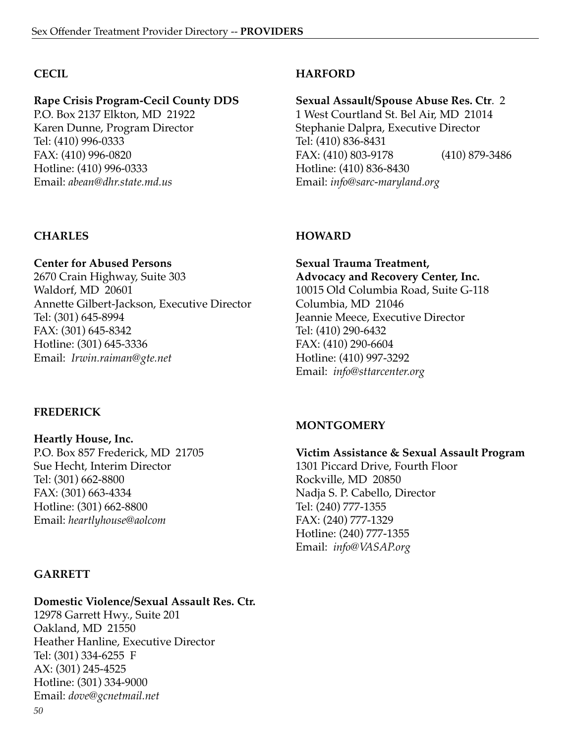## CECIL

**Rape Crisis Program-Cecil County DDS**
P.O. Box 2137 Elkton, MD 21922
Karen Dunne, Program Director
Tel: (410) 996-0333
FAX: (410) 996-0820
Hotline: (410) 996-0333
Email: *abean@dhr.state.md.us*

## CHARLES

**Center for Abused Persons**
2670 Crain Highway, Suite 303
Waldorf, MD 20601
Annette Gilbert-Jackson, Executive Director
Tel: (301) 645-8994
FAX: (301) 645-8342
Hotline: (301) 645-3336
Email: *Irwin.raiman@gte.net*

## FREDERICK

**Heartly House, Inc.**
P.O. Box 857 Frederick, MD 21705
Sue Hecht, Interim Director
Tel: (301) 662-8800
FAX: (301) 663-4334
Hotline: (301) 662-8800
Email: *heartlyhouse@aolcom*

## GARRETT

**Domestic Violence/Sexual Assault Res. Ctr.**
12978 Garrett Hwy., Suite 201
Oakland, MD 21550
Heather Hanline, Executive Director
Tel: (301) 334-6255 F
AX: (301) 245-4525
Hotline: (301) 334-9000
Email: *dove@gcnetmail.net*

## HARFORD

**Sexual Assault/Spouse Abuse Res. Ctr**. 2
1 West Courtland St. Bel Air, MD 21014
Stephanie Dalpra, Executive Director
Tel: (410) 836-8431
FAX: (410) 803-9178 (410) 879-3486
Hotline: (410) 836-8430
Email: *info@sarc-maryland.org*

## HOWARD

**Sexual Trauma Treatment, Advocacy and Recovery Center, Inc.**
10015 Old Columbia Road, Suite G-118
Columbia, MD 21046
Jeannie Meece, Executive Director
Tel: (410) 290-6432
FAX: (410) 290-6604
Hotline: (410) 997-3292
Email: *info@sttarcenter.org*

## MONTGOMERY

**Victim Assistance & Sexual Assault Program**
1301 Piccard Drive, Fourth Floor
Rockville, MD 20850
Nadja S. P. Cabello, Director
Tel: (240) 777-1355
FAX: (240) 777-1329
Hotline: (240) 777-1355
Email: *info@VASAP.org*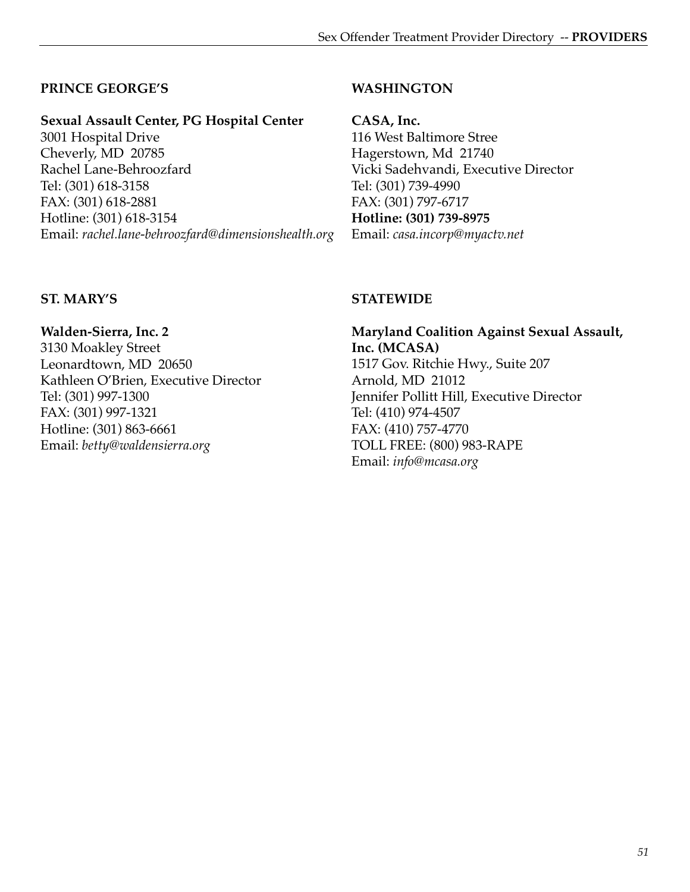## PRINCE GEORGE'S

**Sexual Assault Center, PG Hospital Center**
3001 Hospital Drive
Cheverly, MD 20785
Rachel Lane-Behroozfard
Tel: (301) 618-3158
FAX: (301) 618-2881
Hotline: (301) 618-3154
Email: *rachel.lane-behroozfard@dimensionshealth.org*

## WASHINGTON

**CASA, Inc.**
116 West Baltimore Stree
Hagerstown, Md 21740
Vicki Sadehvandi, Executive Director
Tel: (301) 739-4990
FAX: (301) 797-6717
**Hotline: (301) 739-8975**
Email: *casa.incorp@myactv.net*

## ST. MARY'S

**Walden-Sierra, Inc. 2**
3130 Moakley Street
Leonardtown, MD 20650
Kathleen O'Brien, Executive Director
Tel: (301) 997-1300
FAX: (301) 997-1321
Hotline: (301) 863-6661
Email: *betty@waldensierra.org*

## STATEWIDE

**Maryland Coalition Against Sexual Assault, Inc. (MCASA)**
1517 Gov. Ritchie Hwy., Suite 207
Arnold, MD 21012
Jennifer Pollitt Hill, Executive Director
Tel: (410) 974-4507
FAX: (410) 757-4770
TOLL FREE: (800) 983-RAPE
Email: *info@mcasa.org*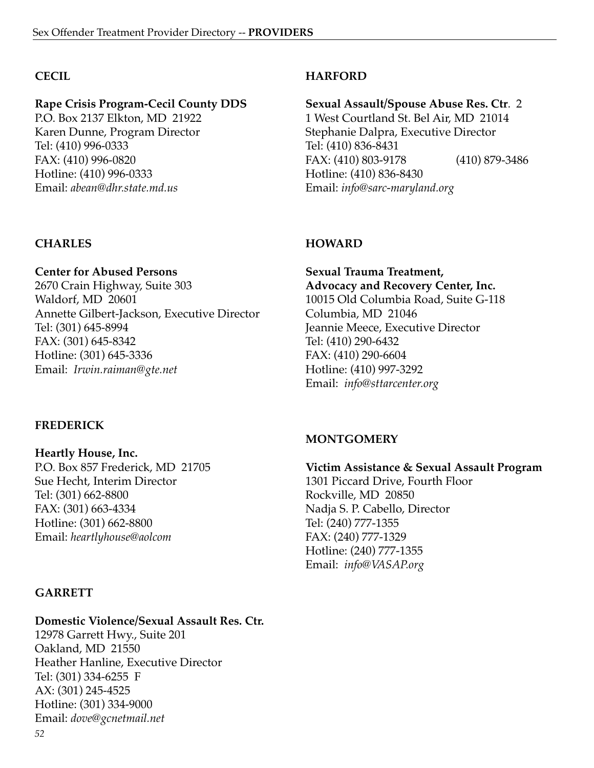## CECIL

**Rape Crisis Program-Cecil County DDS**
P.O. Box 2137 Elkton, MD 21922
Karen Dunne, Program Director
Tel: (410) 996-0333
FAX: (410) 996-0820
Hotline: (410) 996-0333
Email: *abean@dhr.state.md.us*

## CHARLES

**Center for Abused Persons**
2670 Crain Highway, Suite 303
Waldorf, MD 20601
Annette Gilbert-Jackson, Executive Director
Tel: (301) 645-8994
FAX: (301) 645-8342
Hotline: (301) 645-3336
Email: *Irwin.raiman@gte.net*

## FREDERICK

**Heartly House, Inc.**
P.O. Box 857 Frederick, MD 21705
Sue Hecht, Interim Director
Tel: (301) 662-8800
FAX: (301) 663-4334
Hotline: (301) 662-8800
Email: *heartlyhouse@aolcom*

## GARRETT

**Domestic Violence/Sexual Assault Res. Ctr.**
12978 Garrett Hwy., Suite 201
Oakland, MD 21550
Heather Hanline, Executive Director
Tel: (301) 334-6255 F
AX: (301) 245-4525
Hotline: (301) 334-9000
Email: *dove@gcnetmail.net*

## HARFORD

**Sexual Assault/Spouse Abuse Res. Ctr**. 2
1 West Courtland St. Bel Air, MD 21014
Stephanie Dalpra, Executive Director
Tel: (410) 836-8431
FAX: (410) 803-9178 (410) 879-3486
Hotline: (410) 836-8430
Email: *info@sarc-maryland.org*

## HOWARD

**Sexual Trauma Treatment,**
**Advocacy and Recovery Center, Inc.**
10015 Old Columbia Road, Suite G-118
Columbia, MD 21046
Jeannie Meece, Executive Director
Tel: (410) 290-6432
FAX: (410) 290-6604
Hotline: (410) 997-3292
Email: *info@sttarcenter.org*

## MONTGOMERY

**Victim Assistance & Sexual Assault Program**
1301 Piccard Drive, Fourth Floor
Rockville, MD 20850
Nadja S. P. Cabello, Director
Tel: (240) 777-1355
FAX: (240) 777-1329
Hotline: (240) 777-1355
Email: *info@VASAP.org*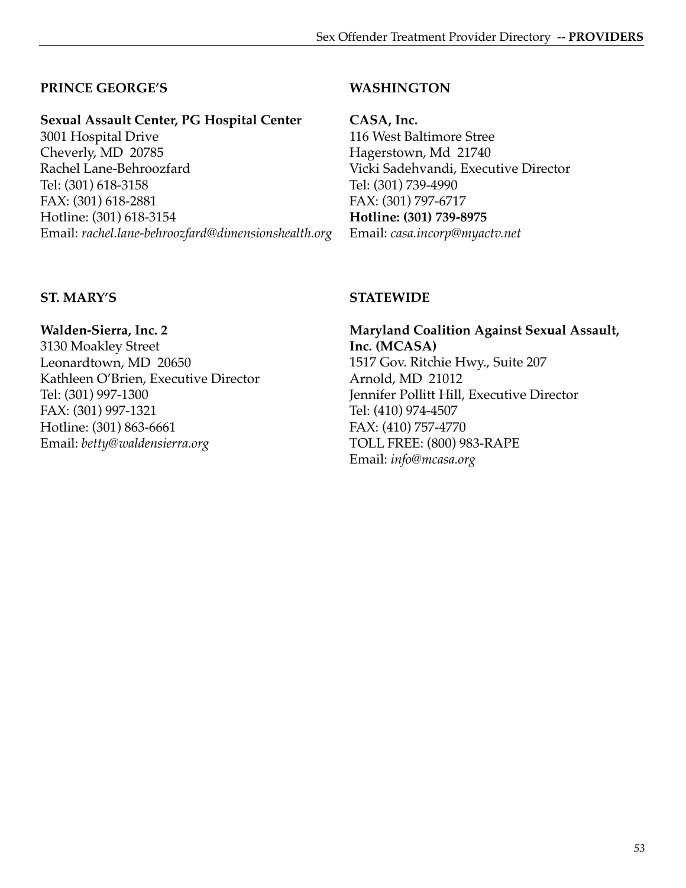## PRINCE GEORGE'S

**Sexual Assault Center, PG Hospital Center**
3001 Hospital Drive
Cheverly, MD 20785
Rachel Lane-Behroozfard
Tel: (301) 618-3158
FAX: (301) 618-2881
Hotline: (301) 618-3154
Email: *rachel.lane-behroozfard@dimensionshealth.org*

## WASHINGTON

**CASA, Inc.**
116 West Baltimore Stree
Hagerstown, Md 21740
Vicki Sadehvandi, Executive Director
Tel: (301) 739-4990
FAX: (301) 797-6717
**Hotline: (301) 739-8975**
Email: *casa.incorp@myactv.net*

## ST. MARY'S

**Walden-Sierra, Inc. 2**
3130 Moakley Street
Leonardtown, MD 20650
Kathleen O'Brien, Executive Director
Tel: (301) 997-1300
FAX: (301) 997-1321
Hotline: (301) 863-6661
Email: *betty@waldensierra.org*

## STATEWIDE

**Maryland Coalition Against Sexual Assault, Inc. (MCASA)**
1517 Gov. Ritchie Hwy., Suite 207
Arnold, MD 21012
Jennifer Pollitt Hill, Executive Director
Tel: (410) 974-4507
FAX: (410) 757-4770
TOLL FREE: (800) 983-RAPE
Email: *info@mcasa.org*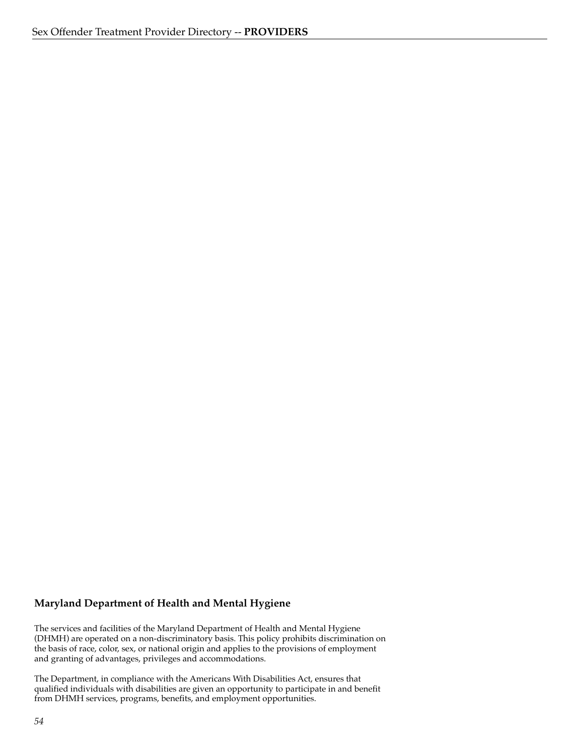**Maryland Department of Health and Mental Hygiene**

The services and facilities of the Maryland Department of Health and Mental Hygiene (DHMH) are operated on a non-discriminatory basis. This policy prohibits discrimination on the basis of race, color, sex, or national origin and applies to the provisions of employment and granting of advantages, privileges and accommodations.

The Department, in compliance with the Americans With Disabilities Act, ensures that qualified individuals with disabilities are given an opportunity to participate in and benefit from DHMH services, programs, benefits, and employment opportunities.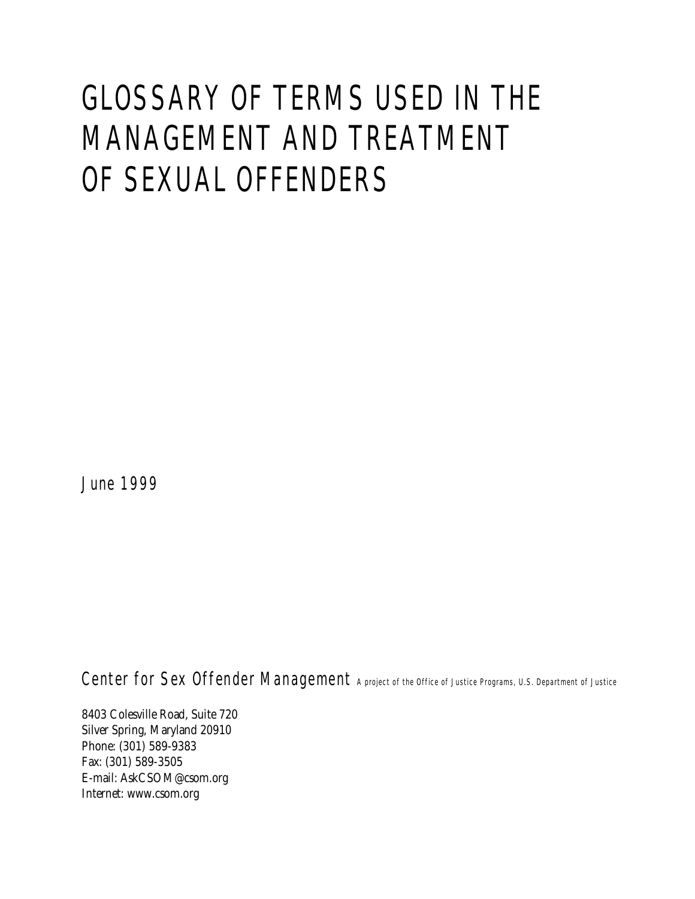# GLOSSARY OF TERMS USED IN THE MANAGEMENT AND TREATMENT OF SEXUAL OFFENDERS

June 1999

Center for Sex Offender Management A project of the Office of Justice Programs, U.S. Department of Justice

8403 Colesville Road, Suite 720
Silver Spring, Maryland 20910
Phone: (301) 589-9383
Fax: (301) 589-3505
E-mail: AskCSOM@csom.org
Internet: www.csom.org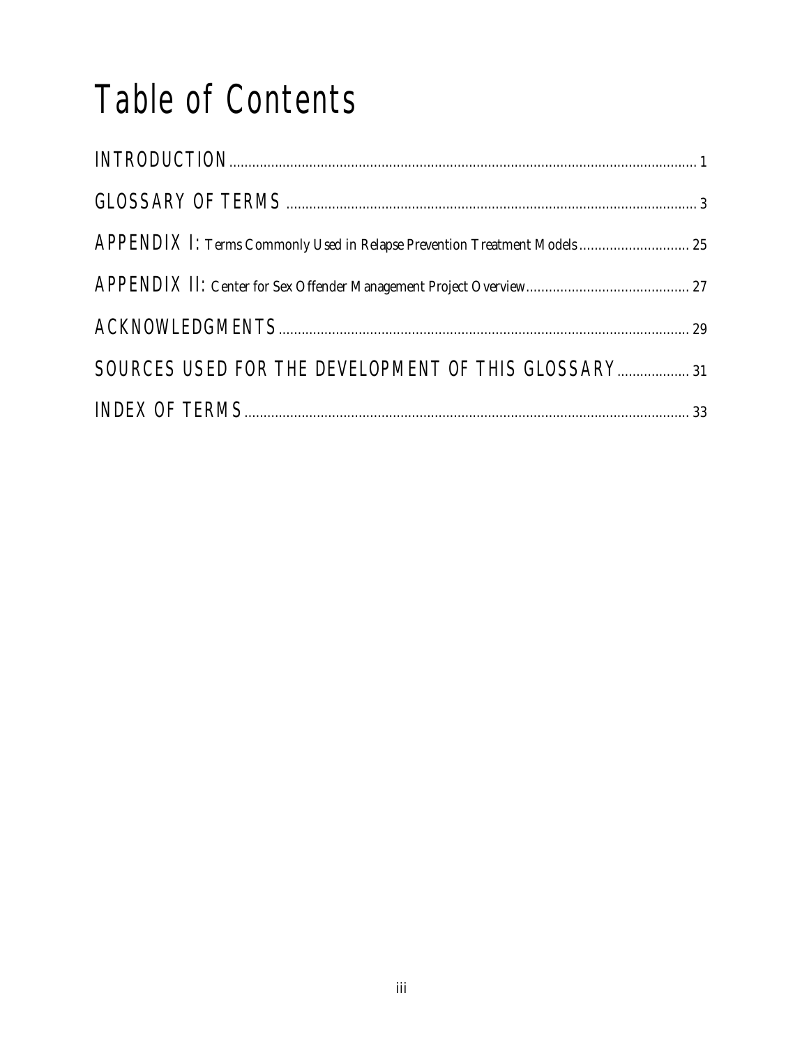# Table of Contents

INTRODUCTION .......... 1

GLOSSARY OF TERMS .......... 3

APPENDIX I: Terms Commonly Used in Relapse Prevention Treatment Models .......... 25

APPENDIX II: Center for Sex Offender Management Project Overview .......... 27

ACKNOWLEDGMENTS .......... 29

SOURCES USED FOR THE DEVELOPMENT OF THIS GLOSSARY .......... 31

INDEX OF TERMS .......... 33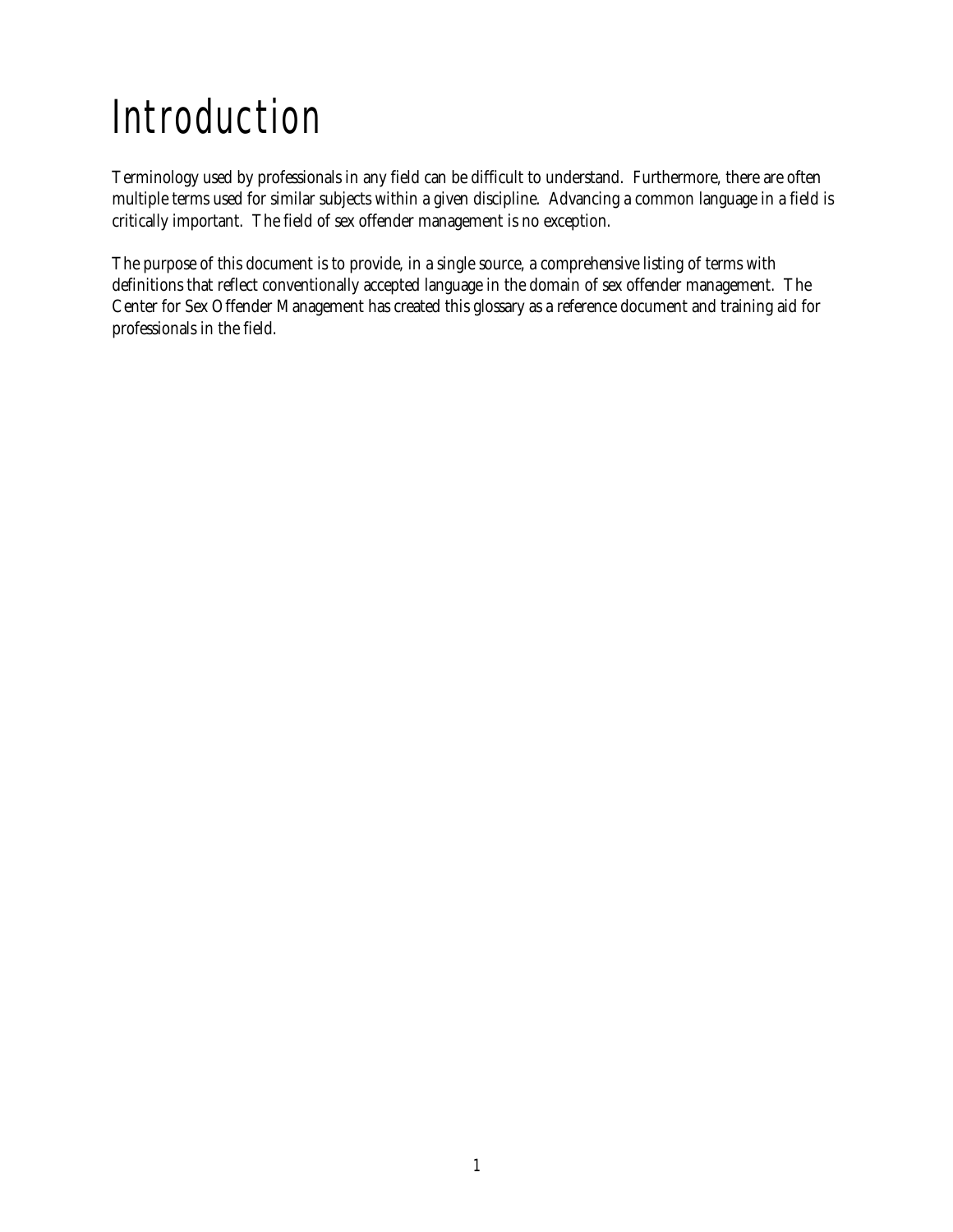# Introduction

Terminology used by professionals in any field can be difficult to understand. Furthermore, there are often multiple terms used for similar subjects within a given discipline. Advancing a common language in a field is critically important. The field of sex offender management is no exception.

The purpose of this document is to provide, in a single source, a comprehensive listing of terms with definitions that reflect conventionally accepted language in the domain of sex offender management. The Center for Sex Offender Management has created this glossary as a reference document and training aid for professionals in the field.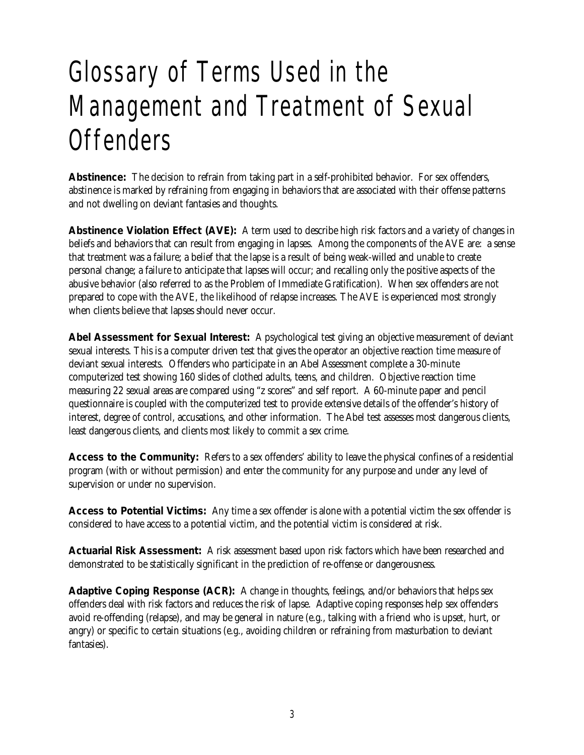# Glossary of Terms Used in the Management and Treatment of Sexual Offenders

**Abstinence:** The decision to refrain from taking part in a self-prohibited behavior. For sex offenders, abstinence is marked by refraining from engaging in behaviors that are associated with their offense patterns and not dwelling on deviant fantasies and thoughts.

**Abstinence Violation Effect (AVE):** A term used to describe high risk factors and a variety of changes in beliefs and behaviors that can result from engaging in lapses. Among the components of the AVE are: a sense that treatment was a failure; a belief that the lapse is a result of being weak-willed and unable to create personal change; a failure to anticipate that lapses will occur; and recalling only the positive aspects of the abusive behavior (also referred to as the Problem of Immediate Gratification). When sex offenders are not prepared to cope with the AVE, the likelihood of relapse increases. The AVE is experienced most strongly when clients believe that lapses should never occur.

**Abel Assessment for Sexual Interest:** A psychological test giving an objective measurement of deviant sexual interests. This is a computer driven test that gives the operator an objective reaction time measure of deviant sexual interests. Offenders who participate in an Abel Assessment complete a 30-minute computerized test showing 160 slides of clothed adults, teens, and children. Objective reaction time measuring 22 sexual areas are compared using "z scores" and self report. A 60-minute paper and pencil questionnaire is coupled with the computerized test to provide extensive details of the offender's history of interest, degree of control, accusations, and other information. The Abel test assesses most dangerous clients, least dangerous clients, and clients most likely to commit a sex crime.

**Access to the Community:** Refers to a sex offenders' ability to leave the physical confines of a residential program (with or without permission) and enter the community for any purpose and under any level of supervision or under no supervision.

**Access to Potential Victims:** Any time a sex offender is alone with a potential victim the sex offender is considered to have access to a potential victim, and the potential victim is considered at risk.

**Actuarial Risk Assessment:** A risk assessment based upon risk factors which have been researched and demonstrated to be statistically significant in the prediction of re-offense or dangerousness.

**Adaptive Coping Response (ACR):** A change in thoughts, feelings, and/or behaviors that helps sex offenders deal with risk factors and reduces the risk of lapse. Adaptive coping responses help sex offenders avoid re-offending (relapse), and may be general in nature (e.g., talking with a friend who is upset, hurt, or angry) or specific to certain situations (e.g., avoiding children or refraining from masturbation to deviant fantasies).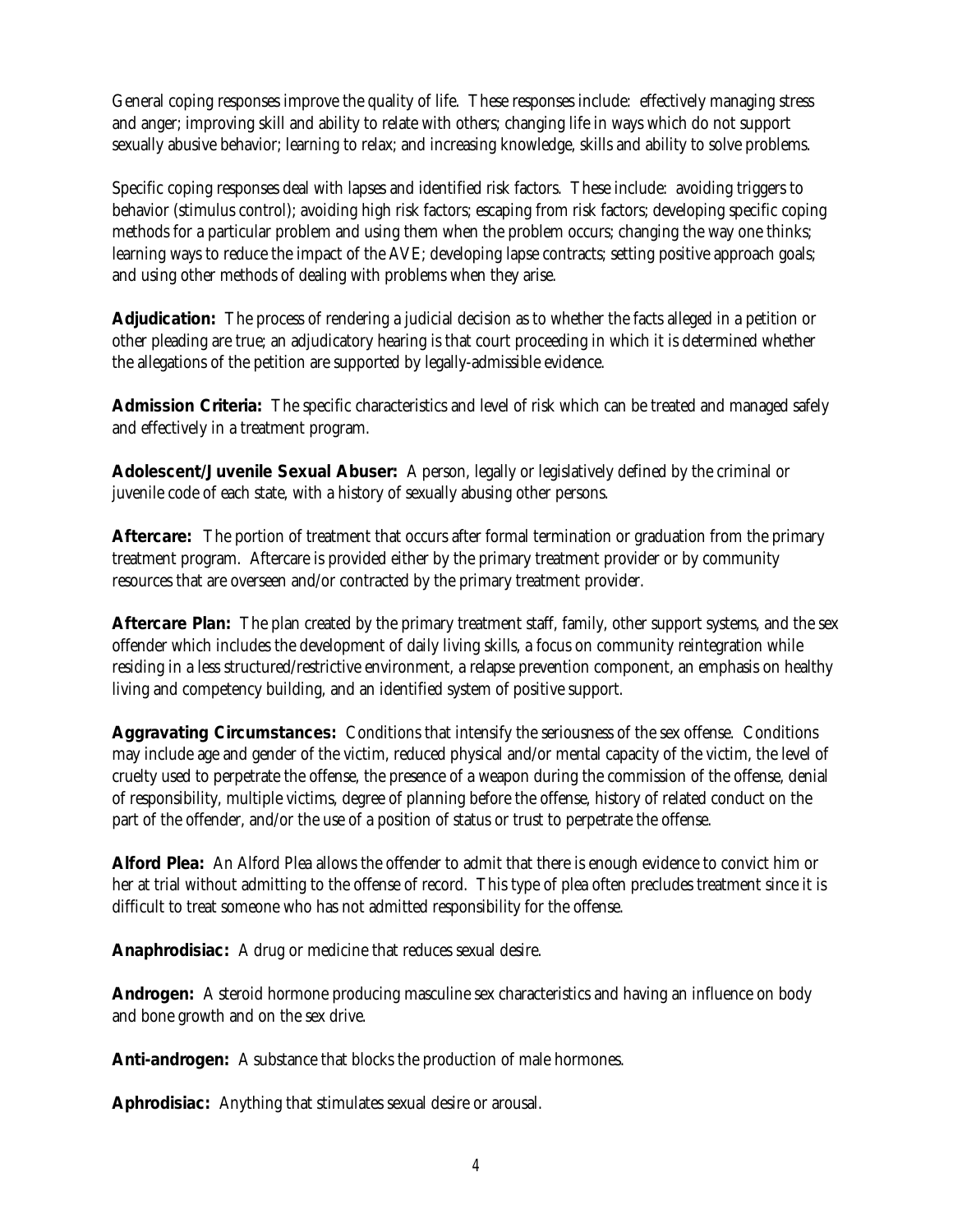General coping responses improve the quality of life. These responses include: effectively managing stress and anger; improving skill and ability to relate with others; changing life in ways which do not support sexually abusive behavior; learning to relax; and increasing knowledge, skills and ability to solve problems.

Specific coping responses deal with lapses and identified risk factors. These include: avoiding triggers to behavior (stimulus control); avoiding high risk factors; escaping from risk factors; developing specific coping methods for a particular problem and using them when the problem occurs; changing the way one thinks; learning ways to reduce the impact of the AVE; developing lapse contracts; setting positive approach goals; and using other methods of dealing with problems when they arise.

**Adjudication:** The process of rendering a judicial decision as to whether the facts alleged in a petition or other pleading are true; an adjudicatory hearing is that court proceeding in which it is determined whether the allegations of the petition are supported by legally-admissible evidence.

**Admission Criteria:** The specific characteristics and level of risk which can be treated and managed safely and effectively in a treatment program.

**Adolescent/Juvenile Sexual Abuser:** A person, legally or legislatively defined by the criminal or juvenile code of each state, with a history of sexually abusing other persons.

**Aftercare:** The portion of treatment that occurs after formal termination or graduation from the primary treatment program. Aftercare is provided either by the primary treatment provider or by community resources that are overseen and/or contracted by the primary treatment provider.

**Aftercare Plan:** The plan created by the primary treatment staff, family, other support systems, and the sex offender which includes the development of daily living skills, a focus on community reintegration while residing in a less structured/restrictive environment, a relapse prevention component, an emphasis on healthy living and competency building, and an identified system of positive support.

**Aggravating Circumstances:** Conditions that intensify the seriousness of the sex offense. Conditions may include age and gender of the victim, reduced physical and/or mental capacity of the victim, the level of cruelty used to perpetrate the offense, the presence of a weapon during the commission of the offense, denial of responsibility, multiple victims, degree of planning before the offense, history of related conduct on the part of the offender, and/or the use of a position of status or trust to perpetrate the offense.

**Alford Plea:** An Alford Plea allows the offender to admit that there is enough evidence to convict him or her at trial without admitting to the offense of record. This type of plea often precludes treatment since it is difficult to treat someone who has not admitted responsibility for the offense.

**Anaphrodisiac:** A drug or medicine that reduces sexual desire.

**Androgen:** A steroid hormone producing masculine sex characteristics and having an influence on body and bone growth and on the sex drive.

**Anti-androgen:** A substance that blocks the production of male hormones.

**Aphrodisiac:** Anything that stimulates sexual desire or arousal.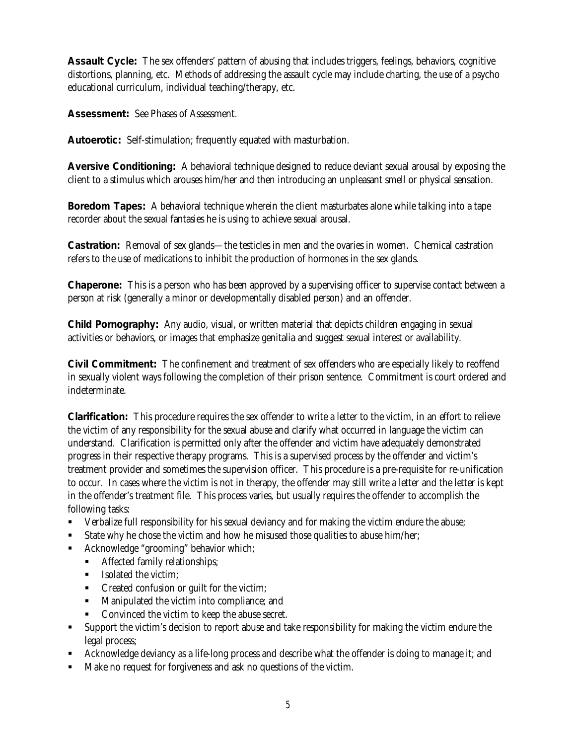**Assault Cycle:** The sex offenders' pattern of abusing that includes triggers, feelings, behaviors, cognitive distortions, planning, etc. Methods of addressing the assault cycle may include charting, the use of a psycho educational curriculum, individual teaching/therapy, etc.

**Assessment:** See Phases of Assessment.

**Autoerotic:** Self-stimulation; frequently equated with masturbation.

**Aversive Conditioning:** A behavioral technique designed to reduce deviant sexual arousal by exposing the client to a stimulus which arouses him/her and then introducing an unpleasant smell or physical sensation.

**Boredom Tapes:** A behavioral technique wherein the client masturbates alone while talking into a tape recorder about the sexual fantasies he is using to achieve sexual arousal.

**Castration:** Removal of sex glands—the testicles in men and the ovaries in women. Chemical castration refers to the use of medications to inhibit the production of hormones in the sex glands.

**Chaperone:** This is a person who has been approved by a supervising officer to supervise contact between a person at risk (generally a minor or developmentally disabled person) and an offender.

**Child Pornography:** Any audio, visual, or written material that depicts children engaging in sexual activities or behaviors, or images that emphasize genitalia and suggest sexual interest or availability.

**Civil Commitment:** The confinement and treatment of sex offenders who are especially likely to reoffend in sexually violent ways following the completion of their prison sentence. Commitment is court ordered and indeterminate.

**Clarification:** This procedure requires the sex offender to write a letter to the victim, in an effort to relieve the victim of any responsibility for the sexual abuse and clarify what occurred in language the victim can understand. Clarification is permitted only after the offender and victim have adequately demonstrated progress in their respective therapy programs. This is a supervised process by the offender and victim's treatment provider and sometimes the supervision officer. This procedure is a pre-requisite for re-unification to occur. In cases where the victim is not in therapy, the offender may still write a letter and the letter is kept in the offender's treatment file. This process varies, but usually requires the offender to accomplish the following tasks:

- Verbalize full responsibility for his sexual deviancy and for making the victim endure the abuse;
- State why he chose the victim and how he misused those qualities to abuse him/her;
- Acknowledge "grooming" behavior which;
  - Affected family relationships;
  - Isolated the victim;
  - Created confusion or guilt for the victim;
  - Manipulated the victim into compliance; and
  - Convinced the victim to keep the abuse secret.
- Support the victim's decision to report abuse and take responsibility for making the victim endure the legal process;
- Acknowledge deviancy as a life-long process and describe what the offender is doing to manage it; and
- Make no request for forgiveness and ask no questions of the victim.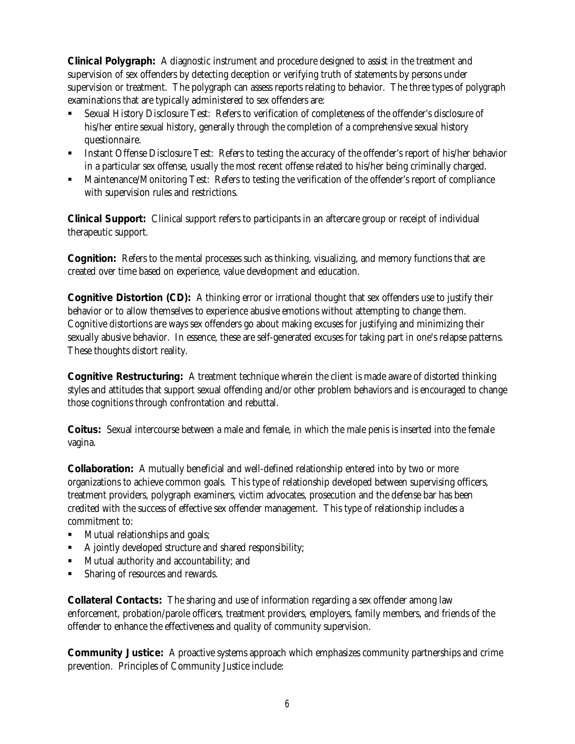**Clinical Polygraph:** A diagnostic instrument and procedure designed to assist in the treatment and supervision of sex offenders by detecting deception or verifying truth of statements by persons under supervision or treatment. The polygraph can assess reports relating to behavior. The three types of polygraph examinations that are typically administered to sex offenders are:

- Sexual History Disclosure Test: Refers to verification of completeness of the offender's disclosure of his/her entire sexual history, generally through the completion of a comprehensive sexual history questionnaire.
- Instant Offense Disclosure Test: Refers to testing the accuracy of the offender's report of his/her behavior in a particular sex offense, usually the most recent offense related to his/her being criminally charged.
- Maintenance/Monitoring Test: Refers to testing the verification of the offender's report of compliance with supervision rules and restrictions.

**Clinical Support:** Clinical support refers to participants in an aftercare group or receipt of individual therapeutic support.

**Cognition:** Refers to the mental processes such as thinking, visualizing, and memory functions that are created over time based on experience, value development and education.

**Cognitive Distortion (CD):** A thinking error or irrational thought that sex offenders use to justify their behavior or to allow themselves to experience abusive emotions without attempting to change them. Cognitive distortions are ways sex offenders go about making excuses for justifying and minimizing their sexually abusive behavior. In essence, these are self-generated excuses for taking part in one's relapse patterns. These thoughts distort reality.

**Cognitive Restructuring:** A treatment technique wherein the client is made aware of distorted thinking styles and attitudes that support sexual offending and/or other problem behaviors and is encouraged to change those cognitions through confrontation and rebuttal.

**Coitus:** Sexual intercourse between a male and female, in which the male penis is inserted into the female vagina.

**Collaboration:** A mutually beneficial and well-defined relationship entered into by two or more organizations to achieve common goals. This type of relationship developed between supervising officers, treatment providers, polygraph examiners, victim advocates, prosecution and the defense bar has been credited with the success of effective sex offender management. This type of relationship includes a commitment to:

- Mutual relationships and goals;
- A jointly developed structure and shared responsibility;
- Mutual authority and accountability; and
- Sharing of resources and rewards.

**Collateral Contacts:** The sharing and use of information regarding a sex offender among law enforcement, probation/parole officers, treatment providers, employers, family members, and friends of the offender to enhance the effectiveness and quality of community supervision.

**Community Justice:** A proactive systems approach which emphasizes community partnerships and crime prevention. Principles of Community Justice include: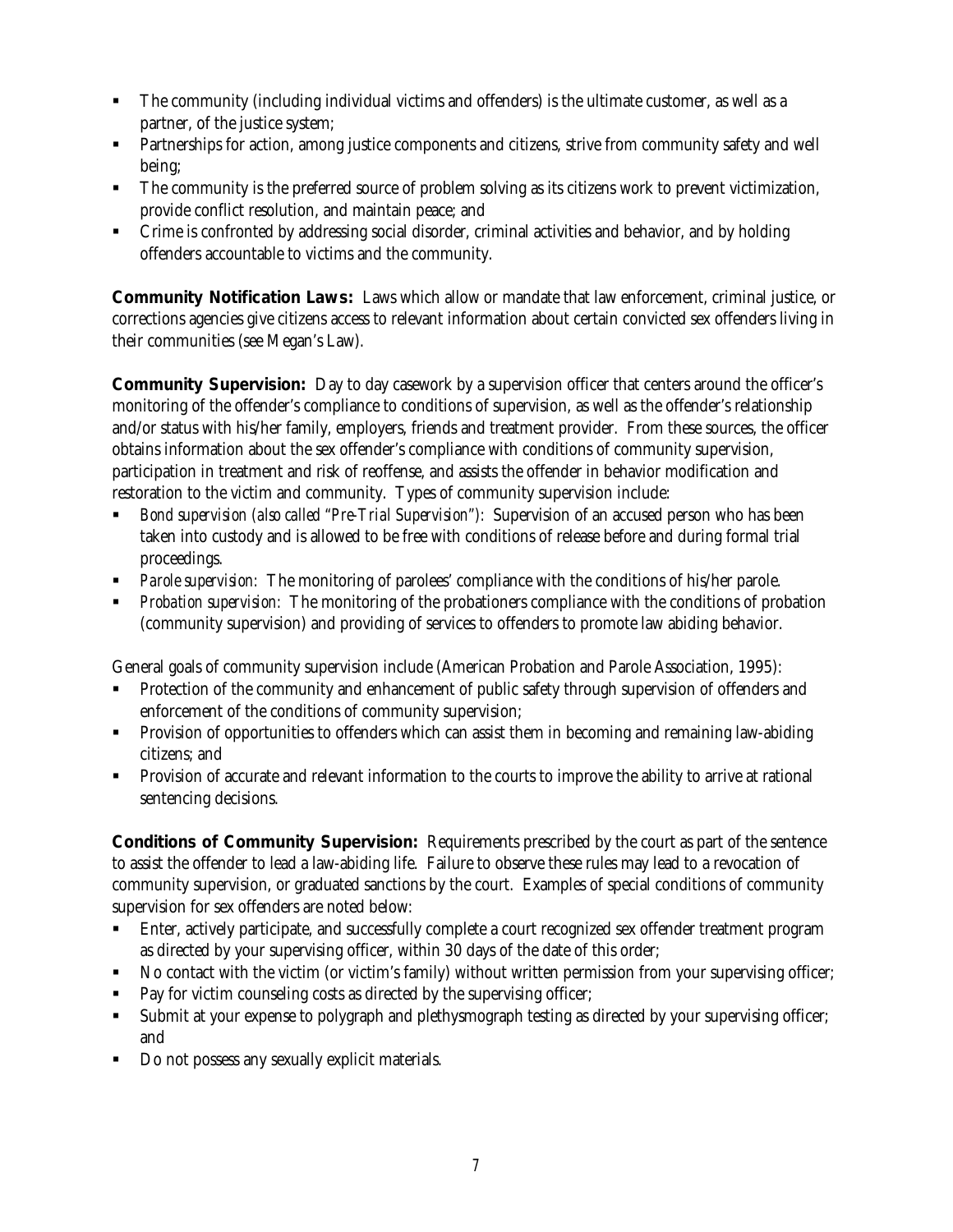- The community (including individual victims and offenders) is the ultimate customer, as well as a partner, of the justice system;
- Partnerships for action, among justice components and citizens, strive from community safety and well being;
- The community is the preferred source of problem solving as its citizens work to prevent victimization, provide conflict resolution, and maintain peace; and
- Crime is confronted by addressing social disorder, criminal activities and behavior, and by holding offenders accountable to victims and the community.

**Community Notification Laws:** Laws which allow or mandate that law enforcement, criminal justice, or corrections agencies give citizens access to relevant information about certain convicted sex offenders living in their communities (see Megan's Law).

**Community Supervision:** Day to day casework by a supervision officer that centers around the officer's monitoring of the offender's compliance to conditions of supervision, as well as the offender's relationship and/or status with his/her family, employers, friends and treatment provider. From these sources, the officer obtains information about the sex offender's compliance with conditions of community supervision, participation in treatment and risk of reoffense, and assists the offender in behavior modification and restoration to the victim and community. Types of community supervision include:

- *Bond supervision (also called "Pre-Trial Supervision"):* Supervision of an accused person who has been taken into custody and is allowed to be free with conditions of release before and during formal trial proceedings.
- *Parole supervision:* The monitoring of parolees' compliance with the conditions of his/her parole.
- *Probation supervision:* The monitoring of the probationers compliance with the conditions of probation (community supervision) and providing of services to offenders to promote law abiding behavior.

General goals of community supervision include (American Probation and Parole Association, 1995):

- Protection of the community and enhancement of public safety through supervision of offenders and enforcement of the conditions of community supervision;
- Provision of opportunities to offenders which can assist them in becoming and remaining law-abiding citizens; and
- Provision of accurate and relevant information to the courts to improve the ability to arrive at rational sentencing decisions.

**Conditions of Community Supervision:** Requirements prescribed by the court as part of the sentence to assist the offender to lead a law-abiding life. Failure to observe these rules may lead to a revocation of community supervision, or graduated sanctions by the court. Examples of special conditions of community supervision for sex offenders are noted below:

- Enter, actively participate, and successfully complete a court recognized sex offender treatment program as directed by your supervising officer, within 30 days of the date of this order;
- No contact with the victim (or victim's family) without written permission from your supervising officer;
- Pay for victim counseling costs as directed by the supervising officer;
- Submit at your expense to polygraph and plethysmograph testing as directed by your supervising officer; and
- Do not possess any sexually explicit materials.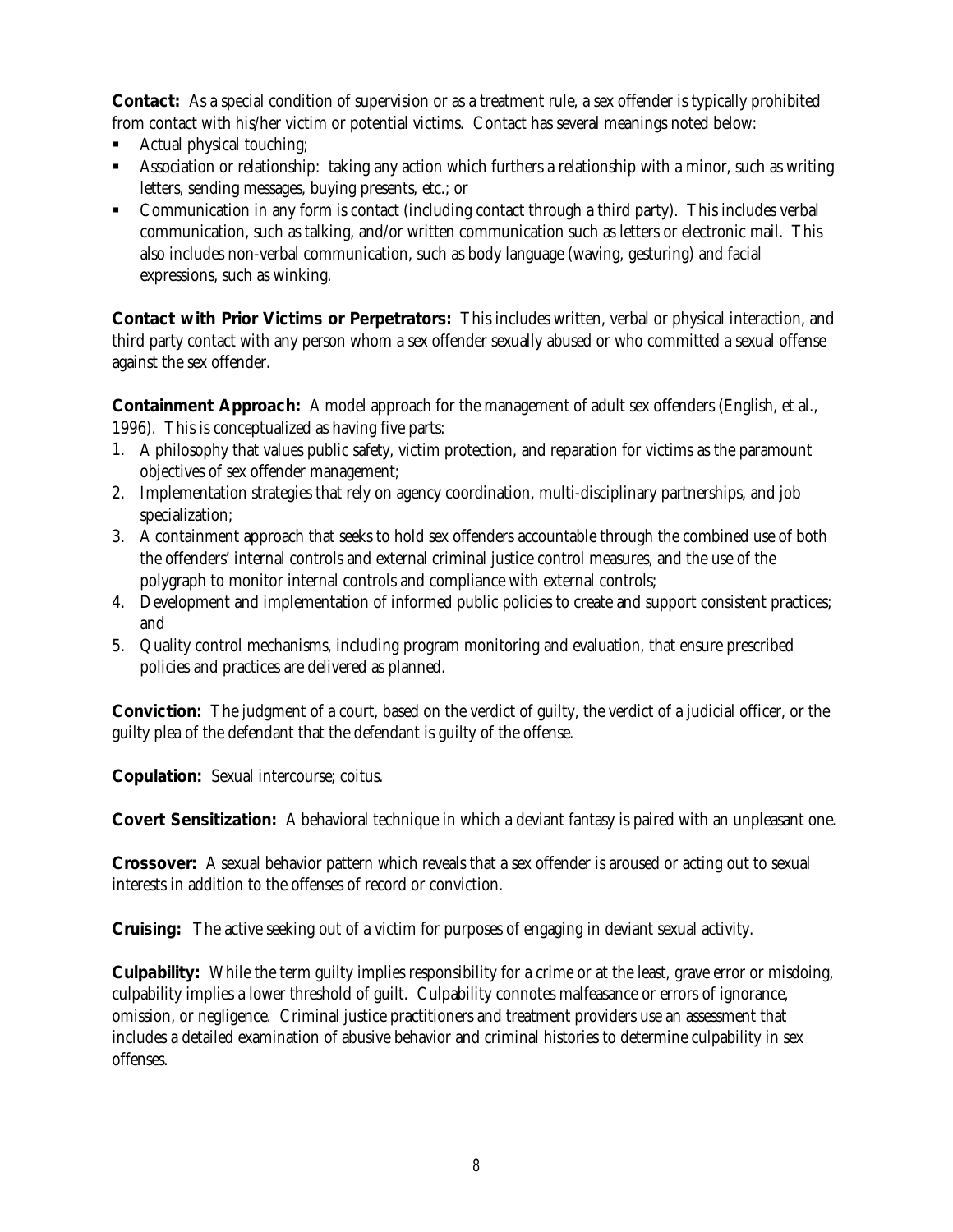**Contact:** As a special condition of supervision or as a treatment rule, a sex offender is typically prohibited from contact with his/her victim or potential victims. Contact has several meanings noted below:

- Actual physical touching;
- Association or relationship: taking any action which furthers a relationship with a minor, such as writing letters, sending messages, buying presents, etc.; or
- Communication in any form is contact (including contact through a third party). This includes verbal communication, such as talking, and/or written communication such as letters or electronic mail. This also includes non-verbal communication, such as body language (waving, gesturing) and facial expressions, such as winking.

**Contact with Prior Victims or Perpetrators:** This includes written, verbal or physical interaction, and third party contact with any person whom a sex offender sexually abused or who committed a sexual offense against the sex offender.

**Containment Approach:** A model approach for the management of adult sex offenders (English, et al., 1996). This is conceptualized as having five parts:

1. A philosophy that values public safety, victim protection, and reparation for victims as the paramount objectives of sex offender management;
2. Implementation strategies that rely on agency coordination, multi-disciplinary partnerships, and job specialization;
3. A containment approach that seeks to hold sex offenders accountable through the combined use of both the offenders' internal controls and external criminal justice control measures, and the use of the polygraph to monitor internal controls and compliance with external controls;
4. Development and implementation of informed public policies to create and support consistent practices; and
5. Quality control mechanisms, including program monitoring and evaluation, that ensure prescribed policies and practices are delivered as planned.

**Conviction:** The judgment of a court, based on the verdict of guilty, the verdict of a judicial officer, or the guilty plea of the defendant that the defendant is guilty of the offense.

**Copulation:** Sexual intercourse; coitus.

**Covert Sensitization:** A behavioral technique in which a deviant fantasy is paired with an unpleasant one.

**Crossover:** A sexual behavior pattern which reveals that a sex offender is aroused or acting out to sexual interests in addition to the offenses of record or conviction.

**Cruising:** The active seeking out of a victim for purposes of engaging in deviant sexual activity.

**Culpability:** While the term guilty implies responsibility for a crime or at the least, grave error or misdoing, culpability implies a lower threshold of guilt. Culpability connotes malfeasance or errors of ignorance, omission, or negligence. Criminal justice practitioners and treatment providers use an assessment that includes a detailed examination of abusive behavior and criminal histories to determine culpability in sex offenses.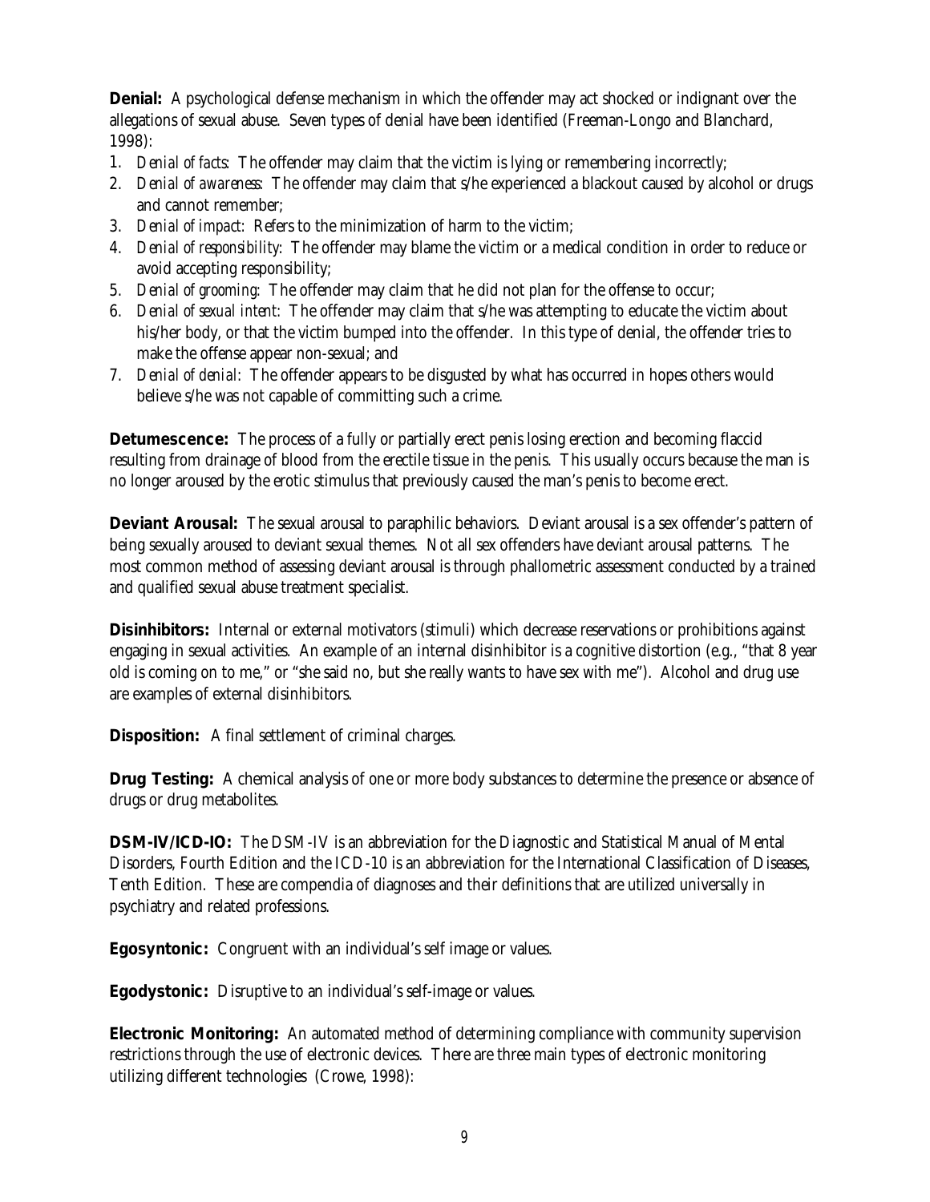**Denial:** A psychological defense mechanism in which the offender may act shocked or indignant over the allegations of sexual abuse. Seven types of denial have been identified (Freeman-Longo and Blanchard, 1998):

1. *Denial of facts*: The offender may claim that the victim is lying or remembering incorrectly;
2. *Denial of awareness*: The offender may claim that s/he experienced a blackout caused by alcohol or drugs and cannot remember;
3. *Denial of impact*: Refers to the minimization of harm to the victim;
4. *Denial of responsibility*: The offender may blame the victim or a medical condition in order to reduce or avoid accepting responsibility;
5. *Denial of grooming*: The offender may claim that he did not plan for the offense to occur;
6. *Denial of sexual intent*: The offender may claim that s/he was attempting to educate the victim about his/her body, or that the victim bumped into the offender. In this type of denial, the offender tries to make the offense appear non-sexual; and
7. *Denial of denial*: The offender appears to be disgusted by what has occurred in hopes others would believe s/he was not capable of committing such a crime.

**Detumescence:** The process of a fully or partially erect penis losing erection and becoming flaccid resulting from drainage of blood from the erectile tissue in the penis. This usually occurs because the man is no longer aroused by the erotic stimulus that previously caused the man's penis to become erect.

**Deviant Arousal:** The sexual arousal to paraphilic behaviors. Deviant arousal is a sex offender's pattern of being sexually aroused to deviant sexual themes. Not all sex offenders have deviant arousal patterns. The most common method of assessing deviant arousal is through phallometric assessment conducted by a trained and qualified sexual abuse treatment specialist.

**Disinhibitors:** Internal or external motivators (stimuli) which decrease reservations or prohibitions against engaging in sexual activities. An example of an internal disinhibitor is a cognitive distortion (e.g., "that 8 year old is coming on to me," or "she said no, but she really wants to have sex with me"). Alcohol and drug use are examples of external disinhibitors.

**Disposition:** A final settlement of criminal charges.

**Drug Testing:** A chemical analysis of one or more body substances to determine the presence or absence of drugs or drug metabolites.

**DSM-IV/ICD-IO:** The DSM-IV is an abbreviation for the Diagnostic and Statistical Manual of Mental Disorders, Fourth Edition and the ICD-10 is an abbreviation for the International Classification of Diseases, Tenth Edition. These are compendia of diagnoses and their definitions that are utilized universally in psychiatry and related professions.

**Egosyntonic:** Congruent with an individual's self image or values.

**Egodystonic:** Disruptive to an individual's self-image or values.

**Electronic Monitoring:** An automated method of determining compliance with community supervision restrictions through the use of electronic devices. There are three main types of electronic monitoring utilizing different technologies (Crowe, 1998):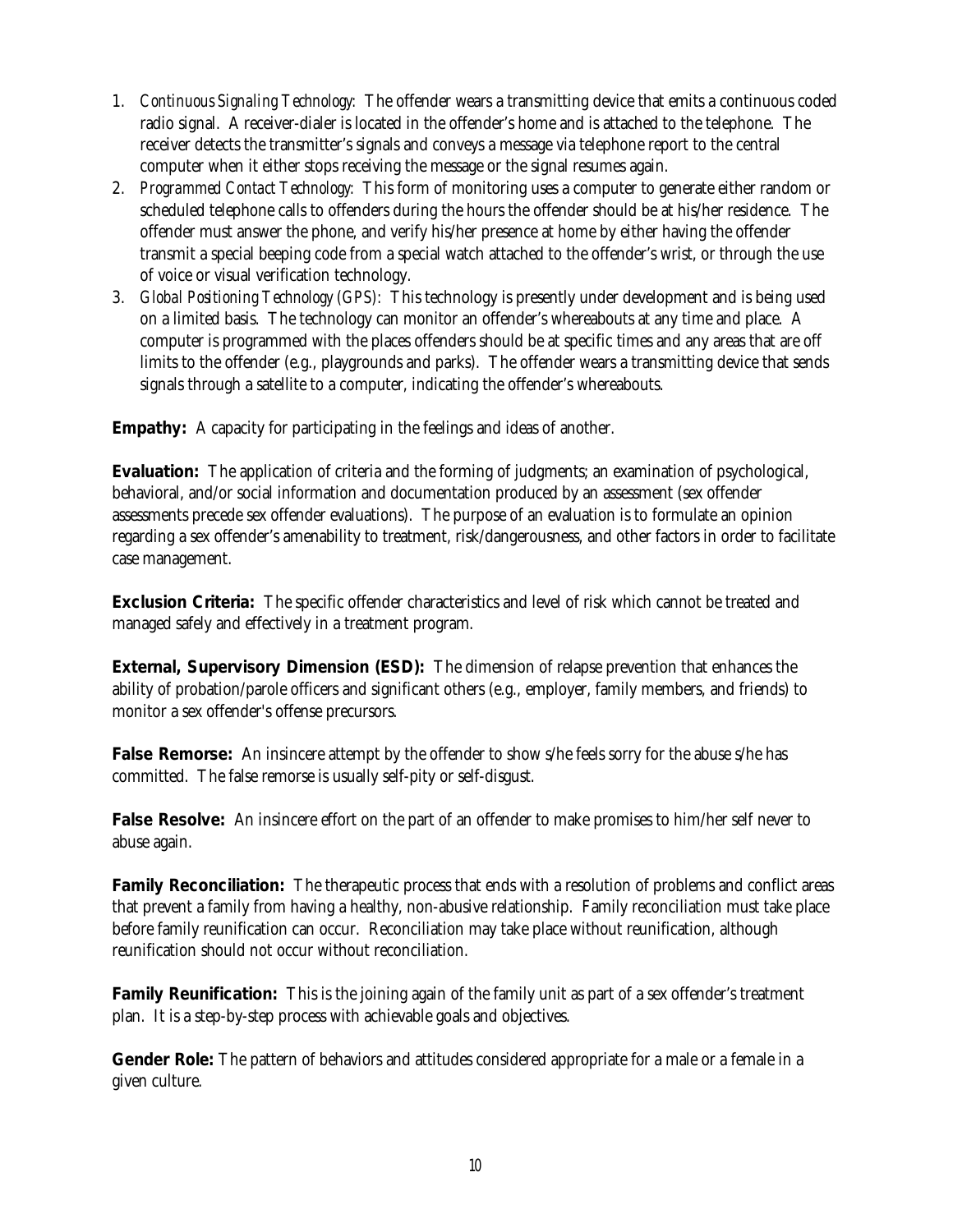1. *Continuous Signaling Technology*: The offender wears a transmitting device that emits a continuous coded radio signal. A receiver-dialer is located in the offender's home and is attached to the telephone. The receiver detects the transmitter's signals and conveys a message via telephone report to the central computer when it either stops receiving the message or the signal resumes again.
2. *Programmed Contact Technology*: This form of monitoring uses a computer to generate either random or scheduled telephone calls to offenders during the hours the offender should be at his/her residence. The offender must answer the phone, and verify his/her presence at home by either having the offender transmit a special beeping code from a special watch attached to the offender's wrist, or through the use of voice or visual verification technology.
3. *Global Positioning Technology (GPS)*: This technology is presently under development and is being used on a limited basis. The technology can monitor an offender's whereabouts at any time and place. A computer is programmed with the places offenders should be at specific times and any areas that are off limits to the offender (e.g., playgrounds and parks). The offender wears a transmitting device that sends signals through a satellite to a computer, indicating the offender's whereabouts.

**Empathy:** A capacity for participating in the feelings and ideas of another.

**Evaluation:** The application of criteria and the forming of judgments; an examination of psychological, behavioral, and/or social information and documentation produced by an assessment (sex offender assessments precede sex offender evaluations). The purpose of an evaluation is to formulate an opinion regarding a sex offender's amenability to treatment, risk/dangerousness, and other factors in order to facilitate case management.

**Exclusion Criteria:** The specific offender characteristics and level of risk which cannot be treated and managed safely and effectively in a treatment program.

**External, Supervisory Dimension (ESD):** The dimension of relapse prevention that enhances the ability of probation/parole officers and significant others (e.g., employer, family members, and friends) to monitor a sex offender's offense precursors.

**False Remorse:** An insincere attempt by the offender to show s/he feels sorry for the abuse s/he has committed. The false remorse is usually self-pity or self-disgust.

**False Resolve:** An insincere effort on the part of an offender to make promises to him/her self never to abuse again.

**Family Reconciliation:** The therapeutic process that ends with a resolution of problems and conflict areas that prevent a family from having a healthy, non-abusive relationship. Family reconciliation must take place before family reunification can occur. Reconciliation may take place without reunification, although reunification should not occur without reconciliation.

**Family Reunification:** This is the joining again of the family unit as part of a sex offender's treatment plan. It is a step-by-step process with achievable goals and objectives.

**Gender Role:** The pattern of behaviors and attitudes considered appropriate for a male or a female in a given culture.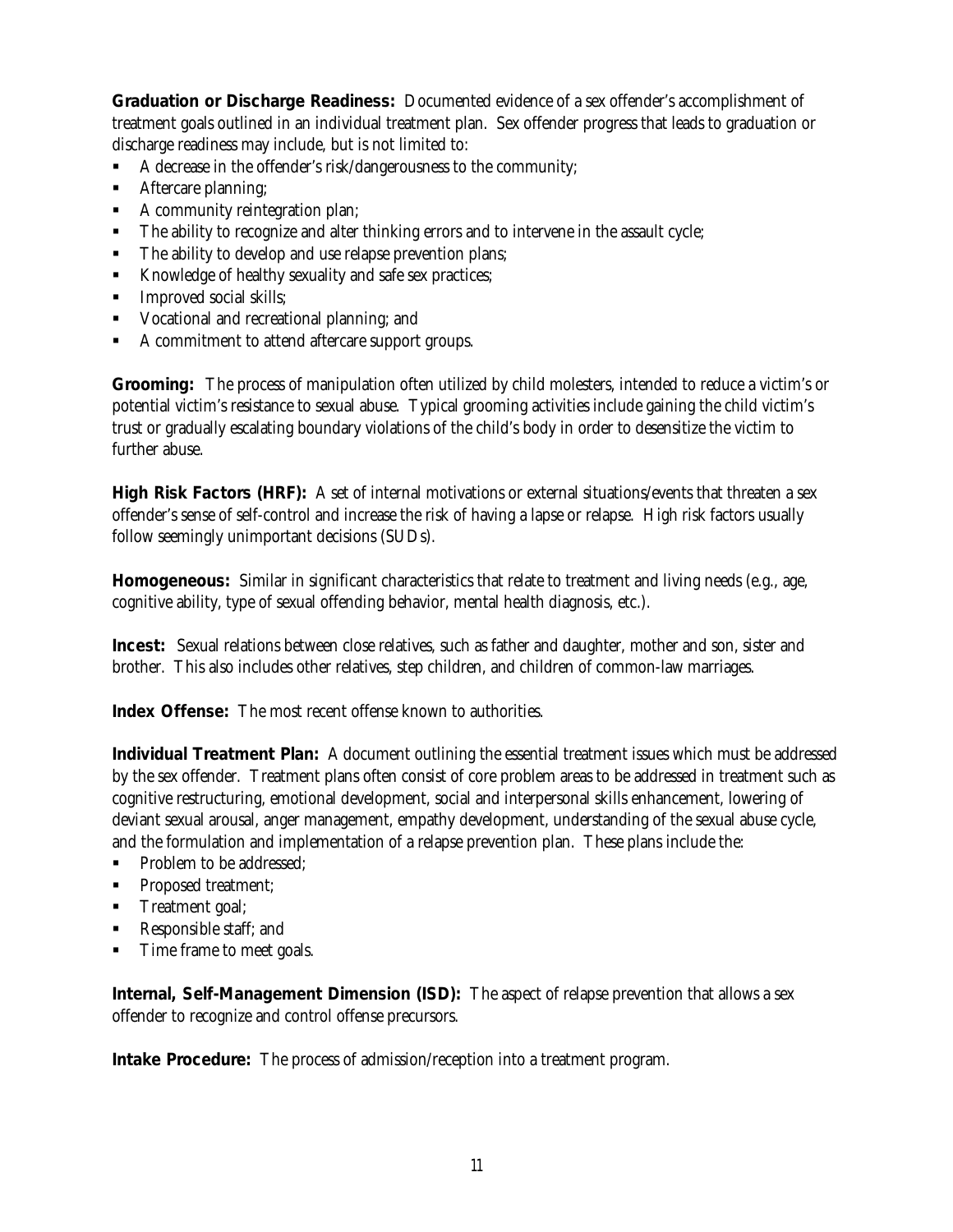**Graduation or Discharge Readiness:** Documented evidence of a sex offender's accomplishment of treatment goals outlined in an individual treatment plan. Sex offender progress that leads to graduation or discharge readiness may include, but is not limited to:

- A decrease in the offender's risk/dangerousness to the community;
- Aftercare planning;
- A community reintegration plan;
- The ability to recognize and alter thinking errors and to intervene in the assault cycle;
- The ability to develop and use relapse prevention plans;
- Knowledge of healthy sexuality and safe sex practices;
- Improved social skills;
- Vocational and recreational planning; and
- A commitment to attend aftercare support groups.

**Grooming:** The process of manipulation often utilized by child molesters, intended to reduce a victim's or potential victim's resistance to sexual abuse. Typical grooming activities include gaining the child victim's trust or gradually escalating boundary violations of the child's body in order to desensitize the victim to further abuse.

**High Risk Factors (HRF):** A set of internal motivations or external situations/events that threaten a sex offender's sense of self-control and increase the risk of having a lapse or relapse. High risk factors usually follow seemingly unimportant decisions (SUDs).

**Homogeneous:** Similar in significant characteristics that relate to treatment and living needs (e.g., age, cognitive ability, type of sexual offending behavior, mental health diagnosis, etc.).

**Incest:** Sexual relations between close relatives, such as father and daughter, mother and son, sister and brother. This also includes other relatives, step children, and children of common-law marriages.

**Index Offense:** The most recent offense known to authorities.

**Individual Treatment Plan:** A document outlining the essential treatment issues which must be addressed by the sex offender. Treatment plans often consist of core problem areas to be addressed in treatment such as cognitive restructuring, emotional development, social and interpersonal skills enhancement, lowering of deviant sexual arousal, anger management, empathy development, understanding of the sexual abuse cycle, and the formulation and implementation of a relapse prevention plan. These plans include the:

- Problem to be addressed;
- Proposed treatment;
- Treatment goal;
- Responsible staff; and
- Time frame to meet goals.

**Internal, Self-Management Dimension (ISD):** The aspect of relapse prevention that allows a sex offender to recognize and control offense precursors.

**Intake Procedure:** The process of admission/reception into a treatment program.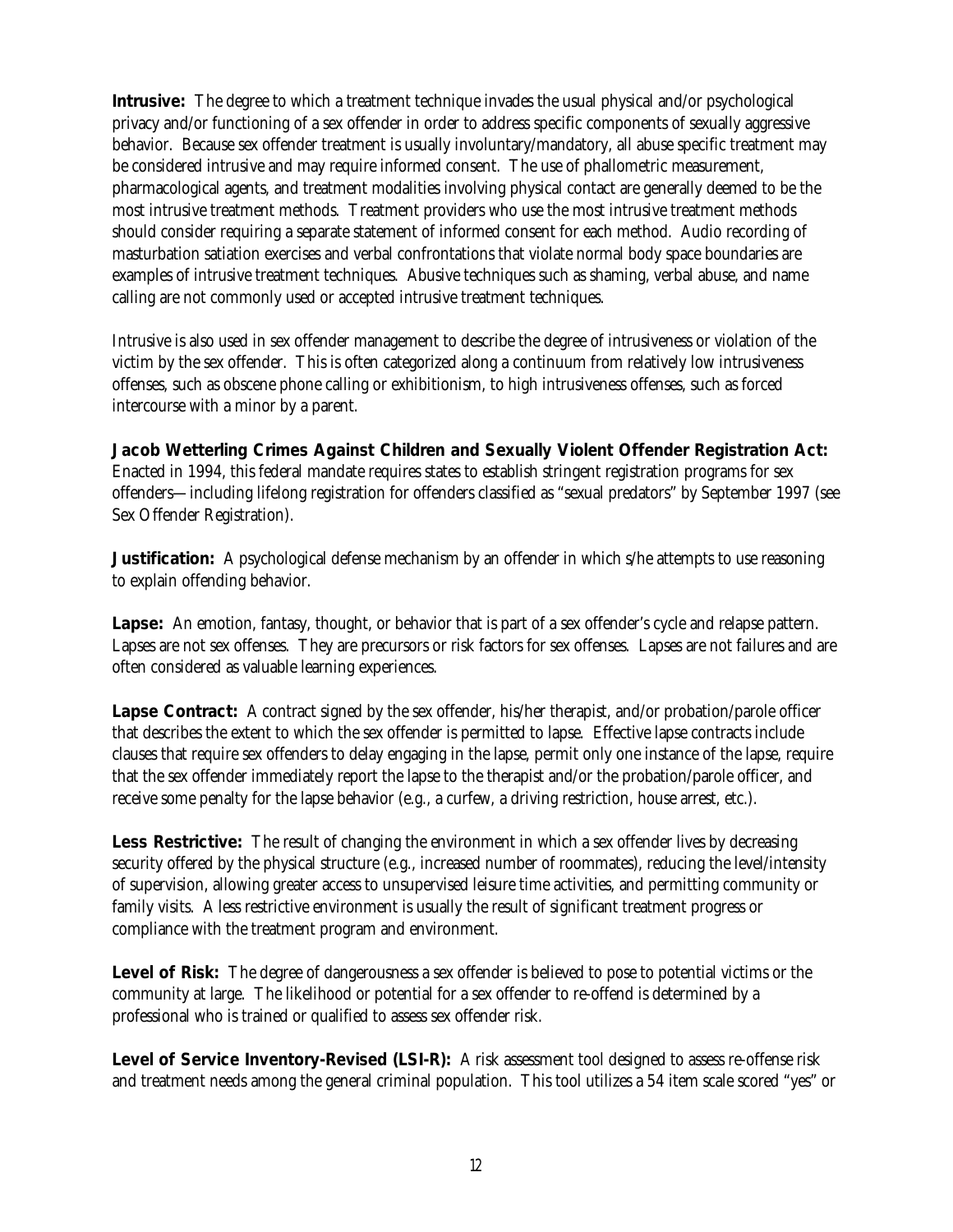**Intrusive:** The degree to which a treatment technique invades the usual physical and/or psychological privacy and/or functioning of a sex offender in order to address specific components of sexually aggressive behavior. Because sex offender treatment is usually involuntary/mandatory, all abuse specific treatment may be considered intrusive and may require informed consent. The use of phallometric measurement, pharmacological agents, and treatment modalities involving physical contact are generally deemed to be the most intrusive treatment methods. Treatment providers who use the most intrusive treatment methods should consider requiring a separate statement of informed consent for each method. Audio recording of masturbation satiation exercises and verbal confrontations that violate normal body space boundaries are examples of intrusive treatment techniques. Abusive techniques such as shaming, verbal abuse, and name calling are not commonly used or accepted intrusive treatment techniques.

Intrusive is also used in sex offender management to describe the degree of intrusiveness or violation of the victim by the sex offender. This is often categorized along a continuum from relatively low intrusiveness offenses, such as obscene phone calling or exhibitionism, to high intrusiveness offenses, such as forced intercourse with a minor by a parent.

**Jacob Wetterling Crimes Against Children and Sexually Violent Offender Registration Act:** Enacted in 1994, this federal mandate requires states to establish stringent registration programs for sex offenders—including lifelong registration for offenders classified as "sexual predators" by September 1997 (see Sex Offender Registration).

**Justification:** A psychological defense mechanism by an offender in which s/he attempts to use reasoning to explain offending behavior.

**Lapse:** An emotion, fantasy, thought, or behavior that is part of a sex offender's cycle and relapse pattern. Lapses are not sex offenses. They are precursors or risk factors for sex offenses. Lapses are not failures and are often considered as valuable learning experiences.

**Lapse Contract:** A contract signed by the sex offender, his/her therapist, and/or probation/parole officer that describes the extent to which the sex offender is permitted to lapse. Effective lapse contracts include clauses that require sex offenders to delay engaging in the lapse, permit only one instance of the lapse, require that the sex offender immediately report the lapse to the therapist and/or the probation/parole officer, and receive some penalty for the lapse behavior (e.g., a curfew, a driving restriction, house arrest, etc.).

**Less Restrictive:** The result of changing the environment in which a sex offender lives by decreasing security offered by the physical structure (e.g., increased number of roommates), reducing the level/intensity of supervision, allowing greater access to unsupervised leisure time activities, and permitting community or family visits. A less restrictive environment is usually the result of significant treatment progress or compliance with the treatment program and environment.

**Level of Risk:** The degree of dangerousness a sex offender is believed to pose to potential victims or the community at large. The likelihood or potential for a sex offender to re-offend is determined by a professional who is trained or qualified to assess sex offender risk.

**Level of Service Inventory-Revised (LSI-R):** A risk assessment tool designed to assess re-offense risk and treatment needs among the general criminal population. This tool utilizes a 54 item scale scored "yes" or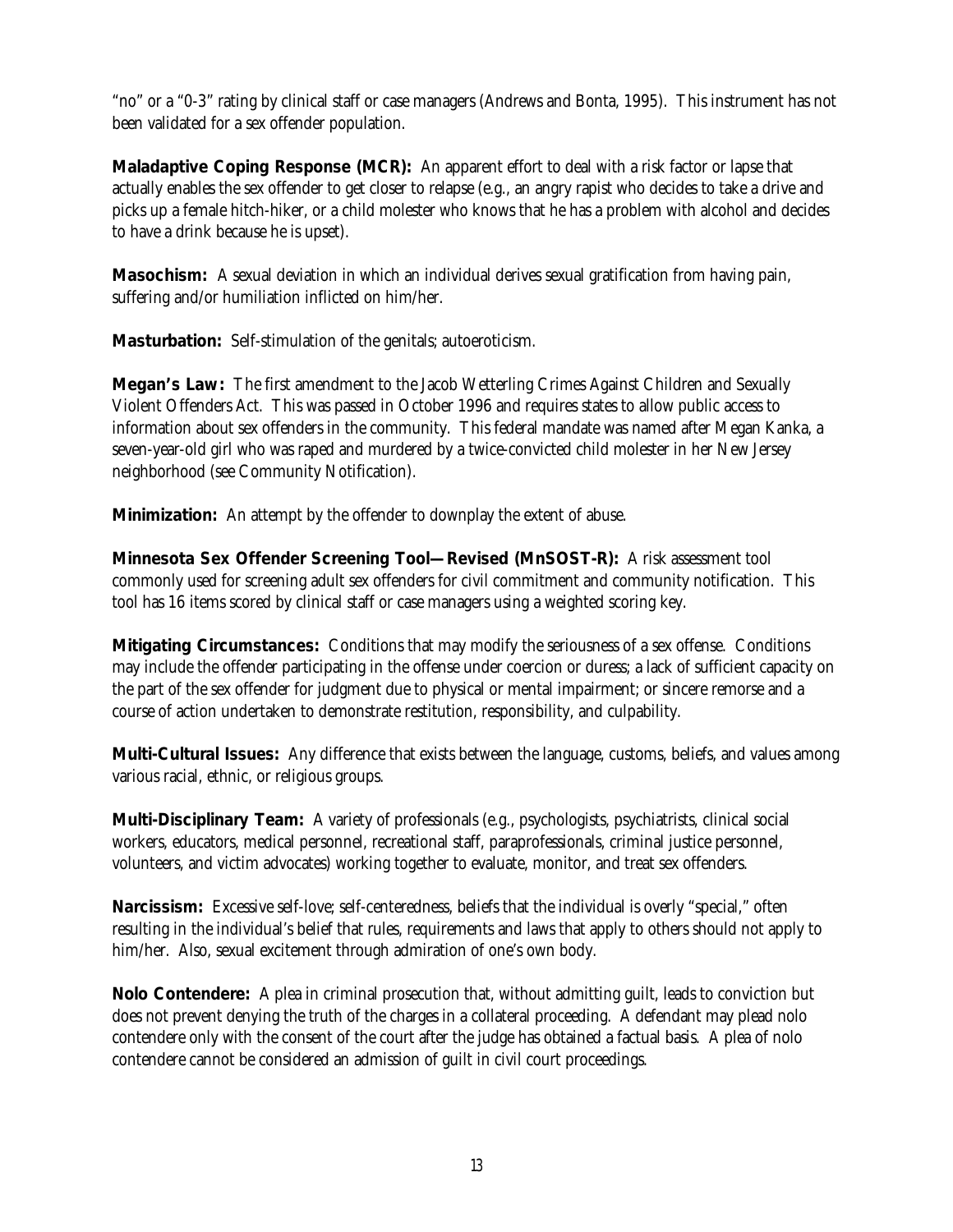"no" or a "0-3" rating by clinical staff or case managers (Andrews and Bonta, 1995). This instrument has not been validated for a sex offender population.

**Maladaptive Coping Response (MCR):** An apparent effort to deal with a risk factor or lapse that actually enables the sex offender to get closer to relapse (e.g., an angry rapist who decides to take a drive and picks up a female hitch-hiker, or a child molester who knows that he has a problem with alcohol and decides to have a drink because he is upset).

**Masochism:** A sexual deviation in which an individual derives sexual gratification from having pain, suffering and/or humiliation inflicted on him/her.

**Masturbation:** Self-stimulation of the genitals; autoeroticism.

**Megan's Law:** The first amendment to the Jacob Wetterling Crimes Against Children and Sexually Violent Offenders Act. This was passed in October 1996 and requires states to allow public access to information about sex offenders in the community. This federal mandate was named after Megan Kanka, a seven-year-old girl who was raped and murdered by a twice-convicted child molester in her New Jersey neighborhood (see Community Notification).

**Minimization:** An attempt by the offender to downplay the extent of abuse.

**Minnesota Sex Offender Screening Tool—Revised (MnSOST-R):** A risk assessment tool commonly used for screening adult sex offenders for civil commitment and community notification. This tool has 16 items scored by clinical staff or case managers using a weighted scoring key.

**Mitigating Circumstances:** Conditions that may modify the seriousness of a sex offense. Conditions may include the offender participating in the offense under coercion or duress; a lack of sufficient capacity on the part of the sex offender for judgment due to physical or mental impairment; or sincere remorse and a course of action undertaken to demonstrate restitution, responsibility, and culpability.

**Multi-Cultural Issues:** Any difference that exists between the language, customs, beliefs, and values among various racial, ethnic, or religious groups.

**Multi-Disciplinary Team:** A variety of professionals (e.g., psychologists, psychiatrists, clinical social workers, educators, medical personnel, recreational staff, paraprofessionals, criminal justice personnel, volunteers, and victim advocates) working together to evaluate, monitor, and treat sex offenders.

**Narcissism:** Excessive self-love; self-centeredness, beliefs that the individual is overly "special," often resulting in the individual's belief that rules, requirements and laws that apply to others should not apply to him/her. Also, sexual excitement through admiration of one's own body.

**Nolo Contendere:** A plea in criminal prosecution that, without admitting guilt, leads to conviction but does not prevent denying the truth of the charges in a collateral proceeding. A defendant may plead nolo contendere only with the consent of the court after the judge has obtained a factual basis. A plea of nolo contendere cannot be considered an admission of guilt in civil court proceedings.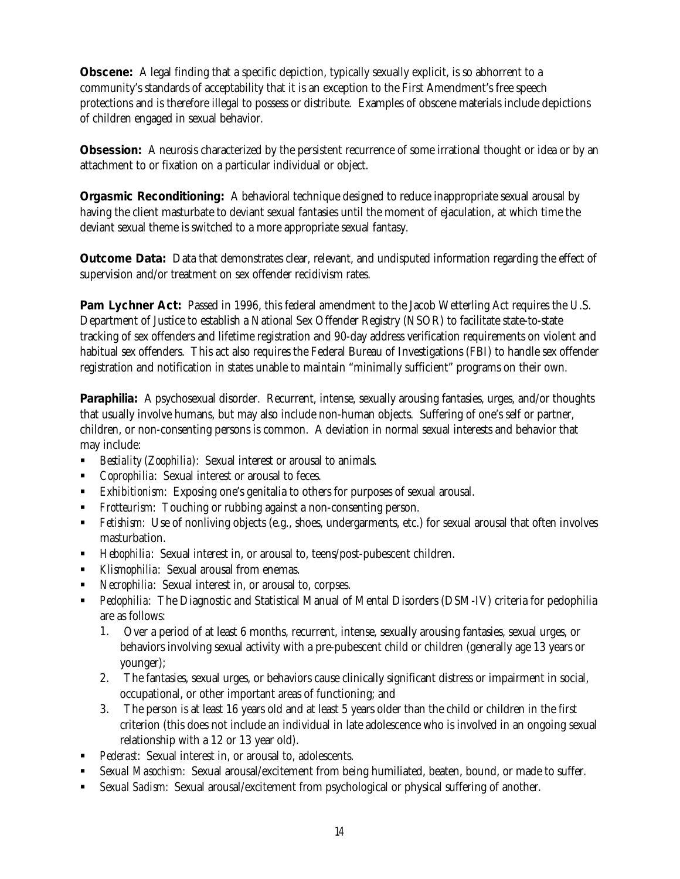**Obscene:** A legal finding that a specific depiction, typically sexually explicit, is so abhorrent to a community's standards of acceptability that it is an exception to the First Amendment's free speech protections and is therefore illegal to possess or distribute. Examples of obscene materials include depictions of children engaged in sexual behavior.

**Obsession:** A neurosis characterized by the persistent recurrence of some irrational thought or idea or by an attachment to or fixation on a particular individual or object.

**Orgasmic Reconditioning:** A behavioral technique designed to reduce inappropriate sexual arousal by having the client masturbate to deviant sexual fantasies until the moment of ejaculation, at which time the deviant sexual theme is switched to a more appropriate sexual fantasy.

**Outcome Data:** Data that demonstrates clear, relevant, and undisputed information regarding the effect of supervision and/or treatment on sex offender recidivism rates.

**Pam Lychner Act:** Passed in 1996, this federal amendment to the Jacob Wetterling Act requires the U.S. Department of Justice to establish a National Sex Offender Registry (NSOR) to facilitate state-to-state tracking of sex offenders and lifetime registration and 90-day address verification requirements on violent and habitual sex offenders. This act also requires the Federal Bureau of Investigations (FBI) to handle sex offender registration and notification in states unable to maintain "minimally sufficient" programs on their own.

**Paraphilia:** A psychosexual disorder. Recurrent, intense, sexually arousing fantasies, urges, and/or thoughts that usually involve humans, but may also include non-human objects. Suffering of one's self or partner, children, or non-consenting persons is common. A deviation in normal sexual interests and behavior that may include:

- *Bestiality (Zoophilia)*: Sexual interest or arousal to animals.
- *Coprophilia*: Sexual interest or arousal to feces.
- *Exhibitionism*: Exposing one's genitalia to others for purposes of sexual arousal.
- *Frotteurism*: Touching or rubbing against a non-consenting person.
- *Fetishism*: Use of nonliving objects (e.g., shoes, undergarments, etc.) for sexual arousal that often involves masturbation.
- *Hebophilia*: Sexual interest in, or arousal to, teens/post-pubescent children.
- *Klismophilia*: Sexual arousal from enemas.
- *Necrophilia*: Sexual interest in, or arousal to, corpses.
- *Pedophilia*: The Diagnostic and Statistical Manual of Mental Disorders (DSM-IV) criteria for pedophilia are as follows:
  1. Over a period of at least 6 months, recurrent, intense, sexually arousing fantasies, sexual urges, or behaviors involving sexual activity with a pre-pubescent child or children (generally age 13 years or younger);
  2. The fantasies, sexual urges, or behaviors cause clinically significant distress or impairment in social, occupational, or other important areas of functioning; and
  3. The person is at least 16 years old and at least 5 years older than the child or children in the first criterion (this does not include an individual in late adolescence who is involved in an ongoing sexual relationship with a 12 or 13 year old).
- *Pederast*: Sexual interest in, or arousal to, adolescents.
- *Sexual Masochism*: Sexual arousal/excitement from being humiliated, beaten, bound, or made to suffer.
- *Sexual Sadism*: Sexual arousal/excitement from psychological or physical suffering of another.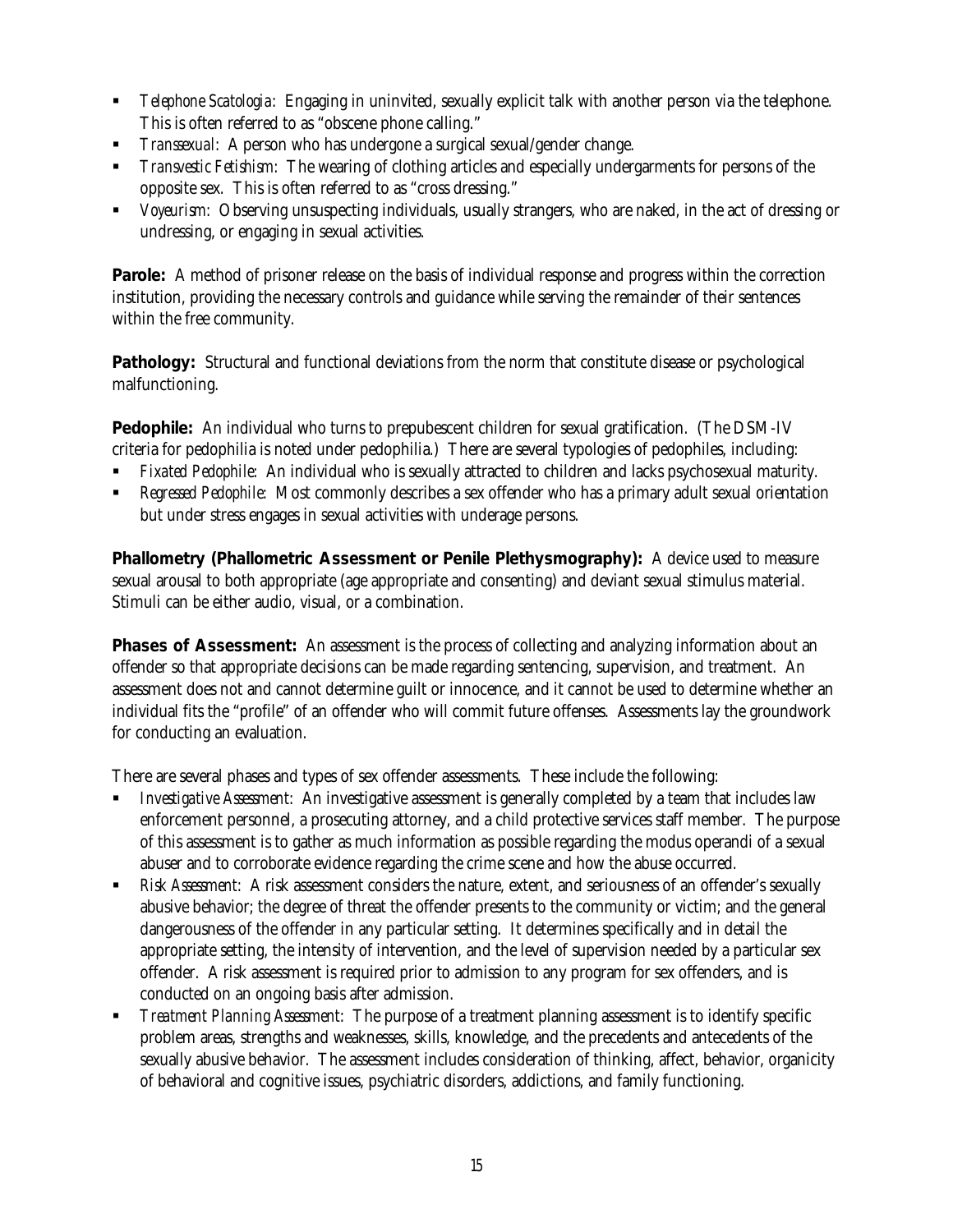- *Telephone Scatologia*: Engaging in uninvited, sexually explicit talk with another person via the telephone. This is often referred to as "obscene phone calling."
- *Transsexual*: A person who has undergone a surgical sexual/gender change.
- *Transvestic Fetishism*: The wearing of clothing articles and especially undergarments for persons of the opposite sex. This is often referred to as "cross dressing."
- *Voyeurism*: Observing unsuspecting individuals, usually strangers, who are naked, in the act of dressing or undressing, or engaging in sexual activities.

**Parole:** A method of prisoner release on the basis of individual response and progress within the correction institution, providing the necessary controls and guidance while serving the remainder of their sentences within the free community.

**Pathology:** Structural and functional deviations from the norm that constitute disease or psychological malfunctioning.

**Pedophile:** An individual who turns to prepubescent children for sexual gratification. (The DSM-IV criteria for pedophilia is noted under pedophilia.) There are several typologies of pedophiles, including:

- *Fixated Pedophile*: An individual who is sexually attracted to children and lacks psychosexual maturity.
- *Regressed Pedophile*: Most commonly describes a sex offender who has a primary adult sexual orientation but under stress engages in sexual activities with underage persons.

**Phallometry (Phallometric Assessment or Penile Plethysmography):** A device used to measure sexual arousal to both appropriate (age appropriate and consenting) and deviant sexual stimulus material. Stimuli can be either audio, visual, or a combination.

**Phases of Assessment:** An assessment is the process of collecting and analyzing information about an offender so that appropriate decisions can be made regarding sentencing, supervision, and treatment. An assessment does not and cannot determine guilt or innocence, and it cannot be used to determine whether an individual fits the "profile" of an offender who will commit future offenses. Assessments lay the groundwork for conducting an evaluation.

There are several phases and types of sex offender assessments. These include the following:

- *Investigative Assessment*: An investigative assessment is generally completed by a team that includes law enforcement personnel, a prosecuting attorney, and a child protective services staff member. The purpose of this assessment is to gather as much information as possible regarding the modus operandi of a sexual abuser and to corroborate evidence regarding the crime scene and how the abuse occurred.
- *Risk Assessment*: A risk assessment considers the nature, extent, and seriousness of an offender's sexually abusive behavior; the degree of threat the offender presents to the community or victim; and the general dangerousness of the offender in any particular setting. It determines specifically and in detail the appropriate setting, the intensity of intervention, and the level of supervision needed by a particular sex offender. A risk assessment is required prior to admission to any program for sex offenders, and is conducted on an ongoing basis after admission.
- *Treatment Planning Assessment*: The purpose of a treatment planning assessment is to identify specific problem areas, strengths and weaknesses, skills, knowledge, and the precedents and antecedents of the sexually abusive behavior. The assessment includes consideration of thinking, affect, behavior, organicity of behavioral and cognitive issues, psychiatric disorders, addictions, and family functioning.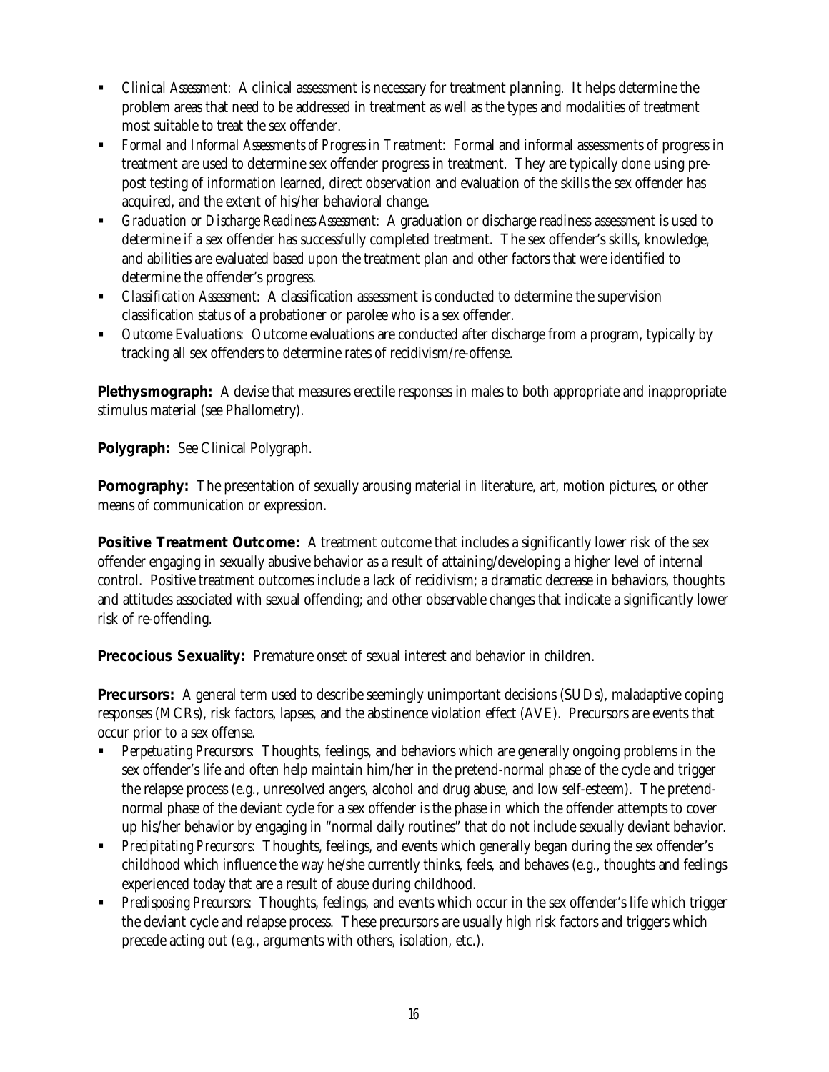- *Clinical Assessment*: A clinical assessment is necessary for treatment planning. It helps determine the problem areas that need to be addressed in treatment as well as the types and modalities of treatment most suitable to treat the sex offender.
- *Formal and Informal Assessments of Progress in Treatment*: Formal and informal assessments of progress in treatment are used to determine sex offender progress in treatment. They are typically done using pre-post testing of information learned, direct observation and evaluation of the skills the sex offender has acquired, and the extent of his/her behavioral change.
- *Graduation or Discharge Readiness Assessment*: A graduation or discharge readiness assessment is used to determine if a sex offender has successfully completed treatment. The sex offender's skills, knowledge, and abilities are evaluated based upon the treatment plan and other factors that were identified to determine the offender's progress.
- *Classification Assessment*: A classification assessment is conducted to determine the supervision classification status of a probationer or parolee who is a sex offender.
- *Outcome Evaluations*: Outcome evaluations are conducted after discharge from a program, typically by tracking all sex offenders to determine rates of recidivism/re-offense.

**Plethysmograph:** A devise that measures erectile responses in males to both appropriate and inappropriate stimulus material (see Phallometry).

**Polygraph:** See Clinical Polygraph.

**Pornography:** The presentation of sexually arousing material in literature, art, motion pictures, or other means of communication or expression.

**Positive Treatment Outcome:** A treatment outcome that includes a significantly lower risk of the sex offender engaging in sexually abusive behavior as a result of attaining/developing a higher level of internal control. Positive treatment outcomes include a lack of recidivism; a dramatic decrease in behaviors, thoughts and attitudes associated with sexual offending; and other observable changes that indicate a significantly lower risk of re-offending.

**Precocious Sexuality:** Premature onset of sexual interest and behavior in children.

**Precursors:** A general term used to describe seemingly unimportant decisions (SUDs), maladaptive coping responses (MCRs), risk factors, lapses, and the abstinence violation effect (AVE). Precursors are events that occur prior to a sex offense.

- *Perpetuating Precursors*: Thoughts, feelings, and behaviors which are generally ongoing problems in the sex offender's life and often help maintain him/her in the pretend-normal phase of the cycle and trigger the relapse process (e.g., unresolved angers, alcohol and drug abuse, and low self-esteem). The pretend-normal phase of the deviant cycle for a sex offender is the phase in which the offender attempts to cover up his/her behavior by engaging in "normal daily routines" that do not include sexually deviant behavior.
- *Precipitating Precursors*: Thoughts, feelings, and events which generally began during the sex offender's childhood which influence the way he/she currently thinks, feels, and behaves (e.g., thoughts and feelings experienced today that are a result of abuse during childhood.
- *Predisposing Precursors*: Thoughts, feelings, and events which occur in the sex offender's life which trigger the deviant cycle and relapse process. These precursors are usually high risk factors and triggers which precede acting out (e.g., arguments with others, isolation, etc.).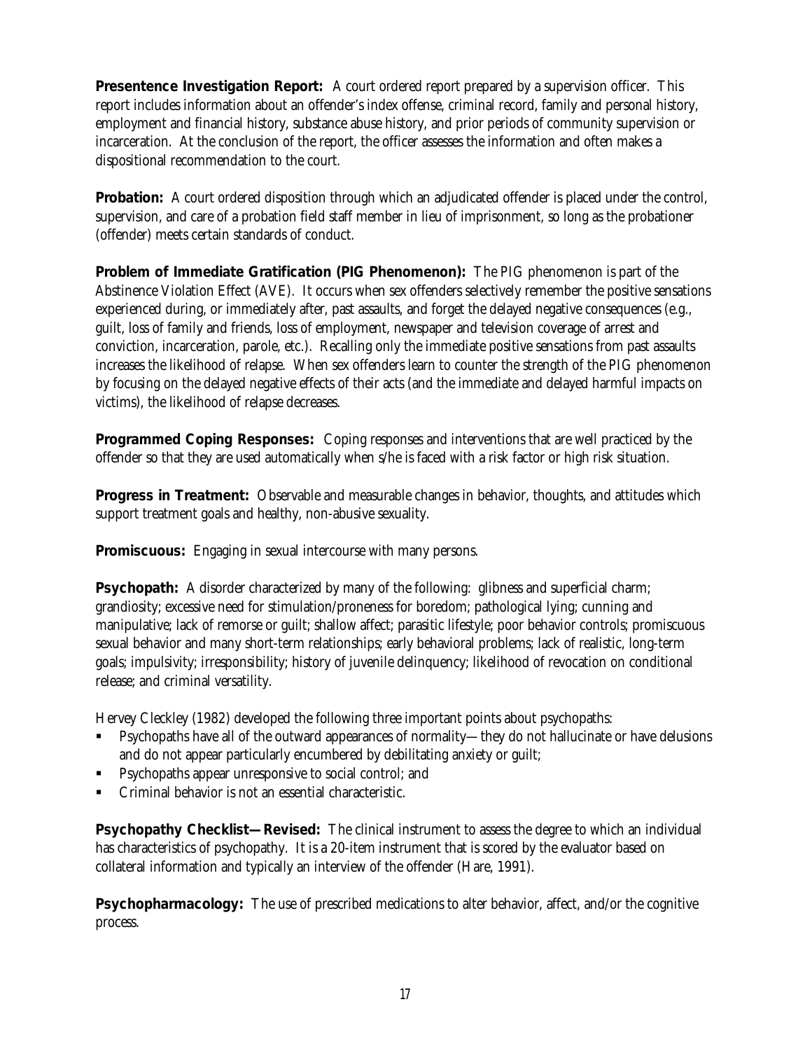**Presentence Investigation Report:** A court ordered report prepared by a supervision officer. This report includes information about an offender's index offense, criminal record, family and personal history, employment and financial history, substance abuse history, and prior periods of community supervision or incarceration. At the conclusion of the report, the officer assesses the information and often makes a dispositional recommendation to the court.

**Probation:** A court ordered disposition through which an adjudicated offender is placed under the control, supervision, and care of a probation field staff member in lieu of imprisonment, so long as the probationer (offender) meets certain standards of conduct.

**Problem of Immediate Gratification (PIG Phenomenon):** The PIG phenomenon is part of the Abstinence Violation Effect (AVE). It occurs when sex offenders selectively remember the positive sensations experienced during, or immediately after, past assaults, and forget the delayed negative consequences (e.g., guilt, loss of family and friends, loss of employment, newspaper and television coverage of arrest and conviction, incarceration, parole, etc.). Recalling only the immediate positive sensations from past assaults increases the likelihood of relapse. When sex offenders learn to counter the strength of the PIG phenomenon by focusing on the delayed negative effects of their acts (and the immediate and delayed harmful impacts on victims), the likelihood of relapse decreases.

**Programmed Coping Responses:** Coping responses and interventions that are well practiced by the offender so that they are used automatically when s/he is faced with a risk factor or high risk situation.

**Progress in Treatment:** Observable and measurable changes in behavior, thoughts, and attitudes which support treatment goals and healthy, non-abusive sexuality.

**Promiscuous:** Engaging in sexual intercourse with many persons.

**Psychopath:** A disorder characterized by many of the following: glibness and superficial charm; grandiosity; excessive need for stimulation/proneness for boredom; pathological lying; cunning and manipulative; lack of remorse or guilt; shallow affect; parasitic lifestyle; poor behavior controls; promiscuous sexual behavior and many short-term relationships; early behavioral problems; lack of realistic, long-term goals; impulsivity; irresponsibility; history of juvenile delinquency; likelihood of revocation on conditional release; and criminal versatility.

Hervey Cleckley (1982) developed the following three important points about psychopaths:

- Psychopaths have all of the outward appearances of normality—they do not hallucinate or have delusions and do not appear particularly encumbered by debilitating anxiety or guilt;
- Psychopaths appear unresponsive to social control; and
- Criminal behavior is not an essential characteristic.

**Psychopathy Checklist—Revised:** The clinical instrument to assess the degree to which an individual has characteristics of psychopathy. It is a 20-item instrument that is scored by the evaluator based on collateral information and typically an interview of the offender (Hare, 1991).

**Psychopharmacology:** The use of prescribed medications to alter behavior, affect, and/or the cognitive process.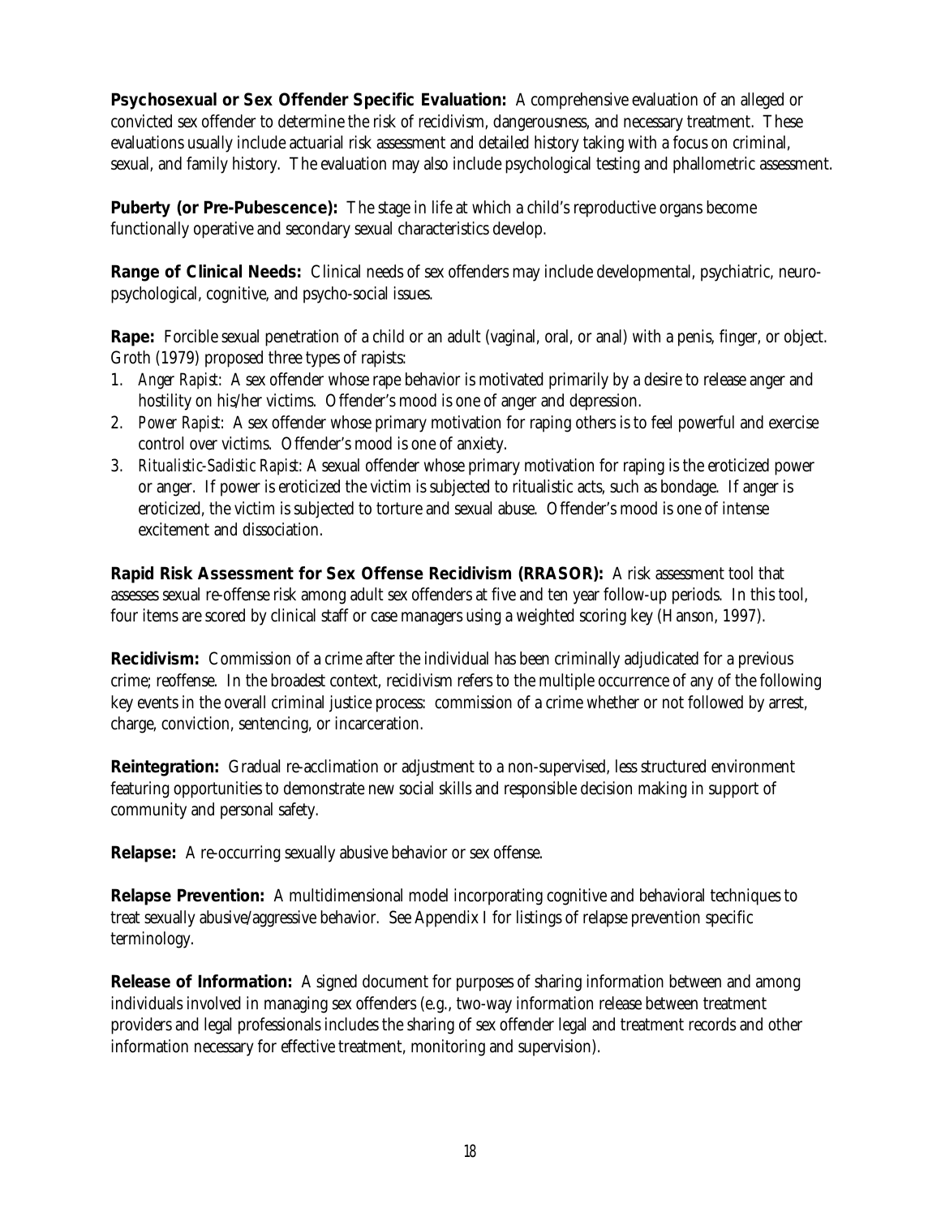**Psychosexual or Sex Offender Specific Evaluation:** A comprehensive evaluation of an alleged or convicted sex offender to determine the risk of recidivism, dangerousness, and necessary treatment. These evaluations usually include actuarial risk assessment and detailed history taking with a focus on criminal, sexual, and family history. The evaluation may also include psychological testing and phallometric assessment.

**Puberty (or Pre-Pubescence):** The stage in life at which a child's reproductive organs become functionally operative and secondary sexual characteristics develop.

**Range of Clinical Needs:** Clinical needs of sex offenders may include developmental, psychiatric, neuro-psychological, cognitive, and psycho-social issues.

**Rape:** Forcible sexual penetration of a child or an adult (vaginal, oral, or anal) with a penis, finger, or object. Groth (1979) proposed three types of rapists:

1. *Anger Rapist*: A sex offender whose rape behavior is motivated primarily by a desire to release anger and hostility on his/her victims. Offender's mood is one of anger and depression.
2. *Power Rapist*: A sex offender whose primary motivation for raping others is to feel powerful and exercise control over victims. Offender's mood is one of anxiety.
3. *Ritualistic-Sadistic Rapist*: A sexual offender whose primary motivation for raping is the eroticized power or anger. If power is eroticized the victim is subjected to ritualistic acts, such as bondage. If anger is eroticized, the victim is subjected to torture and sexual abuse. Offender's mood is one of intense excitement and dissociation.

**Rapid Risk Assessment for Sex Offense Recidivism (RRASOR):** A risk assessment tool that assesses sexual re-offense risk among adult sex offenders at five and ten year follow-up periods. In this tool, four items are scored by clinical staff or case managers using a weighted scoring key (Hanson, 1997).

**Recidivism:** Commission of a crime after the individual has been criminally adjudicated for a previous crime; reoffense. In the broadest context, recidivism refers to the multiple occurrence of any of the following key events in the overall criminal justice process: commission of a crime whether or not followed by arrest, charge, conviction, sentencing, or incarceration.

**Reintegration:** Gradual re-acclimation or adjustment to a non-supervised, less structured environment featuring opportunities to demonstrate new social skills and responsible decision making in support of community and personal safety.

**Relapse:** A re-occurring sexually abusive behavior or sex offense.

**Relapse Prevention:** A multidimensional model incorporating cognitive and behavioral techniques to treat sexually abusive/aggressive behavior. See Appendix I for listings of relapse prevention specific terminology.

**Release of Information:** A signed document for purposes of sharing information between and among individuals involved in managing sex offenders (e.g., two-way information release between treatment providers and legal professionals includes the sharing of sex offender legal and treatment records and other information necessary for effective treatment, monitoring and supervision).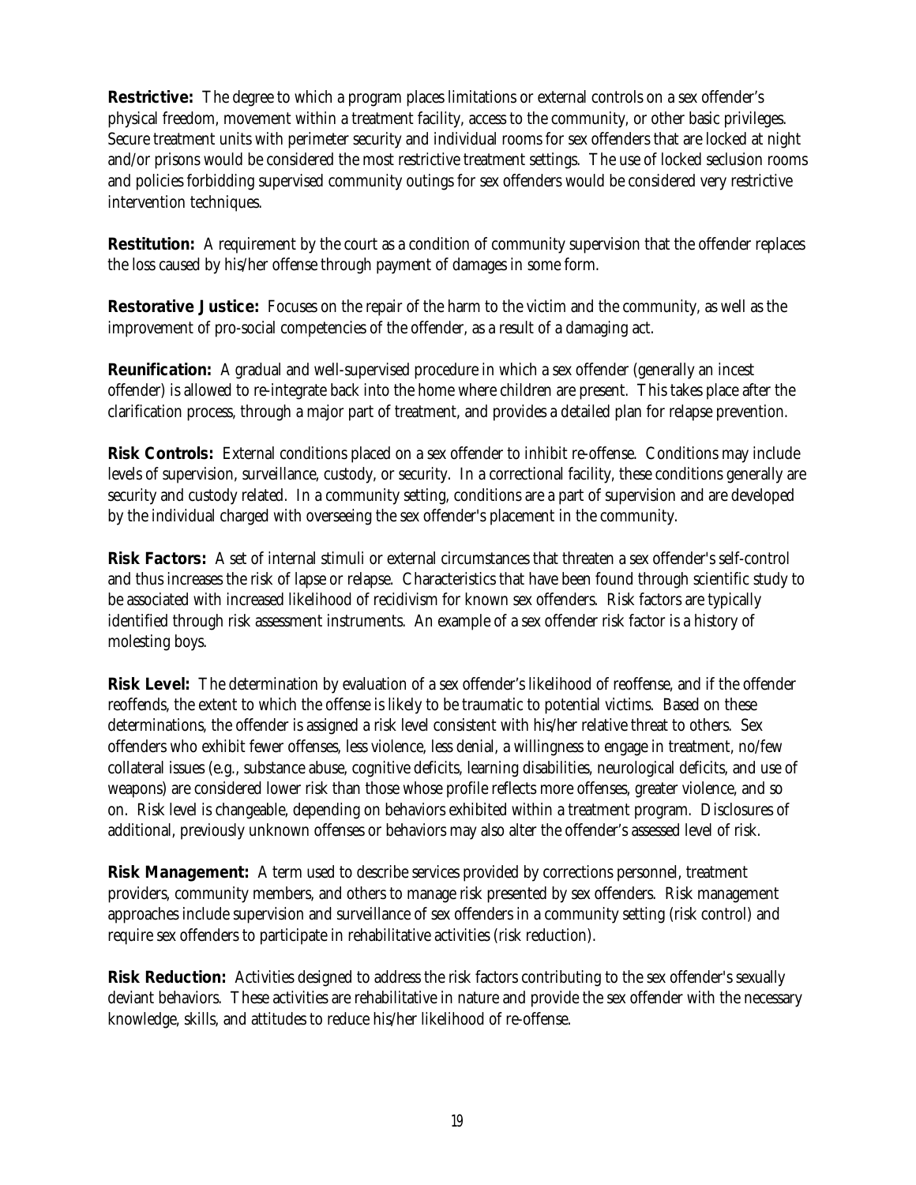**Restrictive:** The degree to which a program places limitations or external controls on a sex offender's physical freedom, movement within a treatment facility, access to the community, or other basic privileges. Secure treatment units with perimeter security and individual rooms for sex offenders that are locked at night and/or prisons would be considered the most restrictive treatment settings. The use of locked seclusion rooms and policies forbidding supervised community outings for sex offenders would be considered very restrictive intervention techniques.

**Restitution:** A requirement by the court as a condition of community supervision that the offender replaces the loss caused by his/her offense through payment of damages in some form.

**Restorative Justice:** Focuses on the repair of the harm to the victim and the community, as well as the improvement of pro-social competencies of the offender, as a result of a damaging act.

**Reunification:** A gradual and well-supervised procedure in which a sex offender (generally an incest offender) is allowed to re-integrate back into the home where children are present. This takes place after the clarification process, through a major part of treatment, and provides a detailed plan for relapse prevention.

**Risk Controls:** External conditions placed on a sex offender to inhibit re-offense. Conditions may include levels of supervision, surveillance, custody, or security. In a correctional facility, these conditions generally are security and custody related. In a community setting, conditions are a part of supervision and are developed by the individual charged with overseeing the sex offender's placement in the community.

**Risk Factors:** A set of internal stimuli or external circumstances that threaten a sex offender's self-control and thus increases the risk of lapse or relapse. Characteristics that have been found through scientific study to be associated with increased likelihood of recidivism for known sex offenders. Risk factors are typically identified through risk assessment instruments. An example of a sex offender risk factor is a history of molesting boys.

**Risk Level:** The determination by evaluation of a sex offender's likelihood of reoffense, and if the offender reoffends, the extent to which the offense is likely to be traumatic to potential victims. Based on these determinations, the offender is assigned a risk level consistent with his/her relative threat to others. Sex offenders who exhibit fewer offenses, less violence, less denial, a willingness to engage in treatment, no/few collateral issues (e.g., substance abuse, cognitive deficits, learning disabilities, neurological deficits, and use of weapons) are considered lower risk than those whose profile reflects more offenses, greater violence, and so on. Risk level is changeable, depending on behaviors exhibited within a treatment program. Disclosures of additional, previously unknown offenses or behaviors may also alter the offender's assessed level of risk.

**Risk Management:** A term used to describe services provided by corrections personnel, treatment providers, community members, and others to manage risk presented by sex offenders. Risk management approaches include supervision and surveillance of sex offenders in a community setting (risk control) and require sex offenders to participate in rehabilitative activities (risk reduction).

**Risk Reduction:** Activities designed to address the risk factors contributing to the sex offender's sexually deviant behaviors. These activities are rehabilitative in nature and provide the sex offender with the necessary knowledge, skills, and attitudes to reduce his/her likelihood of re-offense.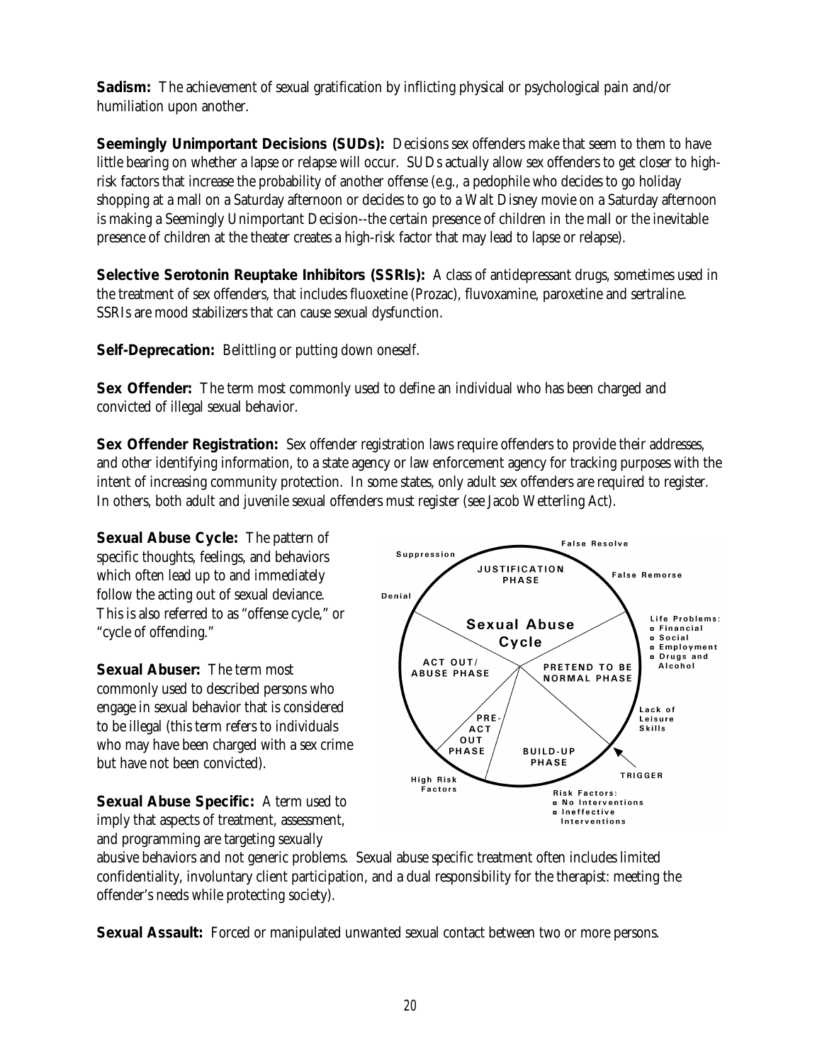**Sadism:** The achievement of sexual gratification by inflicting physical or psychological pain and/or humiliation upon another.

**Seemingly Unimportant Decisions (SUDs):** Decisions sex offenders make that seem to them to have little bearing on whether a lapse or relapse will occur. SUDs actually allow sex offenders to get closer to high-risk factors that increase the probability of another offense (e.g., a pedophile who decides to go holiday shopping at a mall on a Saturday afternoon or decides to go to a Walt Disney movie on a Saturday afternoon is making a Seemingly Unimportant Decision--the certain presence of children in the mall or the inevitable presence of children at the theater creates a high-risk factor that may lead to lapse or relapse).

**Selective Serotonin Reuptake Inhibitors (SSRIs):** A class of antidepressant drugs, sometimes used in the treatment of sex offenders, that includes fluoxetine (Prozac), fluvoxamine, paroxetine and sertraline. SSRIs are mood stabilizers that can cause sexual dysfunction.

**Self-Deprecation:** Belittling or putting down oneself.

**Sex Offender:** The term most commonly used to define an individual who has been charged and convicted of illegal sexual behavior.

**Sex Offender Registration:** Sex offender registration laws require offenders to provide their addresses, and other identifying information, to a state agency or law enforcement agency for tracking purposes with the intent of increasing community protection. In some states, only adult sex offenders are required to register. In others, both adult and juvenile sexual offenders must register (see Jacob Wetterling Act).

**Sexual Abuse Cycle:** The pattern of specific thoughts, feelings, and behaviors which often lead up to and immediately follow the acting out of sexual deviance. This is also referred to as "offense cycle," or "cycle of offending."

**Sexual Abuser:** The term most commonly used to described persons who engage in sexual behavior that is considered to be illegal (this term refers to individuals who may have been charged with a sex crime but have not been convicted).

**Sexual Abuse Specific:** A term used to imply that aspects of treatment, assessment, and programming are targeting sexually abusive behaviors and not generic problems. Sexual abuse specific treatment often includes limited confidentiality, involuntary client participation, and a dual responsibility for the therapist: meeting the offender's needs while protecting society).

**Sexual Assault:** Forced or manipulated unwanted sexual contact between two or more persons.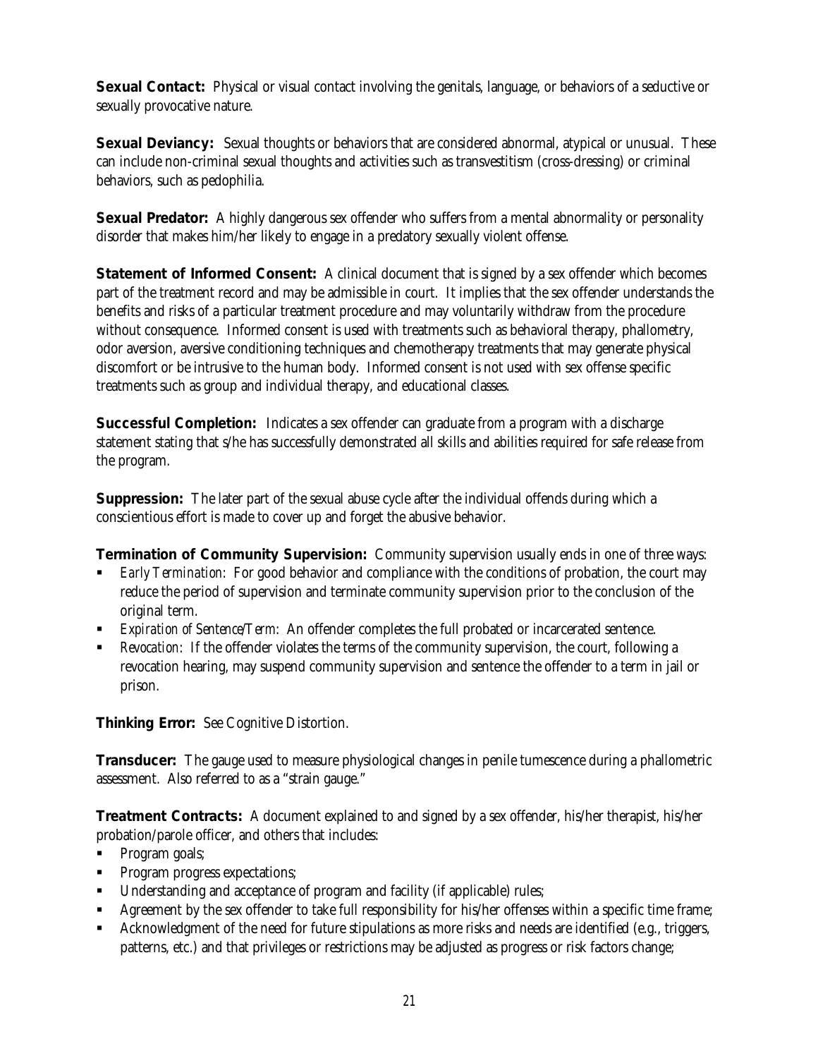**Sexual Contact:** Physical or visual contact involving the genitals, language, or behaviors of a seductive or sexually provocative nature.

**Sexual Deviancy:** Sexual thoughts or behaviors that are considered abnormal, atypical or unusual. These can include non-criminal sexual thoughts and activities such as transvestitism (cross-dressing) or criminal behaviors, such as pedophilia.

**Sexual Predator:** A highly dangerous sex offender who suffers from a mental abnormality or personality disorder that makes him/her likely to engage in a predatory sexually violent offense.

**Statement of Informed Consent:** A clinical document that is signed by a sex offender which becomes part of the treatment record and may be admissible in court. It implies that the sex offender understands the benefits and risks of a particular treatment procedure and may voluntarily withdraw from the procedure without consequence. Informed consent is used with treatments such as behavioral therapy, phallometry, odor aversion, aversive conditioning techniques and chemotherapy treatments that may generate physical discomfort or be intrusive to the human body. Informed consent is not used with sex offense specific treatments such as group and individual therapy, and educational classes.

**Successful Completion:** Indicates a sex offender can graduate from a program with a discharge statement stating that s/he has successfully demonstrated all skills and abilities required for safe release from the program.

**Suppression:** The later part of the sexual abuse cycle after the individual offends during which a conscientious effort is made to cover up and forget the abusive behavior.

**Termination of Community Supervision:** Community supervision usually ends in one of three ways:

- *Early Termination:* For good behavior and compliance with the conditions of probation, the court may reduce the period of supervision and terminate community supervision prior to the conclusion of the original term.
- *Expiration of Sentence/Term:* An offender completes the full probated or incarcerated sentence.
- *Revocation:* If the offender violates the terms of the community supervision, the court, following a revocation hearing, may suspend community supervision and sentence the offender to a term in jail or prison.

**Thinking Error:** See Cognitive Distortion.

**Transducer:** The gauge used to measure physiological changes in penile tumescence during a phallometric assessment. Also referred to as a "strain gauge."

**Treatment Contracts:** A document explained to and signed by a sex offender, his/her therapist, his/her probation/parole officer, and others that includes:

- Program goals;
- Program progress expectations;
- Understanding and acceptance of program and facility (if applicable) rules;
- Agreement by the sex offender to take full responsibility for his/her offenses within a specific time frame;
- Acknowledgment of the need for future stipulations as more risks and needs are identified (e.g., triggers, patterns, etc.) and that privileges or restrictions may be adjusted as progress or risk factors change;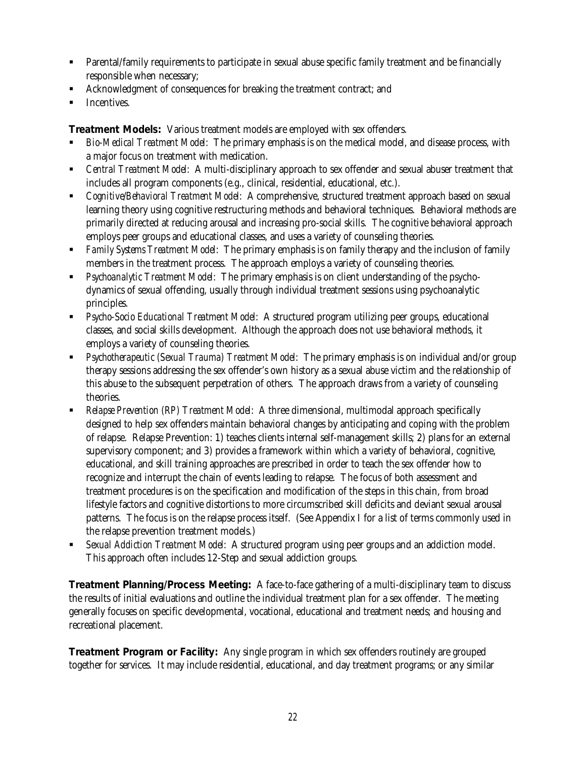- Parental/family requirements to participate in sexual abuse specific family treatment and be financially responsible when necessary;
- Acknowledgment of consequences for breaking the treatment contract; and
- Incentives.

**Treatment Models:** Various treatment models are employed with sex offenders.

- *Bio-Medical Treatment Model*: The primary emphasis is on the medical model, and disease process, with a major focus on treatment with medication.
- *Central Treatment Model*: A multi-disciplinary approach to sex offender and sexual abuser treatment that includes all program components (e.g., clinical, residential, educational, etc.).
- *Cognitive/Behavioral Treatment Model*: A comprehensive, structured treatment approach based on sexual learning theory using cognitive restructuring methods and behavioral techniques. Behavioral methods are primarily directed at reducing arousal and increasing pro-social skills. The cognitive behavioral approach employs peer groups and educational classes, and uses a variety of counseling theories.
- *Family Systems Treatment Model*: The primary emphasis is on family therapy and the inclusion of family members in the treatment process. The approach employs a variety of counseling theories.
- *Psychoanalytic Treatment Model*: The primary emphasis is on client understanding of the psycho-dynamics of sexual offending, usually through individual treatment sessions using psychoanalytic principles.
- *Psycho-Socio Educational Treatment Model*: A structured program utilizing peer groups, educational classes, and social skills development. Although the approach does not use behavioral methods, it employs a variety of counseling theories.
- *Psychotherapeutic (Sexual Trauma) Treatment Model*: The primary emphasis is on individual and/or group therapy sessions addressing the sex offender's own history as a sexual abuse victim and the relationship of this abuse to the subsequent perpetration of others. The approach draws from a variety of counseling theories.
- *Relapse Prevention (RP) Treatment Model*: A three dimensional, multimodal approach specifically designed to help sex offenders maintain behavioral changes by anticipating and coping with the problem of relapse. Relapse Prevention: 1) teaches clients internal self-management skills; 2) plans for an external supervisory component; and 3) provides a framework within which a variety of behavioral, cognitive, educational, and skill training approaches are prescribed in order to teach the sex offender how to recognize and interrupt the chain of events leading to relapse. The focus of both assessment and treatment procedures is on the specification and modification of the steps in this chain, from broad lifestyle factors and cognitive distortions to more circumscribed skill deficits and deviant sexual arousal patterns. The focus is on the relapse process itself. (See Appendix I for a list of terms commonly used in the relapse prevention treatment models.)
- *Sexual Addiction Treatment Model*: A structured program using peer groups and an addiction model. This approach often includes 12-Step and sexual addiction groups.

**Treatment Planning/Process Meeting:** A face-to-face gathering of a multi-disciplinary team to discuss the results of initial evaluations and outline the individual treatment plan for a sex offender. The meeting generally focuses on specific developmental, vocational, educational and treatment needs; and housing and recreational placement.

**Treatment Program or Facility:** Any single program in which sex offenders routinely are grouped together for services. It may include residential, educational, and day treatment programs; or any similar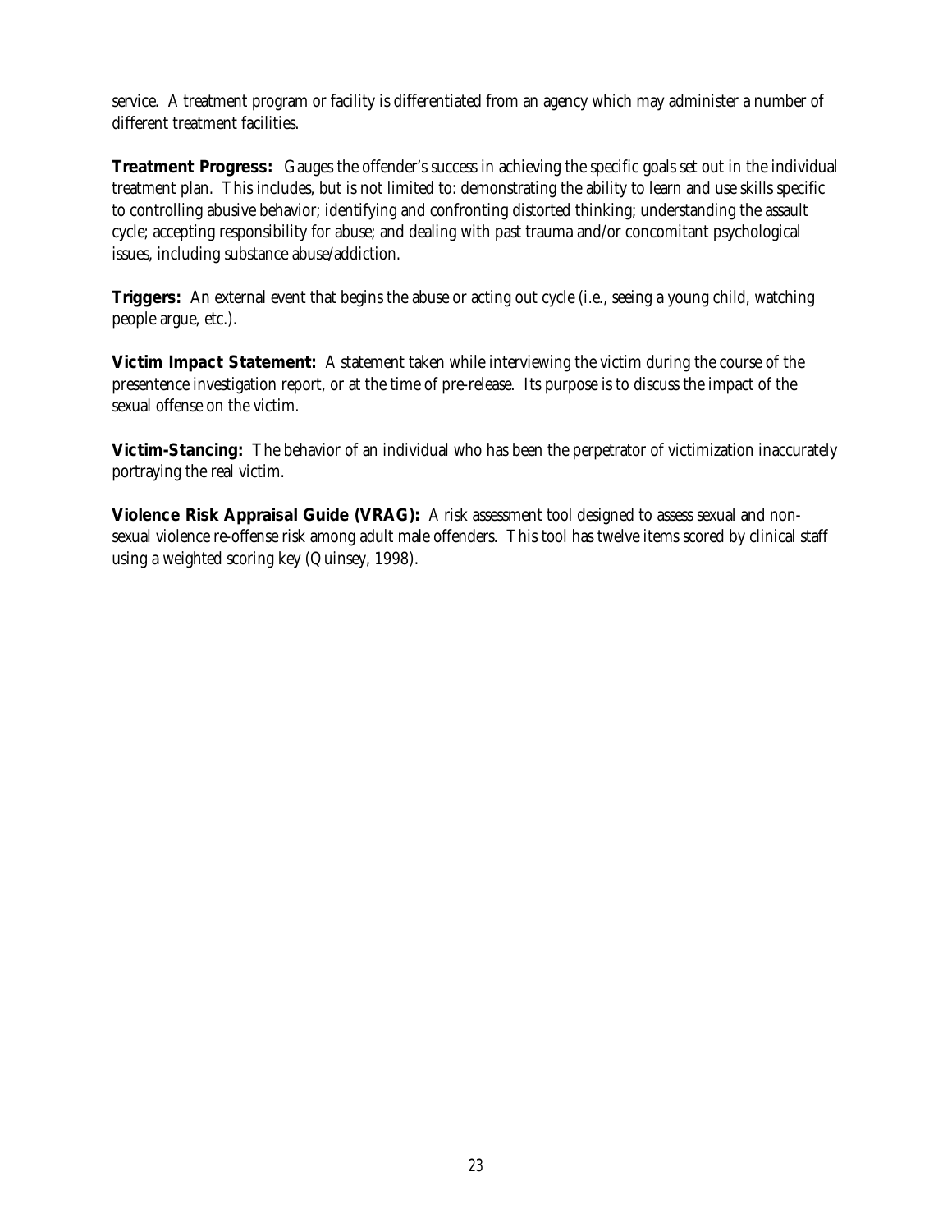service. A treatment program or facility is differentiated from an agency which may administer a number of different treatment facilities.

**Treatment Progress:** Gauges the offender's success in achieving the specific goals set out in the individual treatment plan. This includes, but is not limited to: demonstrating the ability to learn and use skills specific to controlling abusive behavior; identifying and confronting distorted thinking; understanding the assault cycle; accepting responsibility for abuse; and dealing with past trauma and/or concomitant psychological issues, including substance abuse/addiction.

**Triggers:** An external event that begins the abuse or acting out cycle (i.e., seeing a young child, watching people argue, etc.).

**Victim Impact Statement:** A statement taken while interviewing the victim during the course of the presentence investigation report, or at the time of pre-release. Its purpose is to discuss the impact of the sexual offense on the victim.

**Victim-Stancing:** The behavior of an individual who has been the perpetrator of victimization inaccurately portraying the real victim.

**Violence Risk Appraisal Guide (VRAG):** A risk assessment tool designed to assess sexual and non-sexual violence re-offense risk among adult male offenders. This tool has twelve items scored by clinical staff using a weighted scoring key (Quinsey, 1998).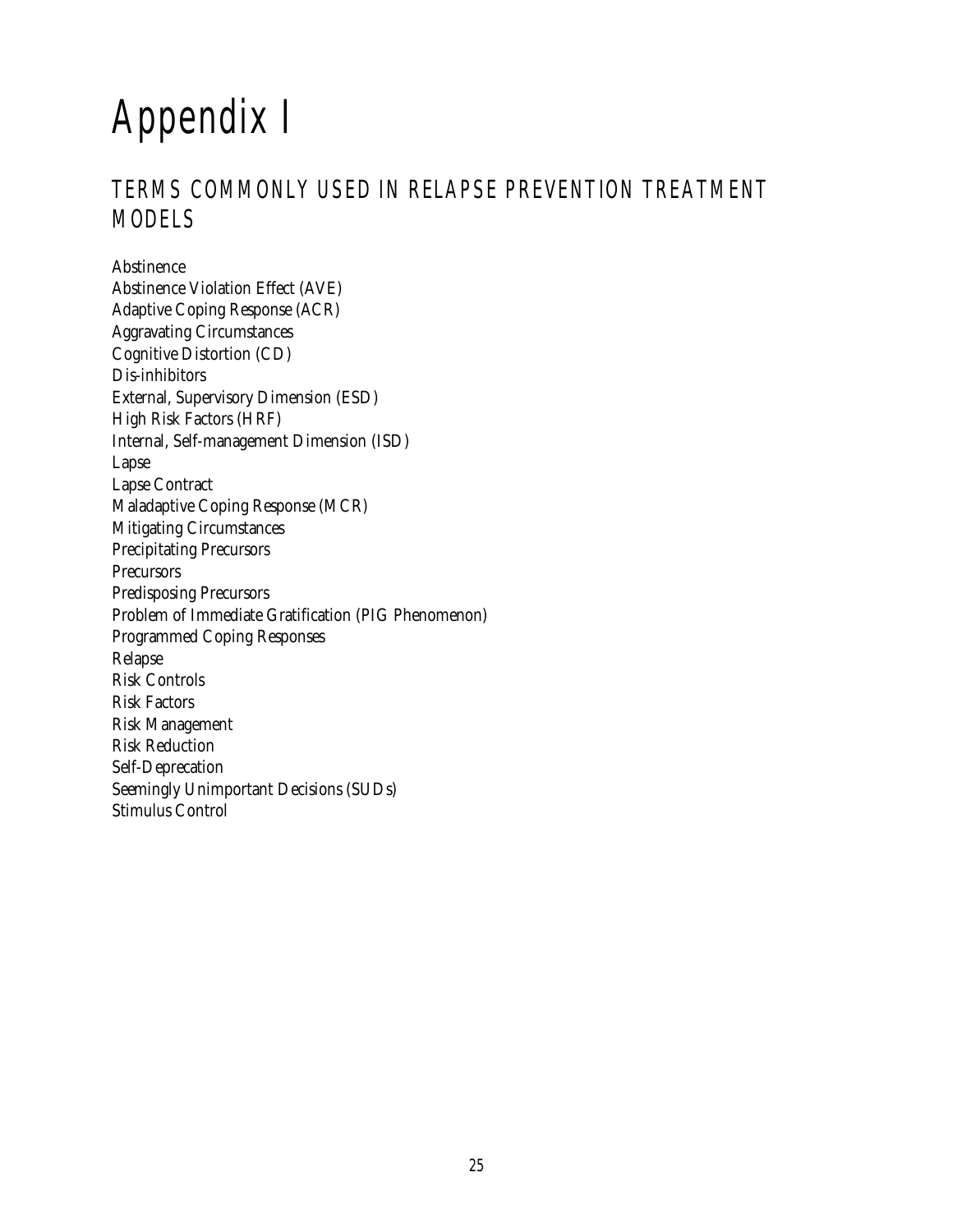# Appendix I

## TERMS COMMONLY USED IN RELAPSE PREVENTION TREATMENT MODELS

Abstinence
Abstinence Violation Effect (AVE)
Adaptive Coping Response (ACR)
Aggravating Circumstances
Cognitive Distortion (CD)
Dis-inhibitors
External, Supervisory Dimension (ESD)
High Risk Factors (HRF)
Internal, Self-management Dimension (ISD)
Lapse
Lapse Contract
Maladaptive Coping Response (MCR)
Mitigating Circumstances
Precipitating Precursors
Precursors
Predisposing Precursors
Problem of Immediate Gratification (PIG Phenomenon)
Programmed Coping Responses
Relapse
Risk Controls
Risk Factors
Risk Management
Risk Reduction
Self-Deprecation
Seemingly Unimportant Decisions (SUDs)
Stimulus Control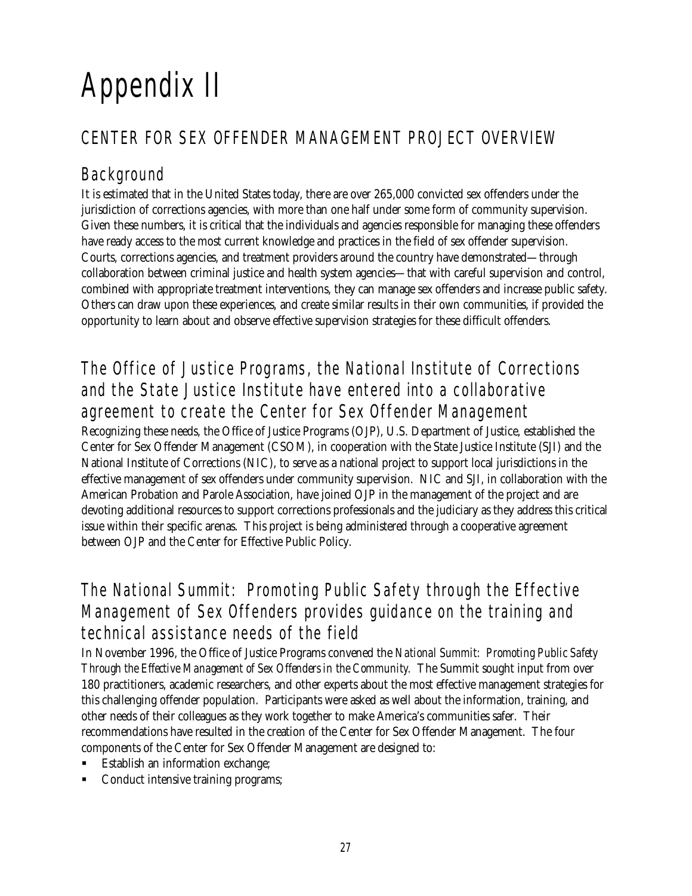# Appendix II

## CENTER FOR SEX OFFENDER MANAGEMENT PROJECT OVERVIEW

### Background

It is estimated that in the United States today, there are over 265,000 convicted sex offenders under the jurisdiction of corrections agencies, with more than one half under some form of community supervision. Given these numbers, it is critical that the individuals and agencies responsible for managing these offenders have ready access to the most current knowledge and practices in the field of sex offender supervision. Courts, corrections agencies, and treatment providers around the country have demonstrated—through collaboration between criminal justice and health system agencies—that with careful supervision and control, combined with appropriate treatment interventions, they can manage sex offenders and increase public safety. Others can draw upon these experiences, and create similar results in their own communities, if provided the opportunity to learn about and observe effective supervision strategies for these difficult offenders.

### The Office of Justice Programs, the National Institute of Corrections and the State Justice Institute have entered into a collaborative agreement to create the Center for Sex Offender Management

Recognizing these needs, the Office of Justice Programs (OJP), U.S. Department of Justice, established the Center for Sex Offender Management (CSOM), in cooperation with the State Justice Institute (SJI) and the National Institute of Corrections (NIC), to serve as a national project to support local jurisdictions in the effective management of sex offenders under community supervision. NIC and SJI, in collaboration with the American Probation and Parole Association, have joined OJP in the management of the project and are devoting additional resources to support corrections professionals and the judiciary as they address this critical issue within their specific arenas. This project is being administered through a cooperative agreement between OJP and the Center for Effective Public Policy.

### The National Summit: Promoting Public Safety through the Effective Management of Sex Offenders provides guidance on the training and technical assistance needs of the field

In November 1996, the Office of Justice Programs convened the *National Summit: Promoting Public Safety Through the Effective Management of Sex Offenders in the Community*. The Summit sought input from over 180 practitioners, academic researchers, and other experts about the most effective management strategies for this challenging offender population. Participants were asked as well about the information, training, and other needs of their colleagues as they work together to make America's communities safer. Their recommendations have resulted in the creation of the Center for Sex Offender Management. The four components of the Center for Sex Offender Management are designed to:

- Establish an information exchange;
- Conduct intensive training programs;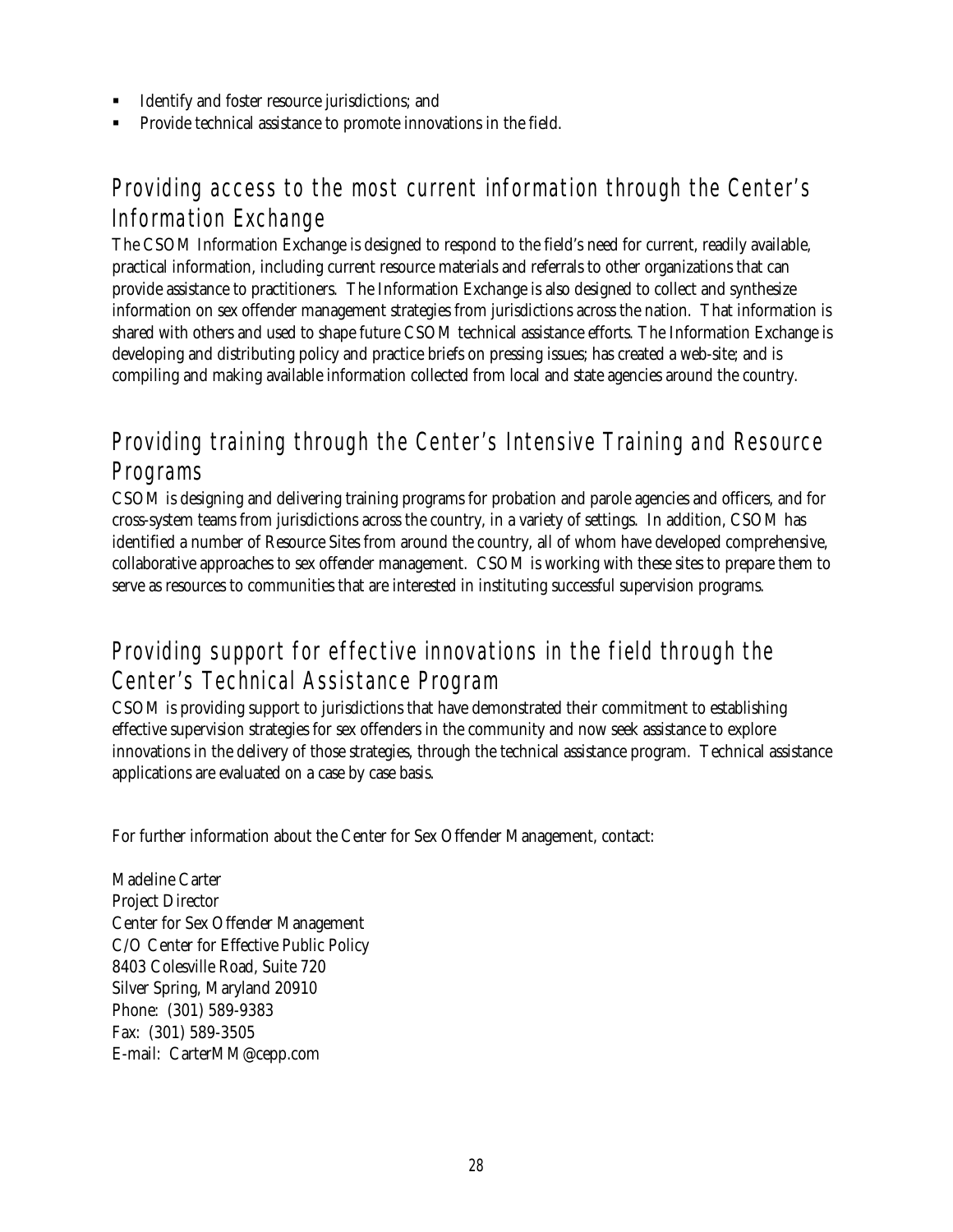- Identify and foster resource jurisdictions; and
- Provide technical assistance to promote innovations in the field.

## Providing access to the most current information through the Center's Information Exchange

The CSOM Information Exchange is designed to respond to the field's need for current, readily available, practical information, including current resource materials and referrals to other organizations that can provide assistance to practitioners. The Information Exchange is also designed to collect and synthesize information on sex offender management strategies from jurisdictions across the nation. That information is shared with others and used to shape future CSOM technical assistance efforts. The Information Exchange is developing and distributing policy and practice briefs on pressing issues; has created a web-site; and is compiling and making available information collected from local and state agencies around the country.

## Providing training through the Center's Intensive Training and Resource Programs

CSOM is designing and delivering training programs for probation and parole agencies and officers, and for cross-system teams from jurisdictions across the country, in a variety of settings. In addition, CSOM has identified a number of Resource Sites from around the country, all of whom have developed comprehensive, collaborative approaches to sex offender management. CSOM is working with these sites to prepare them to serve as resources to communities that are interested in instituting successful supervision programs.

## Providing support for effective innovations in the field through the Center's Technical Assistance Program

CSOM is providing support to jurisdictions that have demonstrated their commitment to establishing effective supervision strategies for sex offenders in the community and now seek assistance to explore innovations in the delivery of those strategies, through the technical assistance program. Technical assistance applications are evaluated on a case by case basis.

For further information about the Center for Sex Offender Management, contact:

Madeline Carter  
Project Director  
Center for Sex Offender Management  
C/O Center for Effective Public Policy  
8403 Colesville Road, Suite 720  
Silver Spring, Maryland 20910  
Phone: (301) 589-9383  
Fax: (301) 589-3505  
E-mail: CarterMM@cepp.com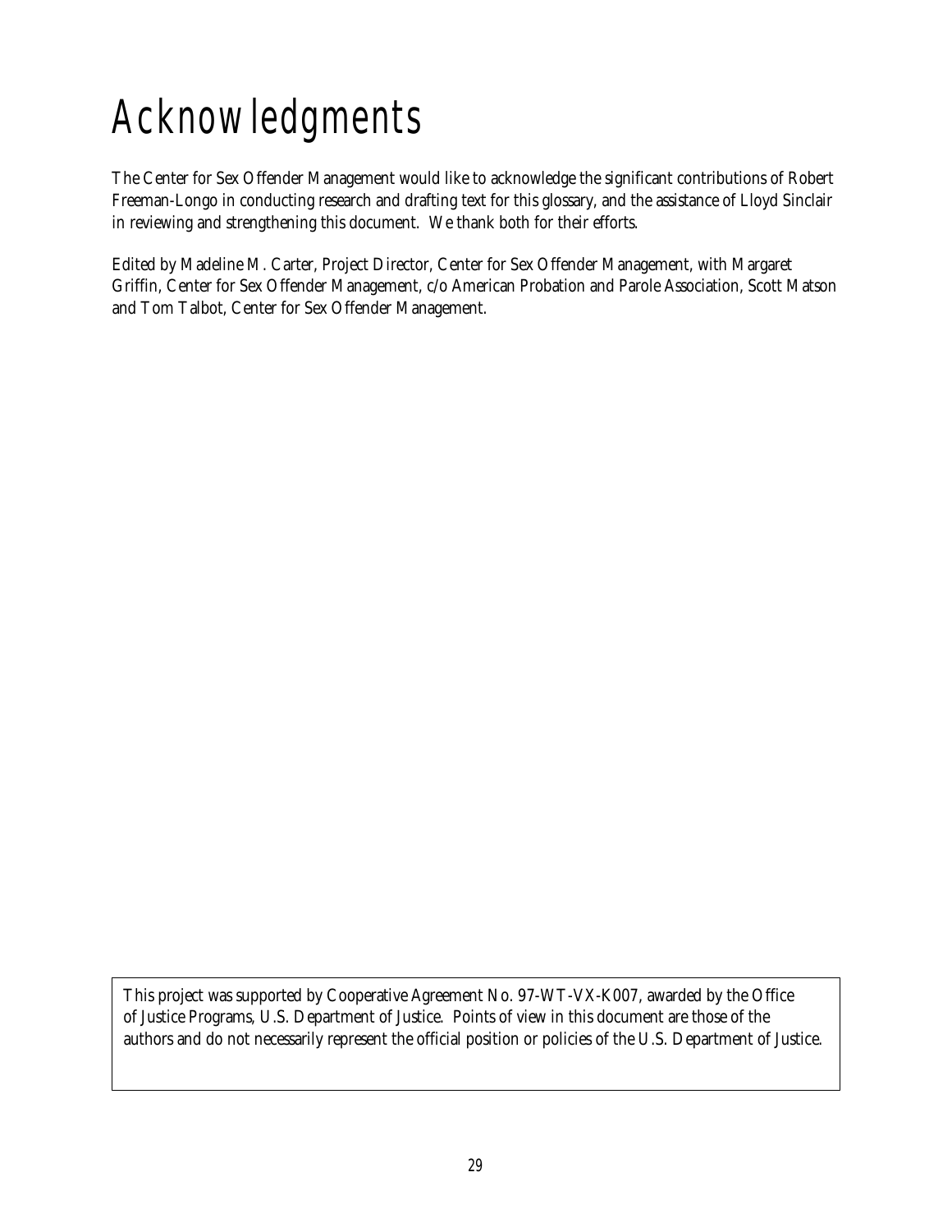# Acknowledgments

The Center for Sex Offender Management would like to acknowledge the significant contributions of Robert Freeman-Longo in conducting research and drafting text for this glossary, and the assistance of Lloyd Sinclair in reviewing and strengthening this document. We thank both for their efforts.

Edited by Madeline M. Carter, Project Director, Center for Sex Offender Management, with Margaret Griffin, Center for Sex Offender Management, c/o American Probation and Parole Association, Scott Matson and Tom Talbot, Center for Sex Offender Management.

This project was supported by Cooperative Agreement No. 97-WT-VX-K007, awarded by the Office of Justice Programs, U.S. Department of Justice. Points of view in this document are those of the authors and do not necessarily represent the official position or policies of the U.S. Department of Justice.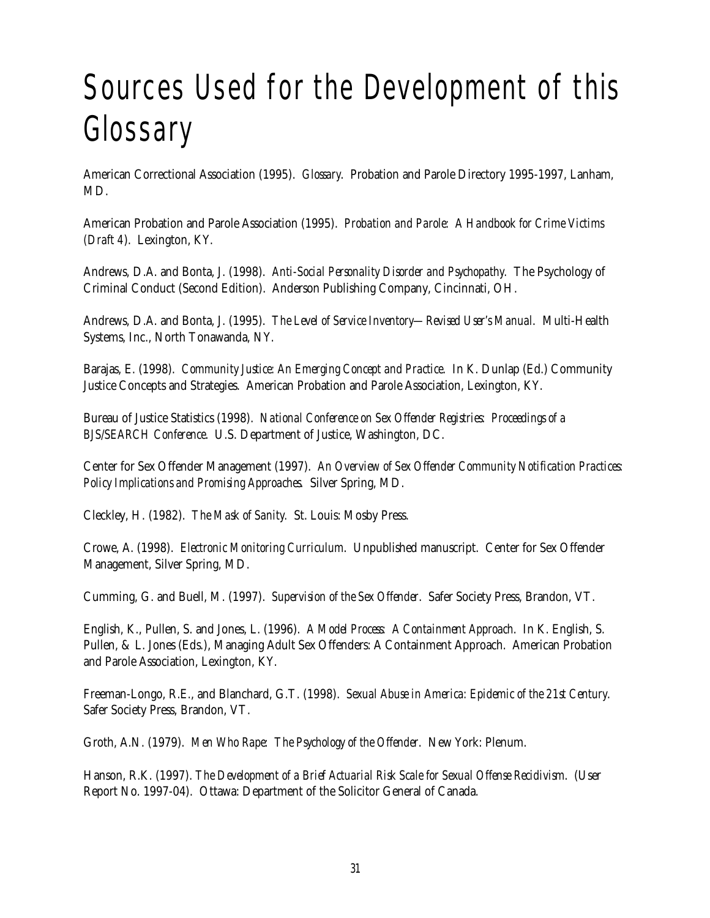# Sources Used for the Development of this Glossary

American Correctional Association (1995). *Glossary*. Probation and Parole Directory 1995-1997, Lanham, MD.

American Probation and Parole Association (1995). *Probation and Parole: A Handbook for Crime Victims (Draft 4)*. Lexington, KY.

Andrews, D.A. and Bonta, J. (1998). *Anti-Social Personality Disorder and Psychopathy*. The Psychology of Criminal Conduct (Second Edition). Anderson Publishing Company, Cincinnati, OH.

Andrews, D.A. and Bonta, J. (1995). *The Level of Service Inventory—Revised User's Manual*. Multi-Health Systems, Inc., North Tonawanda, NY.

Barajas, E. (1998). *Community Justice: An Emerging Concept and Practice*. In K. Dunlap (Ed.) Community Justice Concepts and Strategies. American Probation and Parole Association, Lexington, KY.

Bureau of Justice Statistics (1998). *National Conference on Sex Offender Registries: Proceedings of a BJS/SEARCH Conference*. U.S. Department of Justice, Washington, DC.

Center for Sex Offender Management (1997). *An Overview of Sex Offender Community Notification Practices: Policy Implications and Promising Approaches*. Silver Spring, MD.

Cleckley, H. (1982). *The Mask of Sanity*. St. Louis: Mosby Press.

Crowe, A. (1998). *Electronic Monitoring Curriculum*. Unpublished manuscript. Center for Sex Offender Management, Silver Spring, MD.

Cumming, G. and Buell, M. (1997). *Supervision of the Sex Offender*. Safer Society Press, Brandon, VT.

English, K., Pullen, S. and Jones, L. (1996). *A Model Process: A Containment Approach*. In K. English, S. Pullen, & L. Jones (Eds.), Managing Adult Sex Offenders: A Containment Approach. American Probation and Parole Association, Lexington, KY.

Freeman-Longo, R.E., and Blanchard, G.T. (1998). *Sexual Abuse in America: Epidemic of the 21st Century*. Safer Society Press, Brandon, VT.

Groth, A.N. (1979). *Men Who Rape: The Psychology of the Offender*. New York: Plenum.

Hanson, R.K. (1997). *The Development of a Brief Actuarial Risk Scale for Sexual Offense Recidivism*. (User Report No. 1997-04). Ottawa: Department of the Solicitor General of Canada.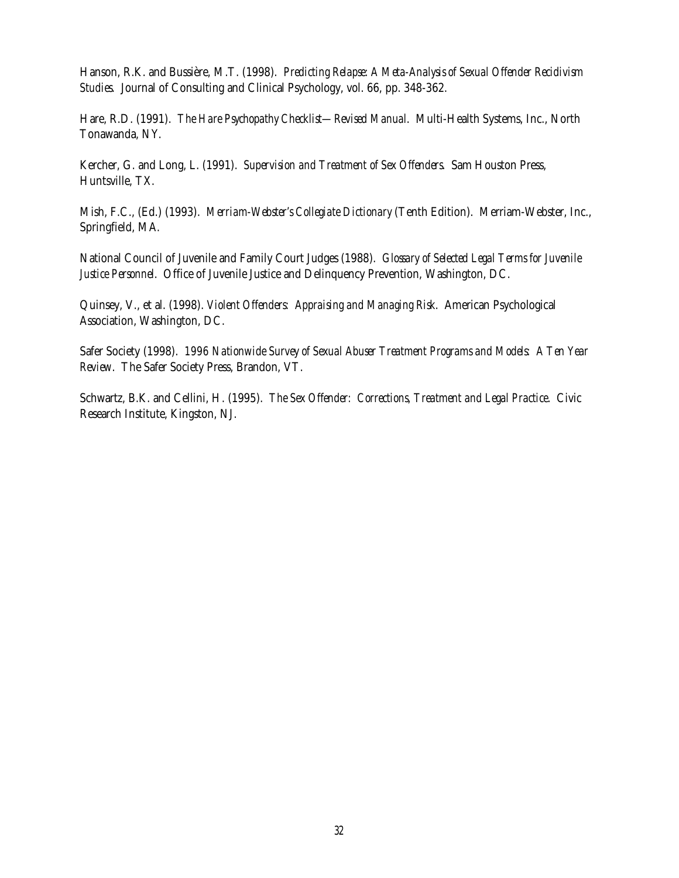Hanson, R.K. and Bussière, M.T. (1998). *Predicting Relapse: A Meta-Analysis of Sexual Offender Recidivism Studies.* Journal of Consulting and Clinical Psychology, vol. 66, pp. 348-362.

Hare, R.D. (1991). *The Hare Psychopathy Checklist—Revised Manual*. Multi-Health Systems, Inc., North Tonawanda, NY.

Kercher, G. and Long, L. (1991). *Supervision and Treatment of Sex Offenders.* Sam Houston Press, Huntsville, TX.

Mish, F.C., (Ed.) (1993). *Merriam-Webster's Collegiate Dictionary* (Tenth Edition). Merriam-Webster, Inc., Springfield, MA.

National Council of Juvenile and Family Court Judges (1988). *Glossary of Selected Legal Terms for Juvenile Justice Personnel*. Office of Juvenile Justice and Delinquency Prevention, Washington, DC.

Quinsey, V., et al. (1998). *Violent Offenders: Appraising and Managing Risk*. American Psychological Association, Washington, DC.

Safer Society (1998). *1996 Nationwide Survey of Sexual Abuser Treatment Programs and Models: A Ten Year Review*. The Safer Society Press, Brandon, VT.

Schwartz, B.K. and Cellini, H. (1995). *The Sex Offender: Corrections, Treatment and Legal Practice.* Civic Research Institute, Kingston, NJ.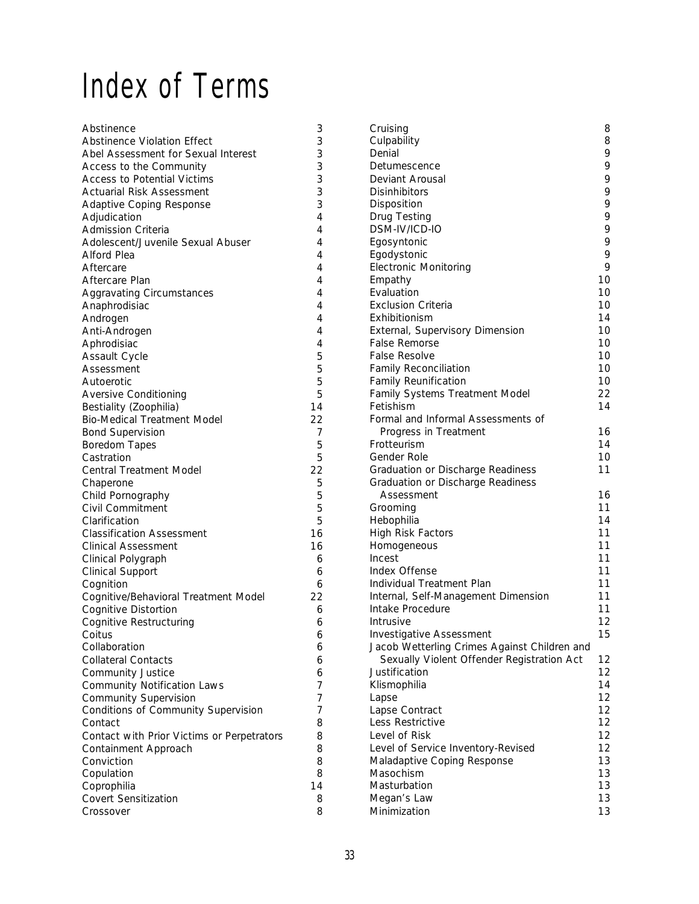# Index of Terms

| Term | Page |
|---|---|
| Abstinence | 3 |
| Abstinence Violation Effect | 3 |
| Abel Assessment for Sexual Interest | 3 |
| Access to the Community | 3 |
| Access to Potential Victims | 3 |
| Actuarial Risk Assessment | 3 |
| Adaptive Coping Response | 3 |
| Adjudication | 4 |
| Admission Criteria | 4 |
| Adolescent/Juvenile Sexual Abuser | 4 |
| Alford Plea | 4 |
| Aftercare | 4 |
| Aftercare Plan | 4 |
| Aggravating Circumstances | 4 |
| Anaphrodisiac | 4 |
| Androgen | 4 |
| Anti-Androgen | 4 |
| Aphrodisiac | 4 |
| Assault Cycle | 5 |
| Assessment | 5 |
| Autoerotic | 5 |
| Aversive Conditioning | 5 |
| Bestiality (Zoophilia) | 14 |
| Bio-Medical Treatment Model | 22 |
| Bond Supervision | 7 |
| Boredom Tapes | 5 |
| Castration | 5 |
| Central Treatment Model | 22 |
| Chaperone | 5 |
| Child Pornography | 5 |
| Civil Commitment | 5 |
| Clarification | 5 |
| Classification Assessment | 16 |
| Clinical Assessment | 16 |
| Clinical Polygraph | 6 |
| Clinical Support | 6 |
| Cognition | 6 |
| Cognitive/Behavioral Treatment Model | 22 |
| Cognitive Distortion | 6 |
| Cognitive Restructuring | 6 |
| Coitus | 6 |
| Collaboration | 6 |
| Collateral Contacts | 6 |
| Community Justice | 6 |
| Community Notification Laws | 7 |
| Community Supervision | 7 |
| Conditions of Community Supervision | 7 |
| Contact | 8 |
| Contact with Prior Victims or Perpetrators | 8 |
| Containment Approach | 8 |
| Conviction | 8 |
| Copulation | 8 |
| Coprophilia | 14 |
| Covert Sensitization | 8 |
| Crossover | 8 |
| Cruising | 8 |
| Culpability | 8 |
| Denial | 9 |
| Detumescence | 9 |
| Deviant Arousal | 9 |
| Disinhibitors | 9 |
| Disposition | 9 |
| Drug Testing | 9 |
| DSM-IV/ICD-IO | 9 |
| Egosyntonic | 9 |
| Egodystonic | 9 |
| Electronic Monitoring | 9 |
| Empathy | 10 |
| Evaluation | 10 |
| Exclusion Criteria | 10 |
| Exhibitionism | 14 |
| External, Supervisory Dimension | 10 |
| False Remorse | 10 |
| False Resolve | 10 |
| Family Reconciliation | 10 |
| Family Reunification | 10 |
| Family Systems Treatment Model | 22 |
| Fetishism | 14 |
| Formal and Informal Assessments of Progress in Treatment | 16 |
| Frotteurism | 14 |
| Gender Role | 10 |
| Graduation or Discharge Readiness | 11 |
| Graduation or Discharge Readiness Assessment | 16 |
| Grooming | 11 |
| Hebophilia | 14 |
| High Risk Factors | 11 |
| Homogeneous | 11 |
| Incest | 11 |
| Index Offense | 11 |
| Individual Treatment Plan | 11 |
| Internal, Self-Management Dimension | 11 |
| Intake Procedure | 11 |
| Intrusive | 12 |
| Investigative Assessment | 15 |
| Jacob Wetterling Crimes Against Children and Sexually Violent Offender Registration Act | 12 |
| Justification | 12 |
| Klismophilia | 14 |
| Lapse | 12 |
| Lapse Contract | 12 |
| Less Restrictive | 12 |
| Level of Risk | 12 |
| Level of Service Inventory-Revised | 12 |
| Maladaptive Coping Response | 13 |
| Masochism | 13 |
| Masturbation | 13 |
| Megan's Law | 13 |
| Minimization | 13 |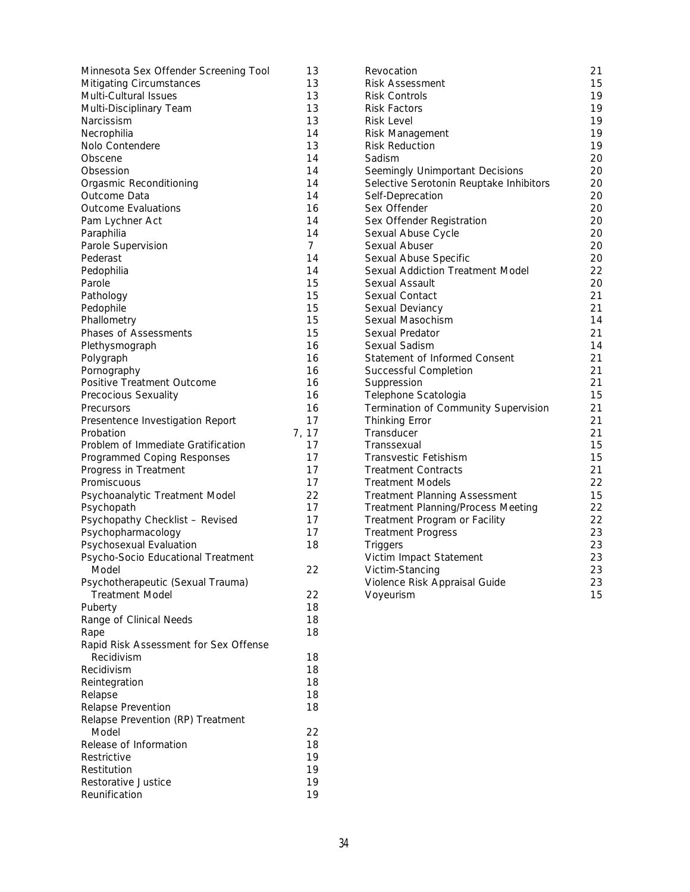| | |
|---|---|
| Minnesota Sex Offender Screening Tool | 13 |
| Mitigating Circumstances | 13 |
| Multi-Cultural Issues | 13 |
| Multi-Disciplinary Team | 13 |
| Narcissism | 13 |
| Necrophilia | 14 |
| Nolo Contendere | 13 |
| Obscene | 14 |
| Obsession | 14 |
| Orgasmic Reconditioning | 14 |
| Outcome Data | 14 |
| Outcome Evaluations | 16 |
| Pam Lychner Act | 14 |
| Paraphilia | 14 |
| Parole Supervision | 7 |
| Pederast | 14 |
| Pedophilia | 14 |
| Parole | 15 |
| Pathology | 15 |
| Pedophile | 15 |
| Phallometry | 15 |
| Phases of Assessments | 15 |
| Plethysmograph | 16 |
| Polygraph | 16 |
| Pornography | 16 |
| Positive Treatment Outcome | 16 |
| Precocious Sexuality | 16 |
| Precursors | 16 |
| Presentence Investigation Report | 17 |
| Probation | 7, 17 |
| Problem of Immediate Gratification | 17 |
| Programmed Coping Responses | 17 |
| Progress in Treatment | 17 |
| Promiscuous | 17 |
| Psychoanalytic Treatment Model | 22 |
| Psychopath | 17 |
| Psychopathy Checklist – Revised | 17 |
| Psychopharmacology | 17 |
| Psychosexual Evaluation | 18 |
| Psycho-Socio Educational Treatment Model | 22 |
| Psychotherapeutic (Sexual Trauma) Treatment Model | 22 |
| Puberty | 18 |
| Range of Clinical Needs | 18 |
| Rape | 18 |
| Rapid Risk Assessment for Sex Offense Recidivism | 18 |
| Recidivism | 18 |
| Reintegration | 18 |
| Relapse | 18 |
| Relapse Prevention | 18 |
| Relapse Prevention (RP) Treatment Model | 22 |
| Release of Information | 18 |
| Restrictive | 19 |
| Restitution | 19 |
| Restorative Justice | 19 |
| Reunification | 19 |
| Revocation | 21 |
| Risk Assessment | 15 |
| Risk Controls | 19 |
| Risk Factors | 19 |
| Risk Level | 19 |
| Risk Management | 19 |
| Risk Reduction | 19 |
| Sadism | 20 |
| Seemingly Unimportant Decisions | 20 |
| Selective Serotonin Reuptake Inhibitors | 20 |
| Self-Deprecation | 20 |
| Sex Offender | 20 |
| Sex Offender Registration | 20 |
| Sexual Abuse Cycle | 20 |
| Sexual Abuser | 20 |
| Sexual Abuse Specific | 20 |
| Sexual Addiction Treatment Model | 22 |
| Sexual Assault | 20 |
| Sexual Contact | 21 |
| Sexual Deviancy | 21 |
| Sexual Masochism | 14 |
| Sexual Predator | 21 |
| Sexual Sadism | 14 |
| Statement of Informed Consent | 21 |
| Successful Completion | 21 |
| Suppression | 21 |
| Telephone Scatologia | 15 |
| Termination of Community Supervision | 21 |
| Thinking Error | 21 |
| Transducer | 21 |
| Transsexual | 15 |
| Transvestic Fetishism | 15 |
| Treatment Contracts | 21 |
| Treatment Models | 22 |
| Treatment Planning Assessment | 15 |
| Treatment Planning/Process Meeting | 22 |
| Treatment Program or Facility | 22 |
| Treatment Progress | 23 |
| Triggers | 23 |
| Victim Impact Statement | 23 |
| Victim-Stancing | 23 |
| Violence Risk Appraisal Guide | 23 |
| Voyeurism | 15 |